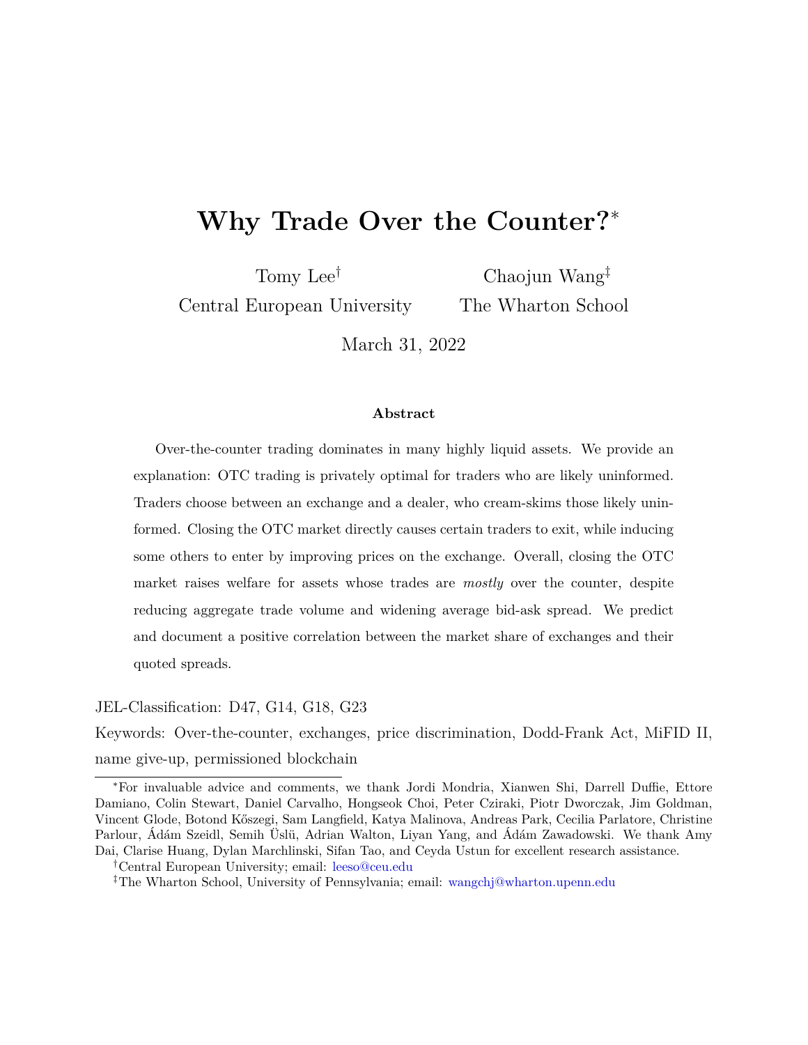# Why Trade Over the Counter?[*]

Tomy Lee[†]
Central European University

Chaojun Wang[‡]
The Wharton School

March 31, 2022

**Abstract**

Over-the-counter trading dominates in many highly liquid assets. We provide an explanation: OTC trading is privately optimal for traders who are likely uninformed. Traders choose between an exchange and a dealer, who cream-skims those likely uninformed. Closing the OTC market directly causes certain traders to exit, while inducing some others to enter by improving prices on the exchange. Overall, closing the OTC market raises welfare for assets whose trades are *mostly* over the counter, despite reducing aggregate trade volume and widening average bid-ask spread. We predict and document a positive correlation between the market share of exchanges and their quoted spreads.

JEL-Classification: D47, G14, G18, G23

Keywords: Over-the-counter, exchanges, price discrimination, Dodd-Frank Act, MiFID II, name give-up, permissioned blockchain

---

[*]For invaluable advice and comments, we thank Jordi Mondria, Xianwen Shi, Darrell Duffie, Ettore Damiano, Colin Stewart, Daniel Carvalho, Hongseok Choi, Peter Cziraki, Piotr Dworczak, Jim Goldman, Vincent Glode, Botond Kőszegi, Sam Langfield, Katya Malinova, Andreas Park, Cecilia Parlatore, Christine Parlour, Ádám Szeidl, Semih Üslü, Adrian Walton, Liyan Yang, and Ádám Zawadowski. We thank Amy Dai, Clarise Huang, Dylan Marchlinski, Sifan Tao, and Ceyda Ustun for excellent research assistance.

[†]Central European University; email: leeso@ceu.edu

[‡]The Wharton School, University of Pennsylvania; email: wangchj@wharton.upenn.edu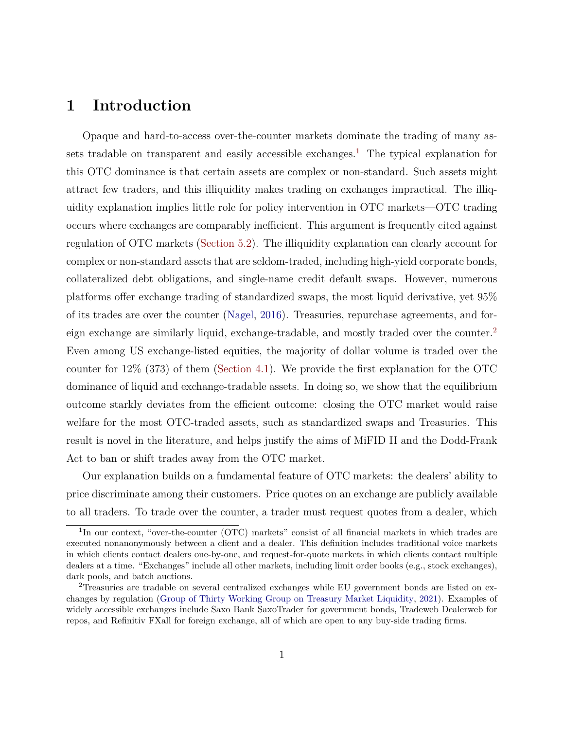# 1 Introduction

Opaque and hard-to-access over-the-counter markets dominate the trading of many assets tradable on transparent and easily accessible exchanges.[1] The typical explanation for this OTC dominance is that certain assets are complex or non-standard. Such assets might attract few traders, and this illiquidity makes trading on exchanges impractical. The illiquidity explanation implies little role for policy intervention in OTC markets—OTC trading occurs where exchanges are comparably inefficient. This argument is frequently cited against regulation of OTC markets (Section 5.2). The illiquidity explanation can clearly account for complex or non-standard assets that are seldom-traded, including high-yield corporate bonds, collateralized debt obligations, and single-name credit default swaps. However, numerous platforms offer exchange trading of standardized swaps, the most liquid derivative, yet 95% of its trades are over the counter (Nagel, 2016). Treasuries, repurchase agreements, and foreign exchange are similarly liquid, exchange-tradable, and mostly traded over the counter.[2] Even among US exchange-listed equities, the majority of dollar volume is traded over the counter for 12% (373) of them (Section 4.1). We provide the first explanation for the OTC dominance of liquid and exchange-tradable assets. In doing so, we show that the equilibrium outcome starkly deviates from the efficient outcome: closing the OTC market would raise welfare for the most OTC-traded assets, such as standardized swaps and Treasuries. This result is novel in the literature, and helps justify the aims of MiFID II and the Dodd-Frank Act to ban or shift trades away from the OTC market.

Our explanation builds on a fundamental feature of OTC markets: the dealers' ability to price discriminate among their customers. Price quotes on an exchange are publicly available to all traders. To trade over the counter, a trader must request quotes from a dealer, which

[1] In our context, "over-the-counter (OTC) markets" consist of all financial markets in which trades are executed nonanonymously between a client and a dealer. This definition includes traditional voice markets in which clients contact dealers one-by-one, and request-for-quote markets in which clients contact multiple dealers at a time. "Exchanges" include all other markets, including limit order books (e.g., stock exchanges), dark pools, and batch auctions.

[2] Treasuries are tradable on several centralized exchanges while EU government bonds are listed on exchanges by regulation (Group of Thirty Working Group on Treasury Market Liquidity, 2021). Examples of widely accessible exchanges include Saxo Bank SaxoTrader for government bonds, Tradeweb Dealerweb for repos, and Refinitiv FXall for foreign exchange, all of which are open to any buy-side trading firms.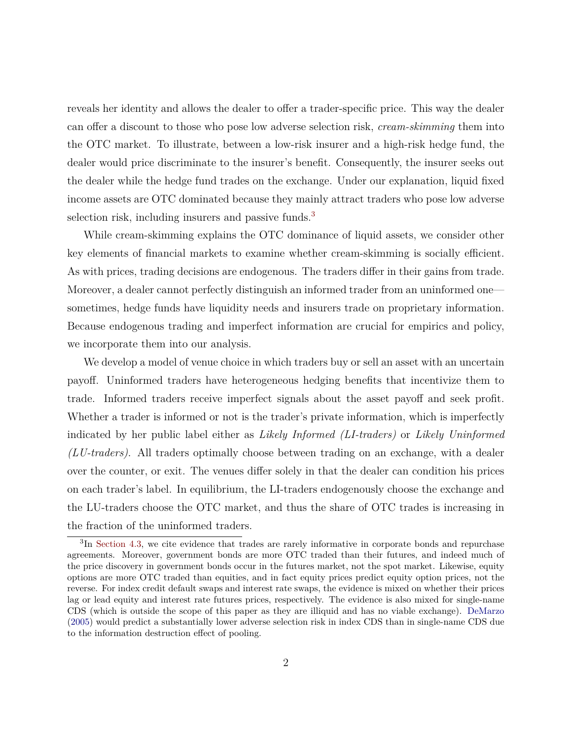reveals her identity and allows the dealer to offer a trader-specific price. This way the dealer can offer a discount to those who pose low adverse selection risk, *cream-skimming* them into the OTC market. To illustrate, between a low-risk insurer and a high-risk hedge fund, the dealer would price discriminate to the insurer's benefit. Consequently, the insurer seeks out the dealer while the hedge fund trades on the exchange. Under our explanation, liquid fixed income assets are OTC dominated because they mainly attract traders who pose low adverse selection risk, including insurers and passive funds.[3]

While cream-skimming explains the OTC dominance of liquid assets, we consider other key elements of financial markets to examine whether cream-skimming is socially efficient. As with prices, trading decisions are endogenous. The traders differ in their gains from trade. Moreover, a dealer cannot perfectly distinguish an informed trader from an uninformed one—sometimes, hedge funds have liquidity needs and insurers trade on proprietary information. Because endogenous trading and imperfect information are crucial for empirics and policy, we incorporate them into our analysis.

We develop a model of venue choice in which traders buy or sell an asset with an uncertain payoff. Uninformed traders have heterogeneous hedging benefits that incentivize them to trade. Informed traders receive imperfect signals about the asset payoff and seek profit. Whether a trader is informed or not is the trader's private information, which is imperfectly indicated by her public label either as *Likely Informed (LI-traders)* or *Likely Uninformed (LU-traders)*. All traders optimally choose between trading on an exchange, with a dealer over the counter, or exit. The venues differ solely in that the dealer can condition his prices on each trader's label. In equilibrium, the LI-traders endogenously choose the exchange and the LU-traders choose the OTC market, and thus the share of OTC trades is increasing in the fraction of the uninformed traders.

[3] In Section 4.3, we cite evidence that trades are rarely informative in corporate bonds and repurchase agreements. Moreover, government bonds are more OTC traded than their futures, and indeed much of the price discovery in government bonds occur in the futures market, not the spot market. Likewise, equity options are more OTC traded than equities, and in fact equity prices predict equity option prices, not the reverse. For index credit default swaps and interest rate swaps, the evidence is mixed on whether their prices lag or lead equity and interest rate futures prices, respectively. The evidence is also mixed for single-name CDS (which is outside the scope of this paper as they are illiquid and has no viable exchange). DeMarzo (2005) would predict a substantially lower adverse selection risk in index CDS than in single-name CDS due to the information destruction effect of pooling.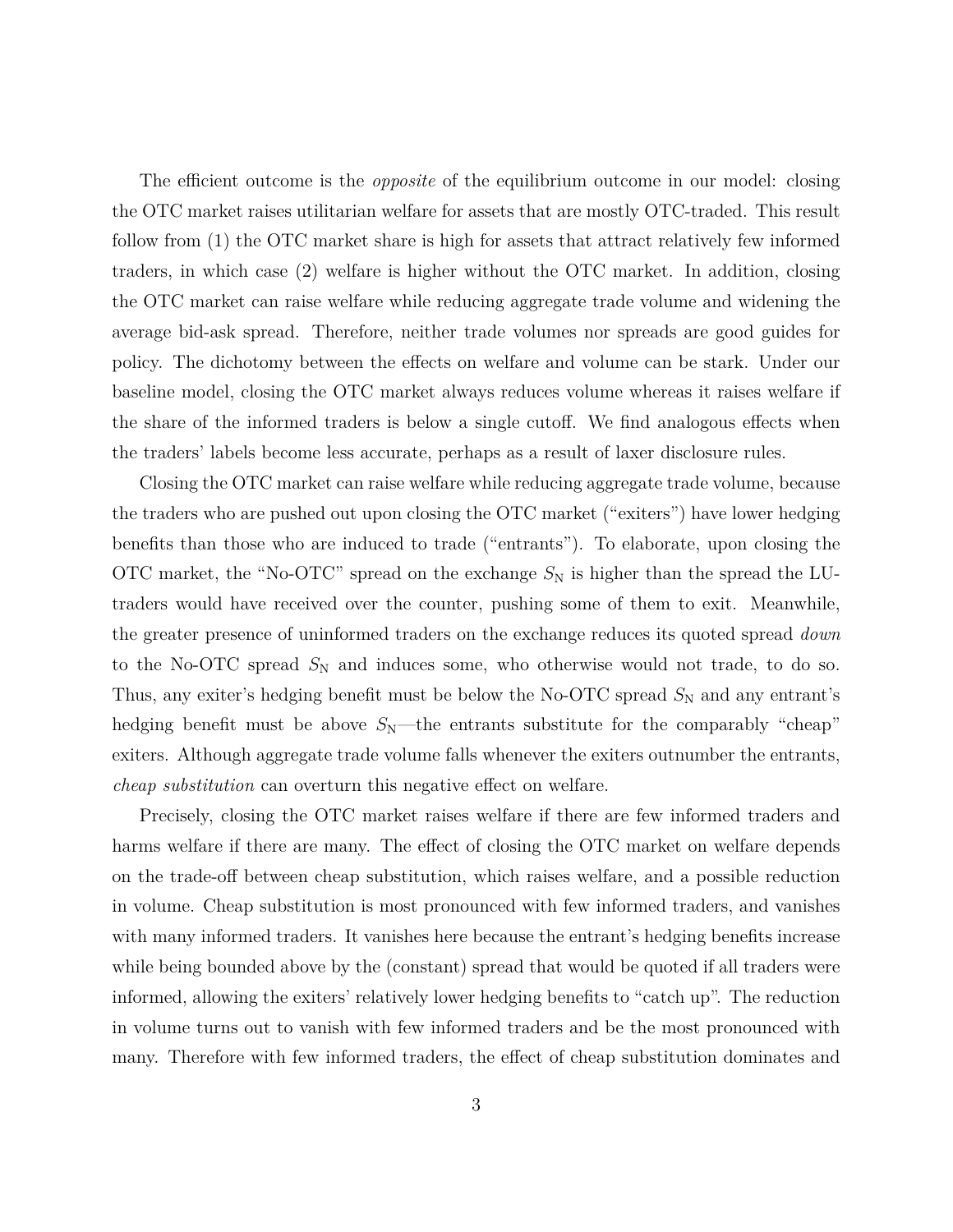The efficient outcome is the *opposite* of the equilibrium outcome in our model: closing the OTC market raises utilitarian welfare for assets that are mostly OTC-traded. This result follow from (1) the OTC market share is high for assets that attract relatively few informed traders, in which case (2) welfare is higher without the OTC market. In addition, closing the OTC market can raise welfare while reducing aggregate trade volume and widening the average bid-ask spread. Therefore, neither trade volumes nor spreads are good guides for policy. The dichotomy between the effects on welfare and volume can be stark. Under our baseline model, closing the OTC market always reduces volume whereas it raises welfare if the share of the informed traders is below a single cutoff. We find analogous effects when the traders' labels become less accurate, perhaps as a result of laxer disclosure rules.

Closing the OTC market can raise welfare while reducing aggregate trade volume, because the traders who are pushed out upon closing the OTC market ("exiters") have lower hedging benefits than those who are induced to trade ("entrants"). To elaborate, upon closing the OTC market, the "No-OTC" spread on the exchange $S_{\text{N}}$ is higher than the spread the LU-traders would have received over the counter, pushing some of them to exit. Meanwhile, the greater presence of uninformed traders on the exchange reduces its quoted spread *down* to the No-OTC spread $S_{\text{N}}$ and induces some, who otherwise would not trade, to do so. Thus, any exiter's hedging benefit must be below the No-OTC spread $S_{\text{N}}$ and any entrant's hedging benefit must be above $S_{\text{N}}$—the entrants substitute for the comparably "cheap" exiters. Although aggregate trade volume falls whenever the exiters outnumber the entrants, *cheap substitution* can overturn this negative effect on welfare.

Precisely, closing the OTC market raises welfare if there are few informed traders and harms welfare if there are many. The effect of closing the OTC market on welfare depends on the trade-off between cheap substitution, which raises welfare, and a possible reduction in volume. Cheap substitution is most pronounced with few informed traders, and vanishes with many informed traders. It vanishes here because the entrant's hedging benefits increase while being bounded above by the (constant) spread that would be quoted if all traders were informed, allowing the exiters' relatively lower hedging benefits to "catch up". The reduction in volume turns out to vanish with few informed traders and be the most pronounced with many. Therefore with few informed traders, the effect of cheap substitution dominates and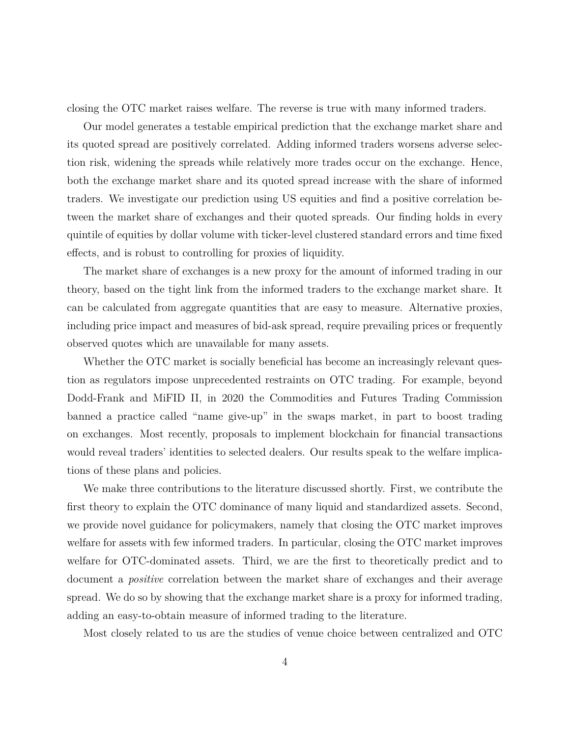closing the OTC market raises welfare. The reverse is true with many informed traders.

Our model generates a testable empirical prediction that the exchange market share and its quoted spread are positively correlated. Adding informed traders worsens adverse selection risk, widening the spreads while relatively more trades occur on the exchange. Hence, both the exchange market share and its quoted spread increase with the share of informed traders. We investigate our prediction using US equities and find a positive correlation between the market share of exchanges and their quoted spreads. Our finding holds in every quintile of equities by dollar volume with ticker-level clustered standard errors and time fixed effects, and is robust to controlling for proxies of liquidity.

The market share of exchanges is a new proxy for the amount of informed trading in our theory, based on the tight link from the informed traders to the exchange market share. It can be calculated from aggregate quantities that are easy to measure. Alternative proxies, including price impact and measures of bid-ask spread, require prevailing prices or frequently observed quotes which are unavailable for many assets.

Whether the OTC market is socially beneficial has become an increasingly relevant question as regulators impose unprecedented restraints on OTC trading. For example, beyond Dodd-Frank and MiFID II, in 2020 the Commodities and Futures Trading Commission banned a practice called "name give-up" in the swaps market, in part to boost trading on exchanges. Most recently, proposals to implement blockchain for financial transactions would reveal traders' identities to selected dealers. Our results speak to the welfare implications of these plans and policies.

We make three contributions to the literature discussed shortly. First, we contribute the first theory to explain the OTC dominance of many liquid and standardized assets. Second, we provide novel guidance for policymakers, namely that closing the OTC market improves welfare for assets with few informed traders. In particular, closing the OTC market improves welfare for OTC-dominated assets. Third, we are the first to theoretically predict and to document a *positive* correlation between the market share of exchanges and their average spread. We do so by showing that the exchange market share is a proxy for informed trading, adding an easy-to-obtain measure of informed trading to the literature.

Most closely related to us are the studies of venue choice between centralized and OTC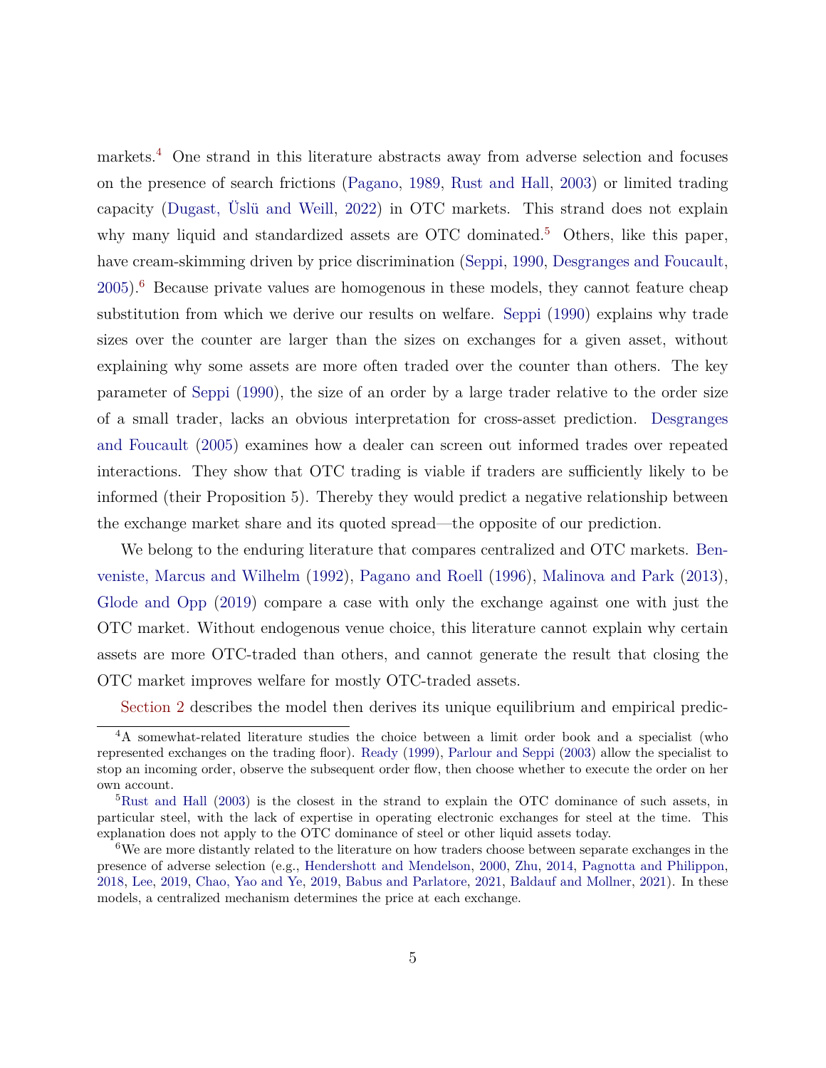markets.[4] One strand in this literature abstracts away from adverse selection and focuses on the presence of search frictions (Pagano, 1989, Rust and Hall, 2003) or limited trading capacity (Dugast, Üslü and Weill, 2022) in OTC markets. This strand does not explain why many liquid and standardized assets are OTC dominated.[5] Others, like this paper, have cream-skimming driven by price discrimination (Seppi, 1990, Desgranges and Foucault, 2005).[6] Because private values are homogenous in these models, they cannot feature cheap substitution from which we derive our results on welfare. Seppi (1990) explains why trade sizes over the counter are larger than the sizes on exchanges for a given asset, without explaining why some assets are more often traded over the counter than others. The key parameter of Seppi (1990), the size of an order by a large trader relative to the order size of a small trader, lacks an obvious interpretation for cross-asset prediction. Desgranges and Foucault (2005) examines how a dealer can screen out informed trades over repeated interactions. They show that OTC trading is viable if traders are sufficiently likely to be informed (their Proposition 5). Thereby they would predict a negative relationship between the exchange market share and its quoted spread—the opposite of our prediction.

We belong to the enduring literature that compares centralized and OTC markets. Benveniste, Marcus and Wilhelm (1992), Pagano and Roell (1996), Malinova and Park (2013), Glode and Opp (2019) compare a case with only the exchange against one with just the OTC market. Without endogenous venue choice, this literature cannot explain why certain assets are more OTC-traded than others, and cannot generate the result that closing the OTC market improves welfare for mostly OTC-traded assets.

Section 2 describes the model then derives its unique equilibrium and empirical predic-

[4] A somewhat-related literature studies the choice between a limit order book and a specialist (who represented exchanges on the trading floor). Ready (1999), Parlour and Seppi (2003) allow the specialist to stop an incoming order, observe the subsequent order flow, then choose whether to execute the order on her own account.

[5] Rust and Hall (2003) is the closest in the strand to explain the OTC dominance of such assets, in particular steel, with the lack of expertise in operating electronic exchanges for steel at the time. This explanation does not apply to the OTC dominance of steel or other liquid assets today.

[6] We are more distantly related to the literature on how traders choose between separate exchanges in the presence of adverse selection (e.g., Hendershott and Mendelson, 2000, Zhu, 2014, Pagnotta and Philippon, 2018, Lee, 2019, Chao, Yao and Ye, 2019, Babus and Parlatore, 2021, Baldauf and Mollner, 2021). In these models, a centralized mechanism determines the price at each exchange.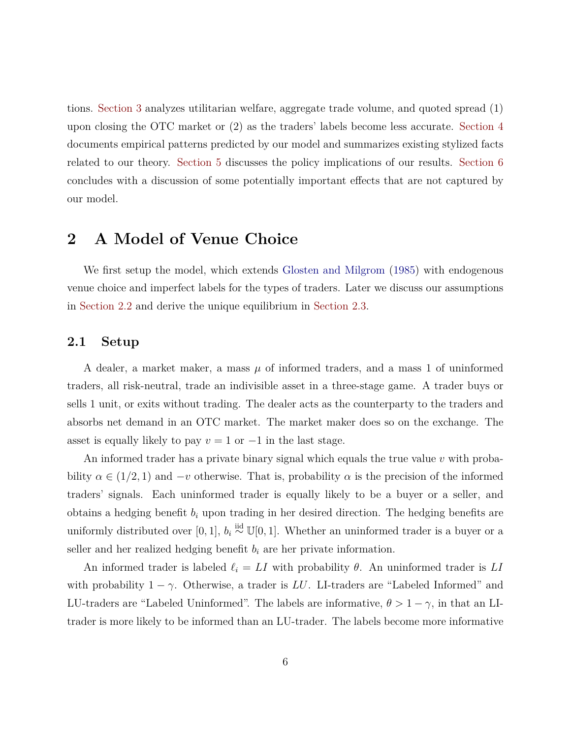tions. Section 3 analyzes utilitarian welfare, aggregate trade volume, and quoted spread (1) upon closing the OTC market or (2) as the traders' labels become less accurate. Section 4 documents empirical patterns predicted by our model and summarizes existing stylized facts related to our theory. Section 5 discusses the policy implications of our results. Section 6 concludes with a discussion of some potentially important effects that are not captured by our model.

# 2 A Model of Venue Choice

We first setup the model, which extends Glosten and Milgrom (1985) with endogenous venue choice and imperfect labels for the types of traders. Later we discuss our assumptions in Section 2.2 and derive the unique equilibrium in Section 2.3.

## 2.1 Setup

A dealer, a market maker, a mass $\mu$ of informed traders, and a mass 1 of uninformed traders, all risk-neutral, trade an indivisible asset in a three-stage game. A trader buys or sells 1 unit, or exits without trading. The dealer acts as the counterparty to the traders and absorbs net demand in an OTC market. The market maker does so on the exchange. The asset is equally likely to pay $v = 1$ or $-1$ in the last stage.

An informed trader has a private binary signal which equals the true value $v$ with probability $\alpha \in (1/2, 1)$ and $-v$ otherwise. That is, probability $\alpha$ is the precision of the informed traders' signals. Each uninformed trader is equally likely to be a buyer or a seller, and obtains a hedging benefit $b_i$ upon trading in her desired direction. The hedging benefits are uniformly distributed over $[0, 1]$, $b_i \overset{\text{iid}}{\sim} \mathbb{U}[0, 1]$. Whether an uninformed trader is a buyer or a seller and her realized hedging benefit $b_i$ are her private information.

An informed trader is labeled $\ell_i = LI$ with probability $\theta$. An uninformed trader is $LI$ with probability $1 - \gamma$. Otherwise, a trader is $LU$. LI-traders are "Labeled Informed" and LU-traders are "Labeled Uninformed". The labels are informative, $\theta > 1 - \gamma$, in that an LI-trader is more likely to be informed than an LU-trader. The labels become more informative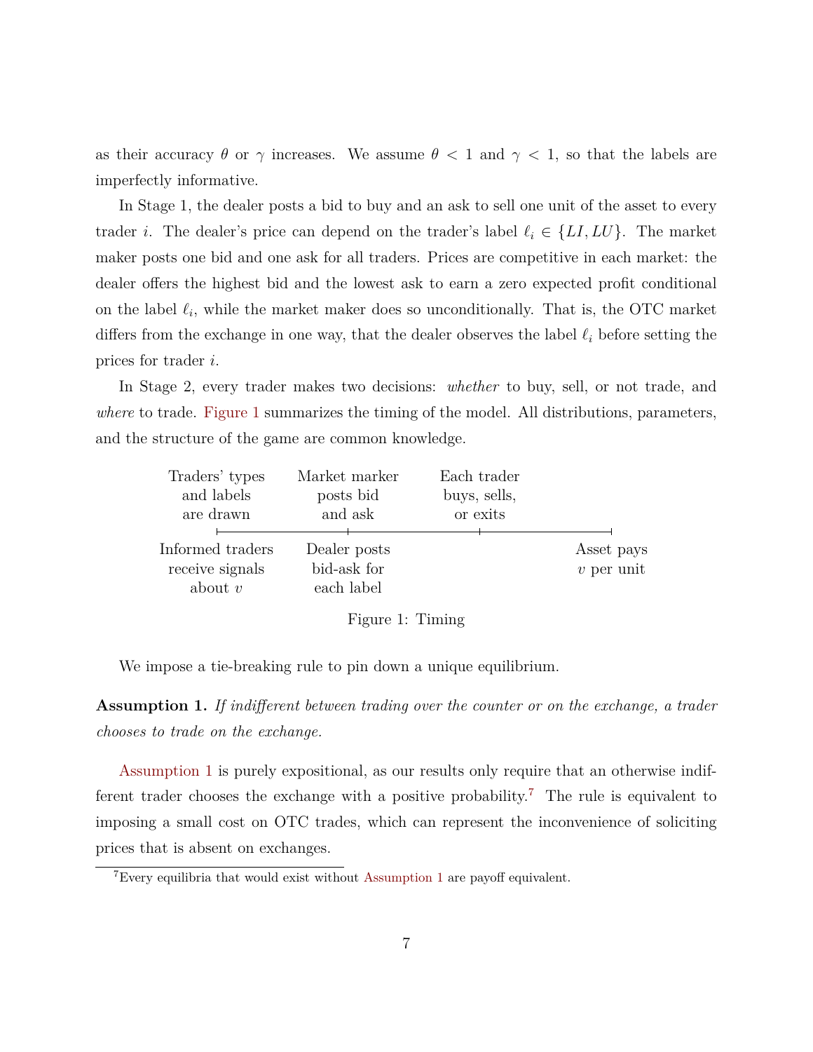as their accuracy $\theta$ or $\gamma$ increases. We assume $\theta < 1$ and $\gamma < 1$, so that the labels are imperfectly informative.

In Stage 1, the dealer posts a bid to buy and an ask to sell one unit of the asset to every trader $i$. The dealer's price can depend on the trader's label $\ell_i \in \{LI, LU\}$. The market maker posts one bid and one ask for all traders. Prices are competitive in each market: the dealer offers the highest bid and the lowest ask to earn a zero expected profit conditional on the label $\ell_i$, while the market maker does so unconditionally. That is, the OTC market differs from the exchange in one way, that the dealer observes the label $\ell_i$ before setting the prices for trader $i$.

In Stage 2, every trader makes two decisions: *whether* to buy, sell, or not trade, and *where* to trade. Figure 1 summarizes the timing of the model. All distributions, parameters, and the structure of the game are common knowledge.

| Traders' types and labels are drawn | Market marker posts bid and ask | Each trader buys, sells, or exits | |
|---|---|---|---|
| Informed traders receive signals about $v$ | Dealer posts bid-ask for each label | | Asset pays $v$ per unit |

Figure 1: Timing

We impose a tie-breaking rule to pin down a unique equilibrium.

**Assumption 1.** *If indifferent between trading over the counter or on the exchange, a trader chooses to trade on the exchange.*

Assumption 1 is purely expositional, as our results only require that an otherwise indifferent trader chooses the exchange with a positive probability.[7] The rule is equivalent to imposing a small cost on OTC trades, which can represent the inconvenience of soliciting prices that is absent on exchanges.

[7] Every equilibria that would exist without Assumption 1 are payoff equivalent.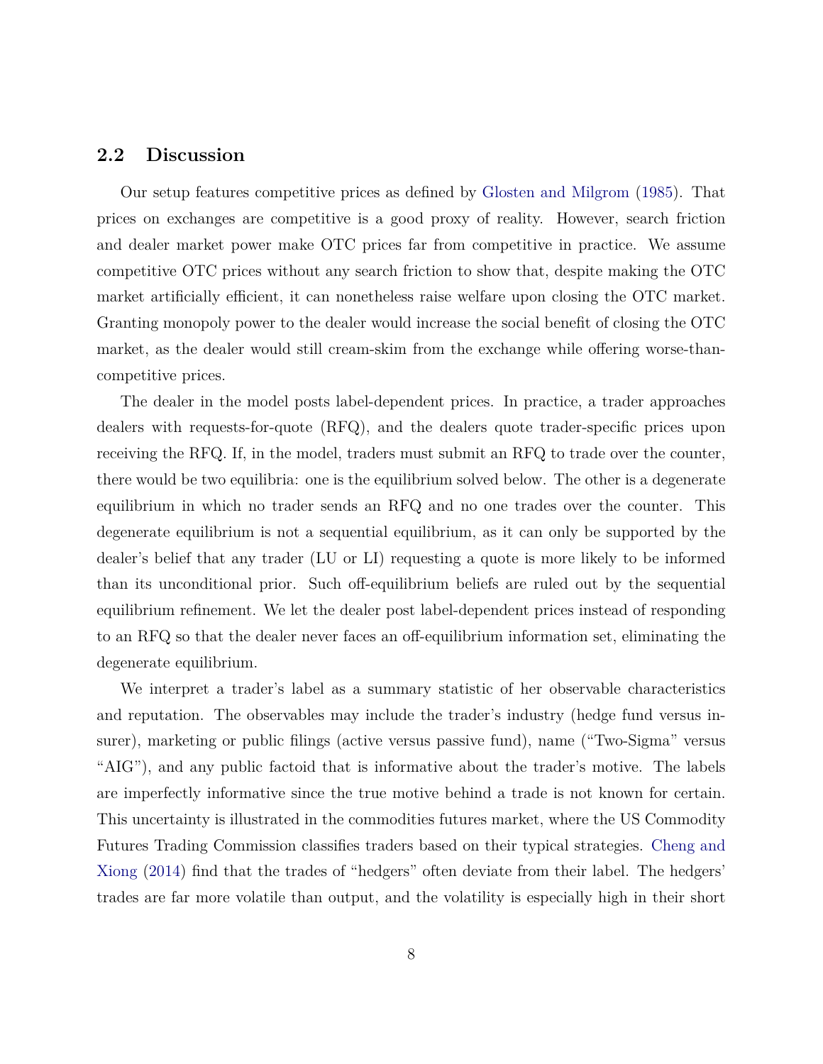## 2.2 Discussion

Our setup features competitive prices as defined by Glosten and Milgrom (1985). That prices on exchanges are competitive is a good proxy of reality. However, search friction and dealer market power make OTC prices far from competitive in practice. We assume competitive OTC prices without any search friction to show that, despite making the OTC market artificially efficient, it can nonetheless raise welfare upon closing the OTC market. Granting monopoly power to the dealer would increase the social benefit of closing the OTC market, as the dealer would still cream-skim from the exchange while offering worse-than-competitive prices.

The dealer in the model posts label-dependent prices. In practice, a trader approaches dealers with requests-for-quote (RFQ), and the dealers quote trader-specific prices upon receiving the RFQ. If, in the model, traders must submit an RFQ to trade over the counter, there would be two equilibria: one is the equilibrium solved below. The other is a degenerate equilibrium in which no trader sends an RFQ and no one trades over the counter. This degenerate equilibrium is not a sequential equilibrium, as it can only be supported by the dealer's belief that any trader (LU or LI) requesting a quote is more likely to be informed than its unconditional prior. Such off-equilibrium beliefs are ruled out by the sequential equilibrium refinement. We let the dealer post label-dependent prices instead of responding to an RFQ so that the dealer never faces an off-equilibrium information set, eliminating the degenerate equilibrium.

We interpret a trader's label as a summary statistic of her observable characteristics and reputation. The observables may include the trader's industry (hedge fund versus insurer), marketing or public filings (active versus passive fund), name ("Two-Sigma" versus "AIG"), and any public factoid that is informative about the trader's motive. The labels are imperfectly informative since the true motive behind a trade is not known for certain. This uncertainty is illustrated in the commodities futures market, where the US Commodity Futures Trading Commission classifies traders based on their typical strategies. Cheng and Xiong (2014) find that the trades of "hedgers" often deviate from their label. The hedgers' trades are far more volatile than output, and the volatility is especially high in their short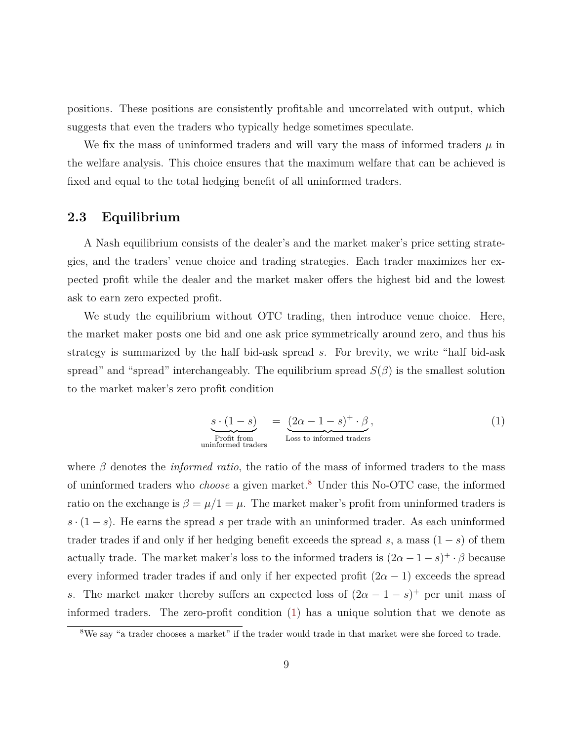positions. These positions are consistently profitable and uncorrelated with output, which suggests that even the traders who typically hedge sometimes speculate.

We fix the mass of uninformed traders and will vary the mass of informed traders $\mu$ in the welfare analysis. This choice ensures that the maximum welfare that can be achieved is fixed and equal to the total hedging benefit of all uninformed traders.

## 2.3 Equilibrium

A Nash equilibrium consists of the dealer's and the market maker's price setting strategies, and the traders' venue choice and trading strategies. Each trader maximizes her expected profit while the dealer and the market maker offers the highest bid and the lowest ask to earn zero expected profit.

We study the equilibrium without OTC trading, then introduce venue choice. Here, the market maker posts one bid and one ask price symmetrically around zero, and thus his strategy is summarized by the half bid-ask spread $s$. For brevity, we write "half bid-ask spread" and "spread" interchangeably. The equilibrium spread $S(\beta)$ is the smallest solution to the market maker's zero profit condition

$$\underbrace{s \cdot (1-s)}_{\substack{\text{Profit from} \\ \text{uninformed traders}}} = \underbrace{(2\alpha - 1 - s)^{+} \cdot \beta}_{\text{Loss to informed traders}}, \tag{1}$$

where $\beta$ denotes the *informed ratio*, the ratio of the mass of informed traders to the mass of uninformed traders who *choose* a given market.[8] Under this No-OTC case, the informed ratio on the exchange is $\beta = \mu/1 = \mu$. The market maker's profit from uninformed traders is $s \cdot (1-s)$. He earns the spread $s$ per trade with an uninformed trader. As each uninformed trader trades if and only if her hedging benefit exceeds the spread $s$, a mass $(1-s)$ of them actually trade. The market maker's loss to the informed traders is $(2\alpha - 1 - s)^{+} \cdot \beta$ because every informed trader trades if and only if her expected profit $(2\alpha - 1)$ exceeds the spread $s$. The market maker thereby suffers an expected loss of $(2\alpha - 1 - s)^{+}$ per unit mass of informed traders. The zero-profit condition (1) has a unique solution that we denote as

[8] We say "a trader chooses a market" if the trader would trade in that market were she forced to trade.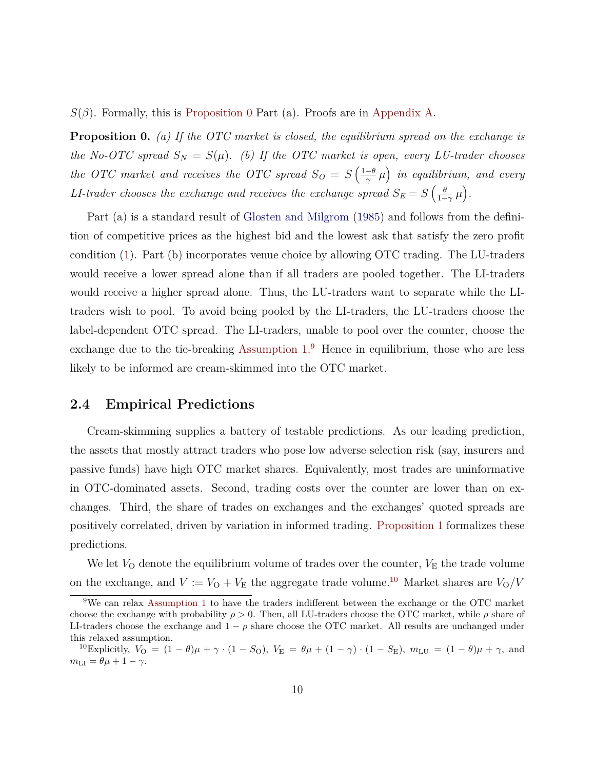$S(\beta)$. Formally, this is Proposition 0 Part (a). Proofs are in Appendix A.

**Proposition 0.** *(a) If the OTC market is closed, the equilibrium spread on the exchange is the No-OTC spread $S_N = S(\mu)$. (b) If the OTC market is open, every LU-trader chooses the OTC market and receives the OTC spread $S_O = S\left(\frac{1-\theta}{\gamma}\,\mu\right)$ in equilibrium, and every LI-trader chooses the exchange and receives the exchange spread $S_E = S\left(\frac{\theta}{1-\gamma}\,\mu\right)$.*

Part (a) is a standard result of Glosten and Milgrom (1985) and follows from the definition of competitive prices as the highest bid and the lowest ask that satisfy the zero profit condition (1). Part (b) incorporates venue choice by allowing OTC trading. The LU-traders would receive a lower spread alone than if all traders are pooled together. The LI-traders would receive a higher spread alone. Thus, the LU-traders want to separate while the LI-traders wish to pool. To avoid being pooled by the LI-traders, the LU-traders choose the label-dependent OTC spread. The LI-traders, unable to pool over the counter, choose the exchange due to the tie-breaking Assumption 1.[9] Hence in equilibrium, those who are less likely to be informed are cream-skimmed into the OTC market.

### 2.4 Empirical Predictions

Cream-skimming supplies a battery of testable predictions. As our leading prediction, the assets that mostly attract traders who pose low adverse selection risk (say, insurers and passive funds) have high OTC market shares. Equivalently, most trades are uninformative in OTC-dominated assets. Second, trading costs over the counter are lower than on exchanges. Third, the share of trades on exchanges and the exchanges' quoted spreads are positively correlated, driven by variation in informed trading. Proposition 1 formalizes these predictions.

We let $V_{\text{O}}$ denote the equilibrium volume of trades over the counter, $V_{\text{E}}$ the trade volume on the exchange, and $V := V_{\text{O}} + V_{\text{E}}$ the aggregate trade volume.[10] Market shares are $V_{\text{O}}/V$

---

[9] We can relax Assumption 1 to have the traders indifferent between the exchange or the OTC market choose the exchange with probability $\rho > 0$. Then, all LU-traders choose the OTC market, while $\rho$ share of LI-traders choose the exchange and $1-\rho$ share choose the OTC market. All results are unchanged under this relaxed assumption.

[10] Explicitly, $V_{\text{O}} = (1-\theta)\mu + \gamma \cdot (1 - S_{\text{O}})$, $V_{\text{E}} = \theta\mu + (1-\gamma)\cdot(1-S_{\text{E}})$, $m_{\text{LU}} = (1-\theta)\mu + \gamma$, and $m_{\text{LI}} = \theta\mu + 1 - \gamma$.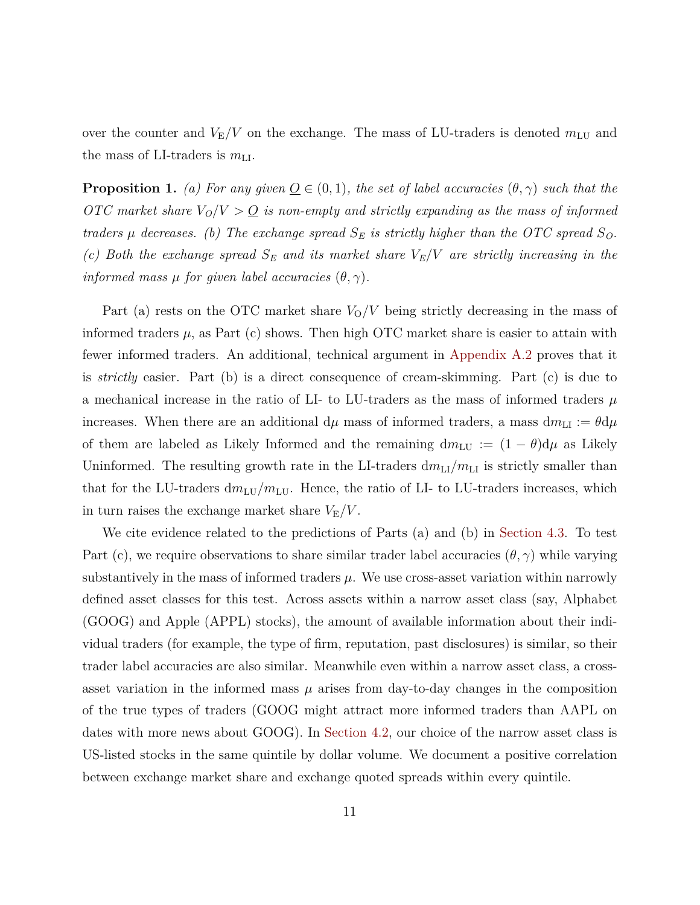over the counter and $V_{\mathrm{E}}/V$ on the exchange. The mass of LU-traders is denoted $m_{\mathrm{LU}}$ and the mass of LI-traders is $m_{\mathrm{LI}}$.

**Proposition 1.** *(a) For any given $\underline{O} \in (0,1)$, the set of label accuracies $(\theta, \gamma)$ such that the OTC market share $V_O/V > \underline{O}$ is non-empty and strictly expanding as the mass of informed traders $\mu$ decreases. (b) The exchange spread $S_E$ is strictly higher than the OTC spread $S_O$. (c) Both the exchange spread $S_E$ and its market share $V_E/V$ are strictly increasing in the informed mass $\mu$ for given label accuracies $(\theta, \gamma)$.*

Part (a) rests on the OTC market share $V_{\mathrm{O}}/V$ being strictly decreasing in the mass of informed traders $\mu$, as Part (c) shows. Then high OTC market share is easier to attain with fewer informed traders. An additional, technical argument in Appendix A.2 proves that it is *strictly* easier. Part (b) is a direct consequence of cream-skimming. Part (c) is due to a mechanical increase in the ratio of LI- to LU-traders as the mass of informed traders $\mu$ increases. When there are an additional $\mathrm{d}\mu$ mass of informed traders, a mass $\mathrm{d}m_{\mathrm{LI}} := \theta \mathrm{d}\mu$ of them are labeled as Likely Informed and the remaining $\mathrm{d}m_{\mathrm{LU}} := (1-\theta)\mathrm{d}\mu$ as Likely Uninformed. The resulting growth rate in the LI-traders $\mathrm{d}m_{\mathrm{LI}}/m_{\mathrm{LI}}$ is strictly smaller than that for the LU-traders $\mathrm{d}m_{\mathrm{LU}}/m_{\mathrm{LU}}$. Hence, the ratio of LI- to LU-traders increases, which in turn raises the exchange market share $V_{\mathrm{E}}/V$.

We cite evidence related to the predictions of Parts (a) and (b) in Section 4.3. To test Part (c), we require observations to share similar trader label accuracies $(\theta, \gamma)$ while varying substantively in the mass of informed traders $\mu$. We use cross-asset variation within narrowly defined asset classes for this test. Across assets within a narrow asset class (say, Alphabet (GOOG) and Apple (APPL) stocks), the amount of available information about their individual traders (for example, the type of firm, reputation, past disclosures) is similar, so their trader label accuracies are also similar. Meanwhile even within a narrow asset class, a cross-asset variation in the informed mass $\mu$ arises from day-to-day changes in the composition of the true types of traders (GOOG might attract more informed traders than AAPL on dates with more news about GOOG). In Section 4.2, our choice of the narrow asset class is US-listed stocks in the same quintile by dollar volume. We document a positive correlation between exchange market share and exchange quoted spreads within every quintile.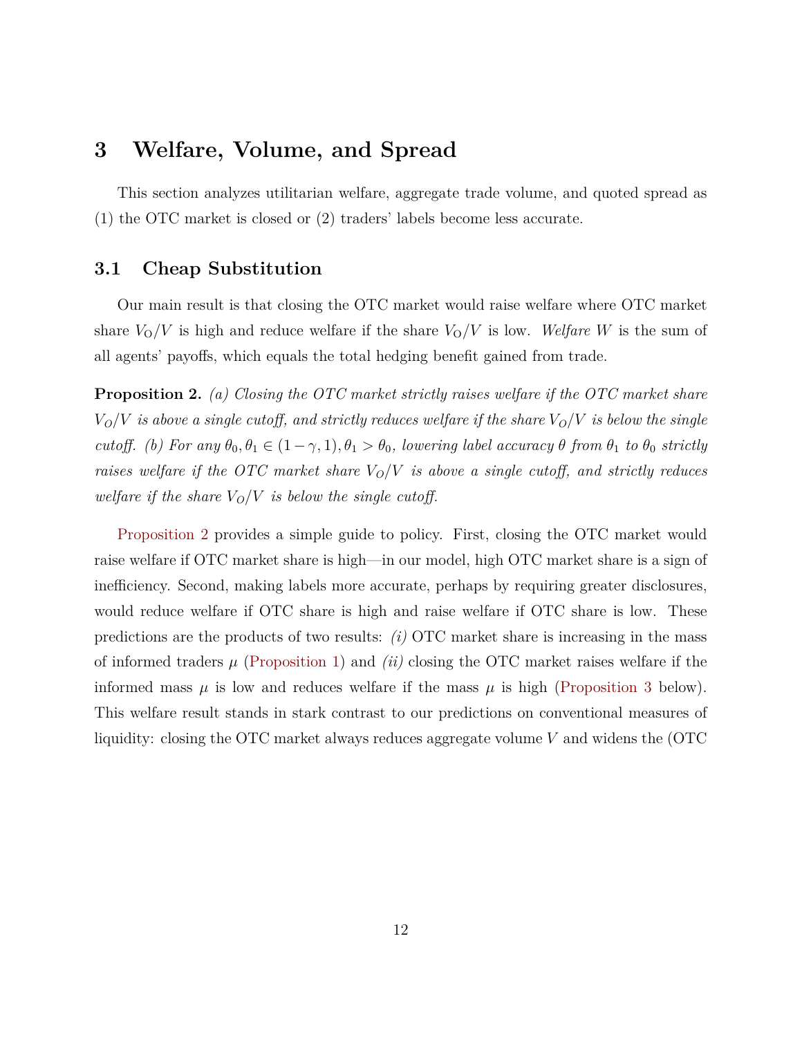# 3 Welfare, Volume, and Spread

This section analyzes utilitarian welfare, aggregate trade volume, and quoted spread as (1) the OTC market is closed or (2) traders' labels become less accurate.

## 3.1 Cheap Substitution

Our main result is that closing the OTC market would raise welfare where OTC market share $V_{\text{O}}/V$ is high and reduce welfare if the share $V_{\text{O}}/V$ is low. *Welfare* $W$ is the sum of all agents' payoffs, which equals the total hedging benefit gained from trade.

**Proposition 2.** *(a) Closing the OTC market strictly raises welfare if the OTC market share $V_O/V$ is above a single cutoff, and strictly reduces welfare if the share $V_O/V$ is below the single cutoff. (b) For any $\theta_0, \theta_1 \in (1-\gamma, 1), \theta_1 > \theta_0$, lowering label accuracy $\theta$ from $\theta_1$ to $\theta_0$ strictly raises welfare if the OTC market share $V_O/V$ is above a single cutoff, and strictly reduces welfare if the share $V_O/V$ is below the single cutoff.*

Proposition 2 provides a simple guide to policy. First, closing the OTC market would raise welfare if OTC market share is high—in our model, high OTC market share is a sign of inefficiency. Second, making labels more accurate, perhaps by requiring greater disclosures, would reduce welfare if OTC share is high and raise welfare if OTC share is low. These predictions are the products of two results: *(i)* OTC market share is increasing in the mass of informed traders $\mu$ (Proposition 1) and *(ii)* closing the OTC market raises welfare if the informed mass $\mu$ is low and reduces welfare if the mass $\mu$ is high (Proposition 3 below). This welfare result stands in stark contrast to our predictions on conventional measures of liquidity: closing the OTC market always reduces aggregate volume $V$ and widens the (OTC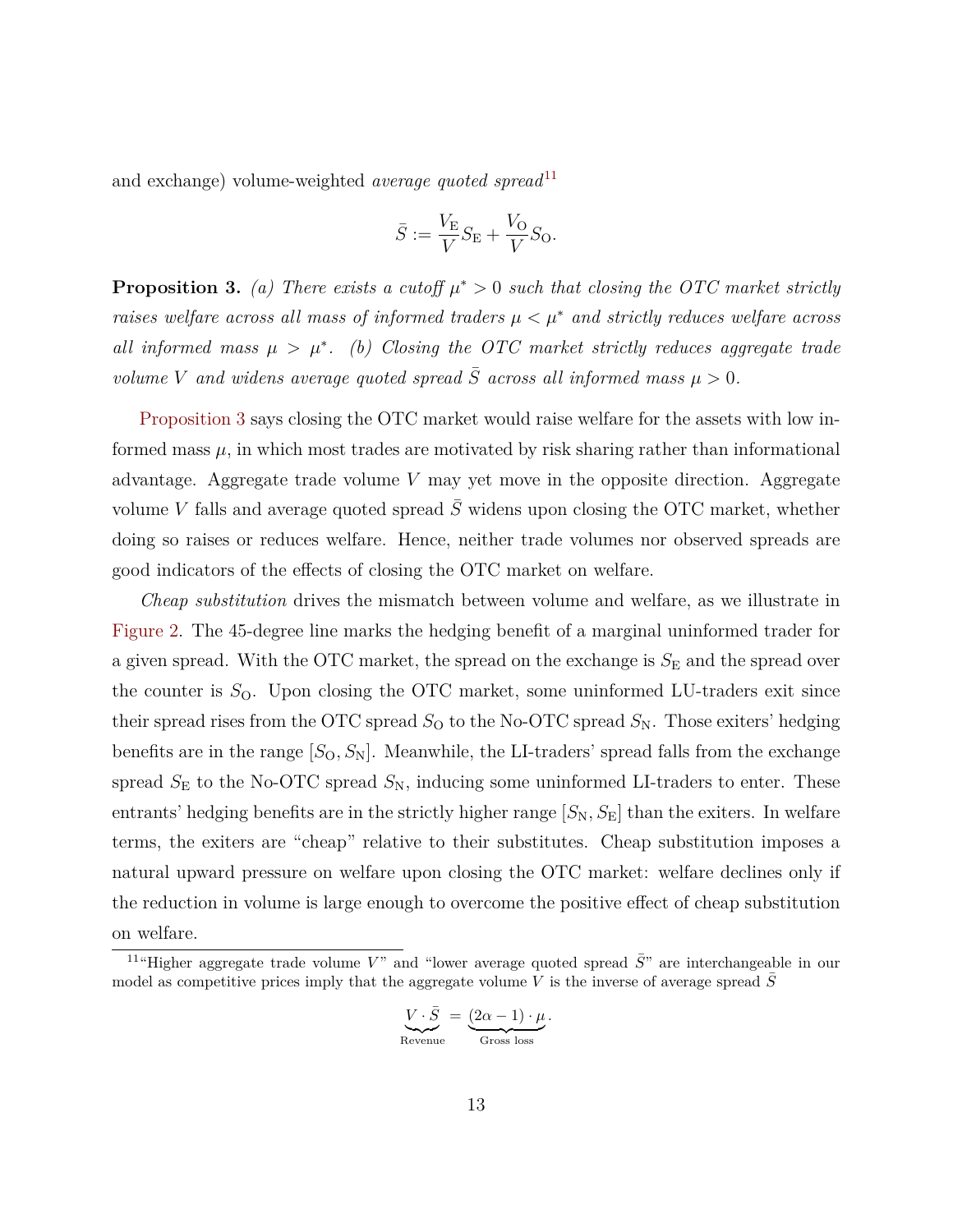and exchange) volume-weighted *average quoted spread*[11]

$$\bar{S} := \frac{V_{\mathrm{E}}}{V} S_{\mathrm{E}} + \frac{V_{\mathrm{O}}}{V} S_{\mathrm{O}}.$$

**Proposition 3.** *(a) There exists a cutoff $\mu^* > 0$ such that closing the OTC market strictly raises welfare across all mass of informed traders $\mu < \mu^*$ and strictly reduces welfare across all informed mass $\mu > \mu^*$. (b) Closing the OTC market strictly reduces aggregate trade volume $V$ and widens average quoted spread $\bar{S}$ across all informed mass $\mu > 0$.*

Proposition 3 says closing the OTC market would raise welfare for the assets with low informed mass $\mu$, in which most trades are motivated by risk sharing rather than informational advantage. Aggregate trade volume $V$ may yet move in the opposite direction. Aggregate volume $V$ falls and average quoted spread $\bar{S}$ widens upon closing the OTC market, whether doing so raises or reduces welfare. Hence, neither trade volumes nor observed spreads are good indicators of the effects of closing the OTC market on welfare.

*Cheap substitution* drives the mismatch between volume and welfare, as we illustrate in Figure 2. The 45-degree line marks the hedging benefit of a marginal uninformed trader for a given spread. With the OTC market, the spread on the exchange is $S_{\mathrm{E}}$ and the spread over the counter is $S_{\mathrm{O}}$. Upon closing the OTC market, some uninformed LU-traders exit since their spread rises from the OTC spread $S_{\mathrm{O}}$ to the No-OTC spread $S_{\mathrm{N}}$. Those exiters' hedging benefits are in the range $[S_{\mathrm{O}}, S_{\mathrm{N}}]$. Meanwhile, the LI-traders' spread falls from the exchange spread $S_{\mathrm{E}}$ to the No-OTC spread $S_{\mathrm{N}}$, inducing some uninformed LI-traders to enter. These entrants' hedging benefits are in the strictly higher range $[S_{\mathrm{N}}, S_{\mathrm{E}}]$ than the exiters. In welfare terms, the exiters are "cheap" relative to their substitutes. Cheap substitution imposes a natural upward pressure on welfare upon closing the OTC market: welfare declines only if the reduction in volume is large enough to overcome the positive effect of cheap substitution on welfare.

[11] "Higher aggregate trade volume $V$" and "lower average quoted spread $\bar{S}$" are interchangeable in our model as competitive prices imply that the aggregate volume $V$ is the inverse of average spread $\bar{S}$

$$\underbrace{V \cdot \bar{S}}_{\text{Revenue}} = \underbrace{(2\alpha - 1) \cdot \mu}_{\text{Gross loss}}.$$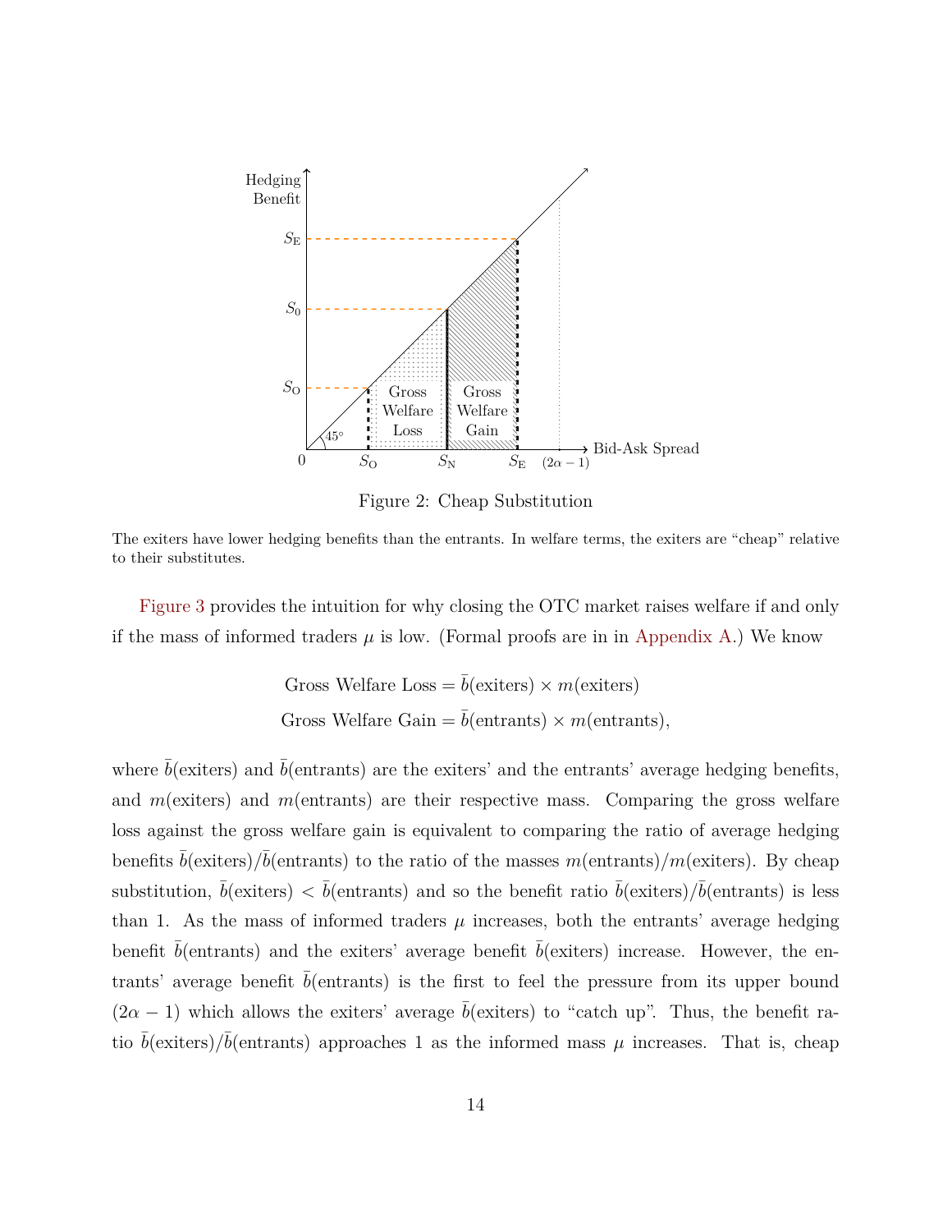Figure 2: Cheap Substitution

The exiters have lower hedging benefits than the entrants. In welfare terms, the exiters are "cheap" relative to their substitutes.

Figure 3 provides the intuition for why closing the OTC market raises welfare if and only if the mass of informed traders $\mu$ is low. (Formal proofs are in in Appendix A.) We know

$$\text{Gross Welfare Loss} = \bar{b}(\text{exiters}) \times m(\text{exiters})$$
$$\text{Gross Welfare Gain} = \bar{b}(\text{entrants}) \times m(\text{entrants}),$$

where $\bar{b}$(exiters) and $\bar{b}$(entrants) are the exiters' and the entrants' average hedging benefits, and $m$(exiters) and $m$(entrants) are their respective mass. Comparing the gross welfare loss against the gross welfare gain is equivalent to comparing the ratio of average hedging benefits $\bar{b}(\text{exiters})/\bar{b}(\text{entrants})$ to the ratio of the masses $m(\text{entrants})/m(\text{exiters})$. By cheap substitution, $\bar{b}(\text{exiters}) < \bar{b}(\text{entrants})$ and so the benefit ratio $\bar{b}(\text{exiters})/\bar{b}(\text{entrants})$ is less than 1. As the mass of informed traders $\mu$ increases, both the entrants' average hedging benefit $\bar{b}$(entrants) and the exiters' average benefit $\bar{b}$(exiters) increase. However, the entrants' average benefit $\bar{b}$(entrants) is the first to feel the pressure from its upper bound $(2\alpha - 1)$ which allows the exiters' average $\bar{b}$(exiters) to "catch up". Thus, the benefit ratio $\bar{b}(\text{exiters})/\bar{b}(\text{entrants})$ approaches 1 as the informed mass $\mu$ increases. That is, cheap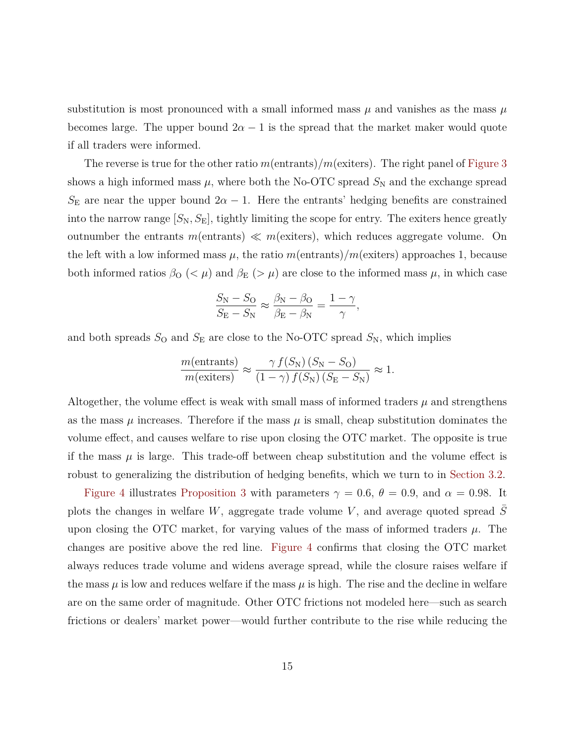substitution is most pronounced with a small informed mass $\mu$ and vanishes as the mass $\mu$ becomes large. The upper bound $2\alpha - 1$ is the spread that the market maker would quote if all traders were informed.

The reverse is true for the other ratio $m(\text{entrants})/m(\text{exiters})$. The right panel of Figure 3 shows a high informed mass $\mu$, where both the No-OTC spread $S_{\text{N}}$ and the exchange spread $S_{\text{E}}$ are near the upper bound $2\alpha - 1$. Here the entrants' hedging benefits are constrained into the narrow range $[S_{\text{N}}, S_{\text{E}}]$, tightly limiting the scope for entry. The exiters hence greatly outnumber the entrants $m(\text{entrants}) \ll m(\text{exiters})$, which reduces aggregate volume. On the left with a low informed mass $\mu$, the ratio $m(\text{entrants})/m(\text{exiters})$ approaches 1, because both informed ratios $\beta_{\text{O}}$ $(< \mu)$ and $\beta_{\text{E}}$ $(> \mu)$ are close to the informed mass $\mu$, in which case

$$\frac{S_{\text{N}} - S_{\text{O}}}{S_{\text{E}} - S_{\text{N}}} \approx \frac{\beta_{\text{N}} - \beta_{\text{O}}}{\beta_{\text{E}} - \beta_{\text{N}}} = \frac{1-\gamma}{\gamma},$$

and both spreads $S_{\text{O}}$ and $S_{\text{E}}$ are close to the No-OTC spread $S_{\text{N}}$, which implies

$$\frac{m(\text{entrants})}{m(\text{exiters})} \approx \frac{\gamma\, f(S_{\text{N}})\,(S_{\text{N}} - S_{\text{O}})}{(1-\gamma)\, f(S_{\text{N}})\,(S_{\text{E}} - S_{\text{N}})} \approx 1.$$

Altogether, the volume effect is weak with small mass of informed traders $\mu$ and strengthens as the mass $\mu$ increases. Therefore if the mass $\mu$ is small, cheap substitution dominates the volume effect, and causes welfare to rise upon closing the OTC market. The opposite is true if the mass $\mu$ is large. This trade-off between cheap substitution and the volume effect is robust to generalizing the distribution of hedging benefits, which we turn to in Section 3.2.

Figure 4 illustrates Proposition 3 with parameters $\gamma = 0.6$, $\theta = 0.9$, and $\alpha = 0.98$. It plots the changes in welfare $W$, aggregate trade volume $V$, and average quoted spread $\bar{S}$ upon closing the OTC market, for varying values of the mass of informed traders $\mu$. The changes are positive above the red line. Figure 4 confirms that closing the OTC market always reduces trade volume and widens average spread, while the closure raises welfare if the mass $\mu$ is low and reduces welfare if the mass $\mu$ is high. The rise and the decline in welfare are on the same order of magnitude. Other OTC frictions not modeled here—such as search frictions or dealers' market power—would further contribute to the rise while reducing the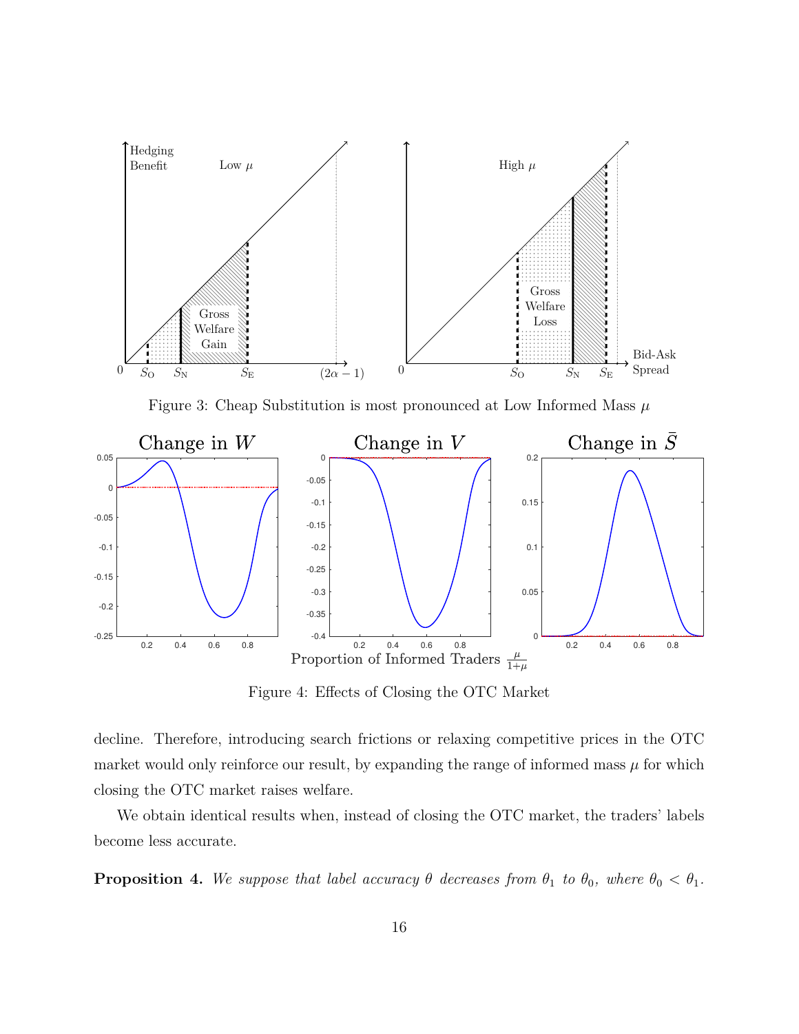Figure 3: Cheap Substitution is most pronounced at Low Informed Mass $\mu$

Figure 4: Effects of Closing the OTC Market

decline. Therefore, introducing search frictions or relaxing competitive prices in the OTC market would only reinforce our result, by expanding the range of informed mass $\mu$ for which closing the OTC market raises welfare.

We obtain identical results when, instead of closing the OTC market, the traders' labels become less accurate.

**Proposition 4.** *We suppose that label accuracy $\theta$ decreases from $\theta_1$ to $\theta_0$, where $\theta_0 < \theta_1$.*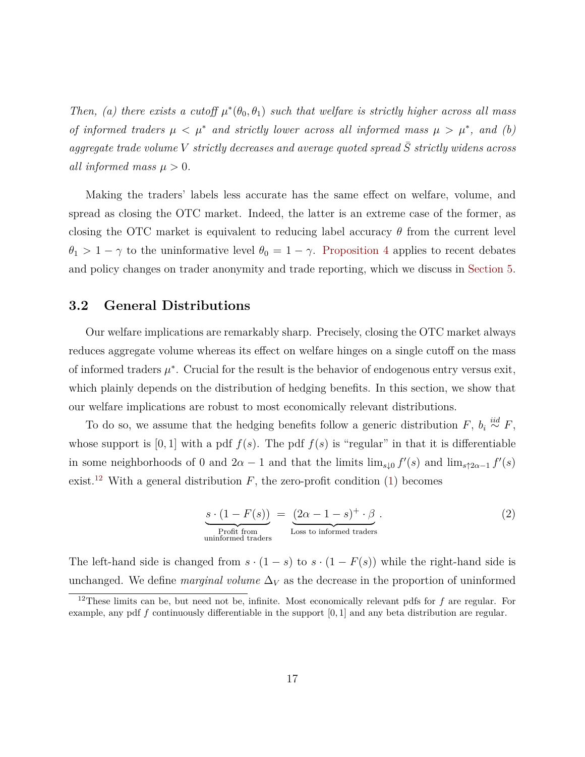*Then, (a) there exists a cutoff $\mu^*(\theta_0, \theta_1)$ such that welfare is strictly higher across all mass of informed traders $\mu < \mu^*$ and strictly lower across all informed mass $\mu > \mu^*$, and (b) aggregate trade volume $V$ strictly decreases and average quoted spread $\bar{S}$ strictly widens across all informed mass $\mu > 0$.*

Making the traders' labels less accurate has the same effect on welfare, volume, and spread as closing the OTC market. Indeed, the latter is an extreme case of the former, as closing the OTC market is equivalent to reducing label accuracy $\theta$ from the current level $\theta_1 > 1 - \gamma$ to the uninformative level $\theta_0 = 1 - \gamma$. Proposition 4 applies to recent debates and policy changes on trader anonymity and trade reporting, which we discuss in Section 5.

## 3.2 General Distributions

Our welfare implications are remarkably sharp. Precisely, closing the OTC market always reduces aggregate volume whereas its effect on welfare hinges on a single cutoff on the mass of informed traders $\mu^*$. Crucial for the result is the behavior of endogenous entry versus exit, which plainly depends on the distribution of hedging benefits. In this section, we show that our welfare implications are robust to most economically relevant distributions.

To do so, we assume that the hedging benefits follow a generic distribution $F$, $b_i \overset{iid}{\sim} F$, whose support is $[0, 1]$ with a pdf $f(s)$. The pdf $f(s)$ is "regular" in that it is differentiable in some neighborhoods of 0 and $2\alpha - 1$ and that the limits $\lim_{s \downarrow 0} f'(s)$ and $\lim_{s \uparrow 2\alpha - 1} f'(s)$ exist.[12] With a general distribution $F$, the zero-profit condition (1) becomes

$$\underbrace{s \cdot (1 - F(s))}_{\substack{\text{Profit from} \\ \text{uninformed traders}}} = \underbrace{(2\alpha - 1 - s)^+ \cdot \beta}_{\text{Loss to informed traders}} . \tag{2}$$

The left-hand side is changed from $s \cdot (1 - s)$ to $s \cdot (1 - F(s))$ while the right-hand side is unchanged. We define *marginal volume* $\Delta_V$ as the decrease in the proportion of uninformed

[12] These limits can be, but need not be, infinite. Most economically relevant pdfs for $f$ are regular. For example, any pdf $f$ continuously differentiable in the support $[0, 1]$ and any beta distribution are regular.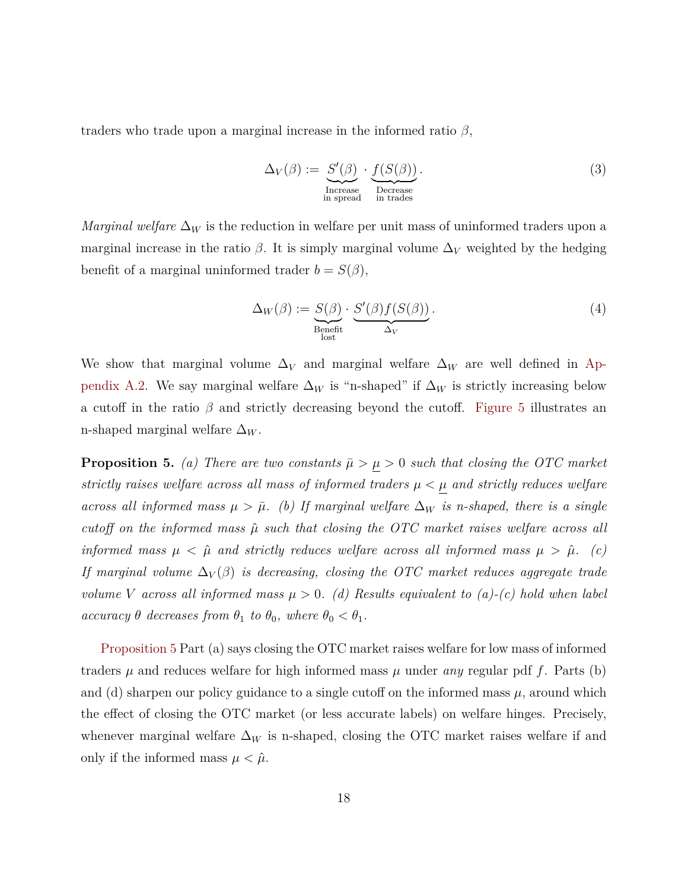traders who trade upon a marginal increase in the informed ratio $\beta$,

$$\Delta_V(\beta) := \underbrace{S'(\beta)}_{\substack{\text{Increase}\\\text{in spread}}} \cdot \underbrace{f(S(\beta))}_{\substack{\text{Decrease}\\\text{in trades}}}. \tag{3}$$

*Marginal welfare* $\Delta_W$ is the reduction in welfare per unit mass of uninformed traders upon a marginal increase in the ratio $\beta$. It is simply marginal volume $\Delta_V$ weighted by the hedging benefit of a marginal uninformed trader $b = S(\beta)$,

$$\Delta_W(\beta) := \underbrace{S(\beta)}_{\substack{\text{Benefit}\\\text{lost}}} \cdot \underbrace{S'(\beta)f(S(\beta))}_{\Delta_V}. \tag{4}$$

We show that marginal volume $\Delta_V$ and marginal welfare $\Delta_W$ are well defined in Appendix A.2. We say marginal welfare $\Delta_W$ is "n-shaped" if $\Delta_W$ is strictly increasing below a cutoff in the ratio $\beta$ and strictly decreasing beyond the cutoff. Figure 5 illustrates an n-shaped marginal welfare $\Delta_W$.

**Proposition 5.** *(a) There are two constants $\bar{\mu} > \underline{\mu} > 0$ such that closing the OTC market strictly raises welfare across all mass of informed traders $\mu < \underline{\mu}$ and strictly reduces welfare across all informed mass $\mu > \bar{\mu}$. (b) If marginal welfare $\Delta_W$ is n-shaped, there is a single cutoff on the informed mass $\hat{\mu}$ such that closing the OTC market raises welfare across all informed mass $\mu < \hat{\mu}$ and strictly reduces welfare across all informed mass $\mu > \hat{\mu}$. (c) If marginal volume $\Delta_V(\beta)$ is decreasing, closing the OTC market reduces aggregate trade volume $V$ across all informed mass $\mu > 0$. (d) Results equivalent to (a)-(c) hold when label accuracy $\theta$ decreases from $\theta_1$ to $\theta_0$, where $\theta_0 < \theta_1$.*

Proposition 5 Part (a) says closing the OTC market raises welfare for low mass of informed traders $\mu$ and reduces welfare for high informed mass $\mu$ under *any* regular pdf $f$. Parts (b) and (d) sharpen our policy guidance to a single cutoff on the informed mass $\mu$, around which the effect of closing the OTC market (or less accurate labels) on welfare hinges. Precisely, whenever marginal welfare $\Delta_W$ is n-shaped, closing the OTC market raises welfare if and only if the informed mass $\mu < \hat{\mu}$.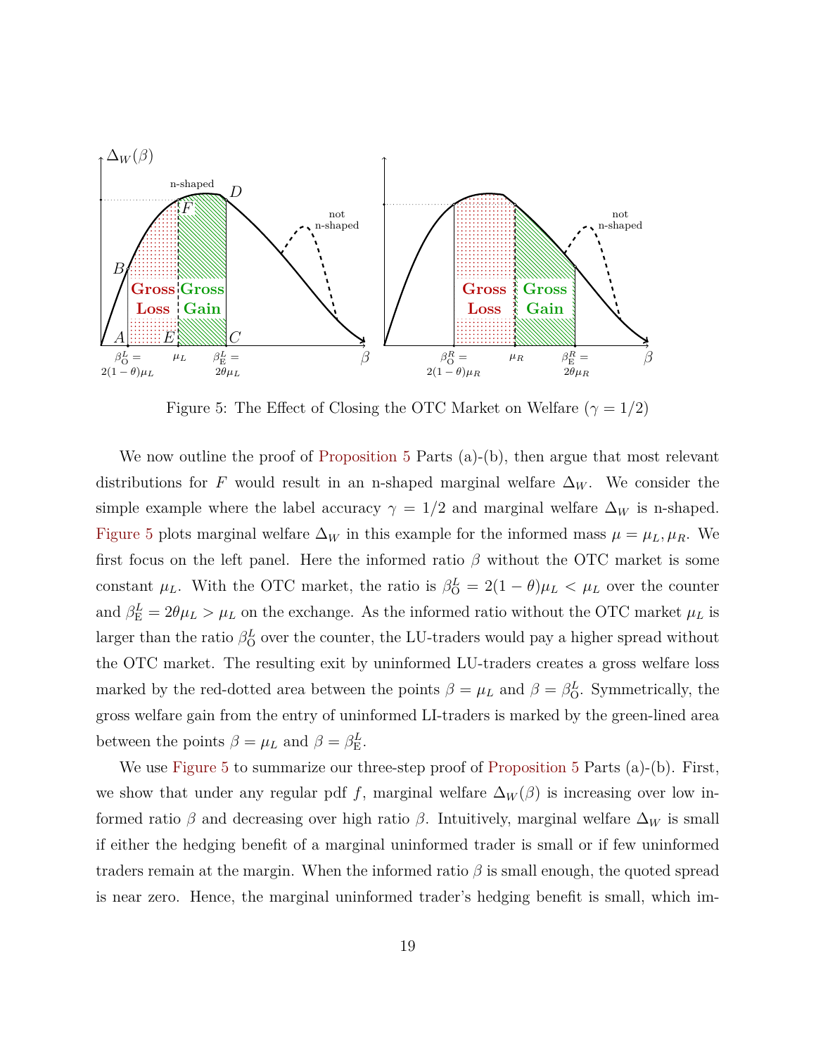Figure 5: The Effect of Closing the OTC Market on Welfare ($\gamma = 1/2$)

We now outline the proof of Proposition 5 Parts (a)-(b), then argue that most relevant distributions for $F$ would result in an n-shaped marginal welfare $\Delta_W$. We consider the simple example where the label accuracy $\gamma = 1/2$ and marginal welfare $\Delta_W$ is n-shaped. Figure 5 plots marginal welfare $\Delta_W$ in this example for the informed mass $\mu = \mu_L, \mu_R$. We first focus on the left panel. Here the informed ratio $\beta$ without the OTC market is some constant $\mu_L$. With the OTC market, the ratio is $\beta_{\text{O}}^L = 2(1-\theta)\mu_L < \mu_L$ over the counter and $\beta_{\text{E}}^L = 2\theta\mu_L > \mu_L$ on the exchange. As the informed ratio without the OTC market $\mu_L$ is larger than the ratio $\beta_{\text{O}}^L$ over the counter, the LU-traders would pay a higher spread without the OTC market. The resulting exit by uninformed LU-traders creates a gross welfare loss marked by the red-dotted area between the points $\beta = \mu_L$ and $\beta = \beta_{\text{O}}^L$. Symmetrically, the gross welfare gain from the entry of uninformed LI-traders is marked by the green-lined area between the points $\beta = \mu_L$ and $\beta = \beta_{\text{E}}^L$.

We use Figure 5 to summarize our three-step proof of Proposition 5 Parts (a)-(b). First, we show that under any regular pdf $f$, marginal welfare $\Delta_W(\beta)$ is increasing over low informed ratio $\beta$ and decreasing over high ratio $\beta$. Intuitively, marginal welfare $\Delta_W$ is small if either the hedging benefit of a marginal uninformed trader is small or if few uninformed traders remain at the margin. When the informed ratio $\beta$ is small enough, the quoted spread is near zero. Hence, the marginal uninformed trader's hedging benefit is small, which im-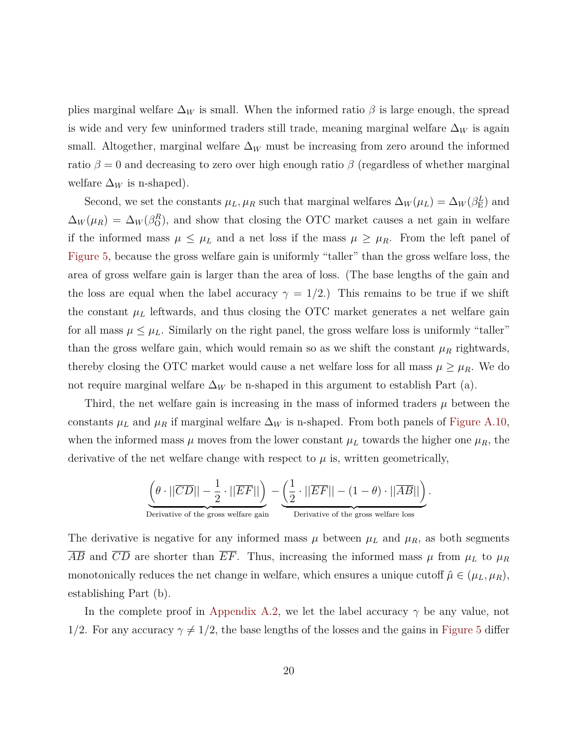plies marginal welfare $\Delta_W$ is small. When the informed ratio $\beta$ is large enough, the spread is wide and very few uninformed traders still trade, meaning marginal welfare $\Delta_W$ is again small. Altogether, marginal welfare $\Delta_W$ must be increasing from zero around the informed ratio $\beta = 0$ and decreasing to zero over high enough ratio $\beta$ (regardless of whether marginal welfare $\Delta_W$ is n-shaped).

Second, we set the constants $\mu_L, \mu_R$ such that marginal welfares $\Delta_W(\mu_L) = \Delta_W(\beta^L_{\mathrm{E}})$ and $\Delta_W(\mu_R) = \Delta_W(\beta^R_{\mathrm{O}})$, and show that closing the OTC market causes a net gain in welfare if the informed mass $\mu \leq \mu_L$ and a net loss if the mass $\mu \geq \mu_R$. From the left panel of Figure 5, because the gross welfare gain is uniformly "taller" than the gross welfare loss, the area of gross welfare gain is larger than the area of loss. (The base lengths of the gain and the loss are equal when the label accuracy $\gamma = 1/2$.) This remains to be true if we shift the constant $\mu_L$ leftwards, and thus closing the OTC market generates a net welfare gain for all mass $\mu \leq \mu_L$. Similarly on the right panel, the gross welfare loss is uniformly "taller" than the gross welfare gain, which would remain so as we shift the constant $\mu_R$ rightwards, thereby closing the OTC market would cause a net welfare loss for all mass $\mu \geq \mu_R$. We do not require marginal welfare $\Delta_W$ be n-shaped in this argument to establish Part (a).

Third, the net welfare gain is increasing in the mass of informed traders $\mu$ between the constants $\mu_L$ and $\mu_R$ if marginal welfare $\Delta_W$ is n-shaped. From both panels of Figure A.10, when the informed mass $\mu$ moves from the lower constant $\mu_L$ towards the higher one $\mu_R$, the derivative of the net welfare change with respect to $\mu$ is, written geometrically,

$$\underbrace{\left(\theta \cdot ||\overline{CD}|| - \frac{1}{2} \cdot ||\overline{EF}||\right)}_{\text{Derivative of the gross welfare gain}} - \underbrace{\left(\frac{1}{2} \cdot ||\overline{EF}|| - (1-\theta) \cdot ||\overline{AB}||\right)}_{\text{Derivative of the gross welfare loss}}.$$

The derivative is negative for any informed mass $\mu$ between $\mu_L$ and $\mu_R$, as both segments $\overline{AB}$ and $\overline{CD}$ are shorter than $\overline{EF}$. Thus, increasing the informed mass $\mu$ from $\mu_L$ to $\mu_R$ monotonically reduces the net change in welfare, which ensures a unique cutoff $\hat{\mu} \in (\mu_L, \mu_R)$, establishing Part (b).

In the complete proof in Appendix A.2, we let the label accuracy $\gamma$ be any value, not $1/2$. For any accuracy $\gamma \neq 1/2$, the base lengths of the losses and the gains in Figure 5 differ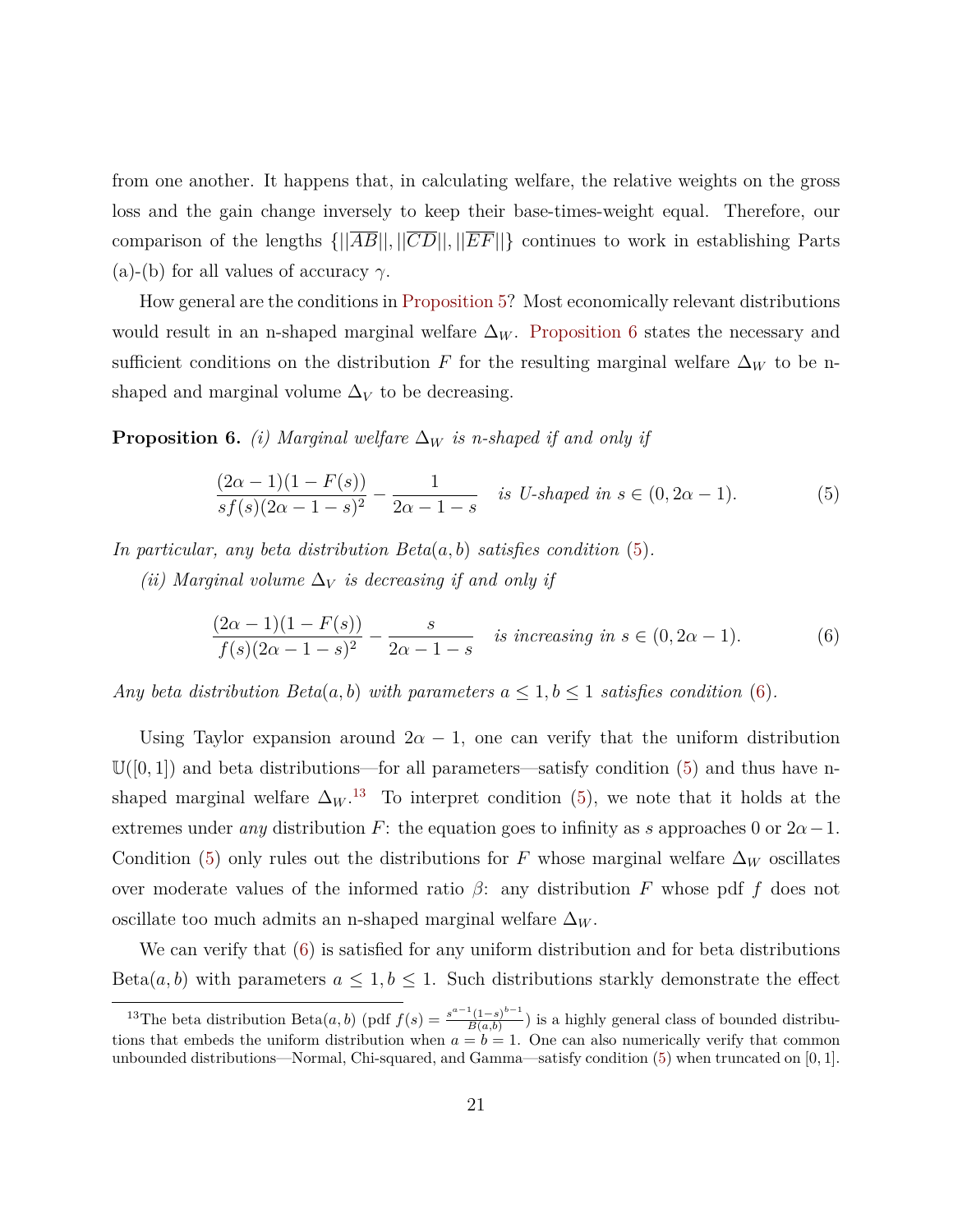from one another. It happens that, in calculating welfare, the relative weights on the gross loss and the gain change inversely to keep their base-times-weight equal. Therefore, our comparison of the lengths $\{||\overline{AB}||, ||\overline{CD}||, ||\overline{EF}||\}$ continues to work in establishing Parts (a)-(b) for all values of accuracy $\gamma$.

How general are the conditions in Proposition 5? Most economically relevant distributions would result in an n-shaped marginal welfare $\Delta_W$. Proposition 6 states the necessary and sufficient conditions on the distribution $F$ for the resulting marginal welfare $\Delta_W$ to be n-shaped and marginal volume $\Delta_V$ to be decreasing.

**Proposition 6.** *(i) Marginal welfare $\Delta_W$ is n-shaped if and only if*

$$\frac{(2\alpha-1)(1-F(s))}{sf(s)(2\alpha-1-s)^2} - \frac{1}{2\alpha-1-s} \quad \text{is U-shaped in } s \in (0, 2\alpha-1). \tag{5}$$

*In particular, any beta distribution Beta$(a,b)$ satisfies condition (5).*

*(ii) Marginal volume $\Delta_V$ is decreasing if and only if*

$$\frac{(2\alpha-1)(1-F(s))}{f(s)(2\alpha-1-s)^2} - \frac{s}{2\alpha-1-s} \quad \text{is increasing in } s \in (0, 2\alpha-1). \tag{6}$$

*Any beta distribution Beta$(a,b)$ with parameters $a \leq 1, b \leq 1$ satisfies condition (6).*

Using Taylor expansion around $2\alpha - 1$, one can verify that the uniform distribution $\mathbb{U}([0,1])$ and beta distributions—for all parameters—satisfy condition (5) and thus have n-shaped marginal welfare $\Delta_W$.[13] To interpret condition (5), we note that it holds at the extremes under *any* distribution $F$: the equation goes to infinity as $s$ approaches 0 or $2\alpha-1$. Condition (5) only rules out the distributions for $F$ whose marginal welfare $\Delta_W$ oscillates over moderate values of the informed ratio $\beta$: any distribution $F$ whose pdf $f$ does not oscillate too much admits an n-shaped marginal welfare $\Delta_W$.

We can verify that (6) is satisfied for any uniform distribution and for beta distributions Beta$(a,b)$ with parameters $a \leq 1, b \leq 1$. Such distributions starkly demonstrate the effect

[13] The beta distribution Beta$(a,b)$ (pdf $f(s) = \frac{s^{a-1}(1-s)^{b-1}}{B(a,b)}$) is a highly general class of bounded distributions that embeds the uniform distribution when $a = b = 1$. One can also numerically verify that common unbounded distributions—Normal, Chi-squared, and Gamma—satisfy condition (5) when truncated on $[0,1]$.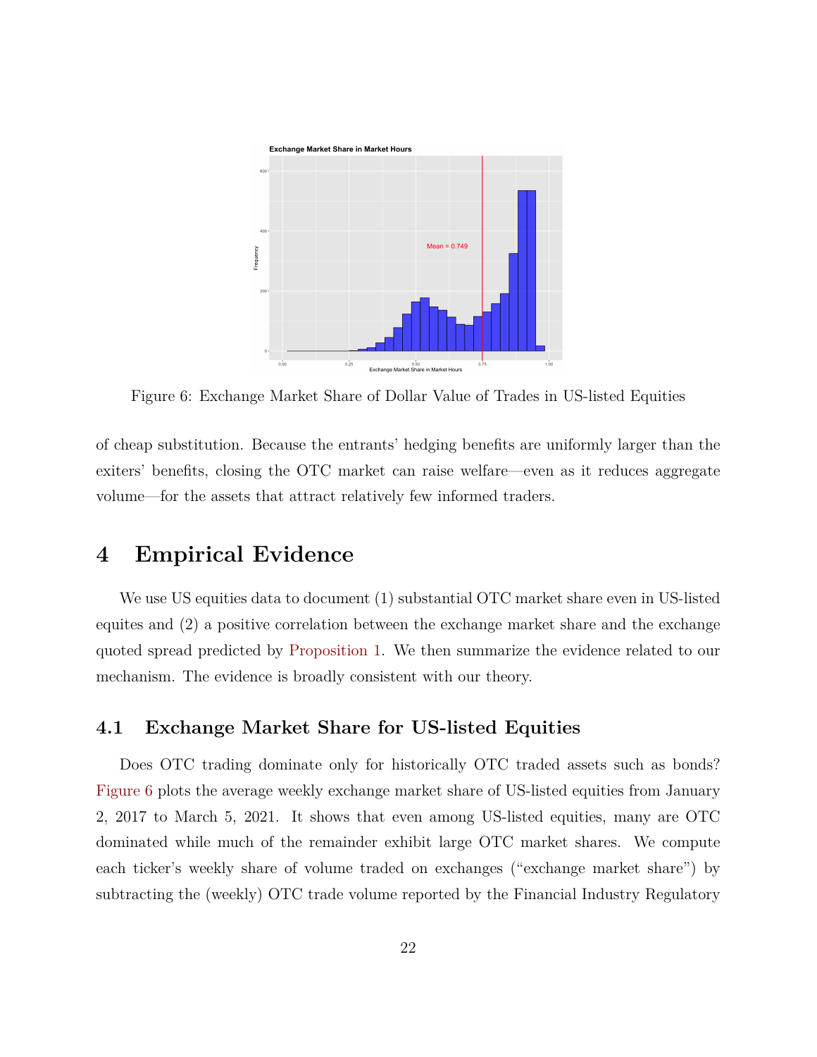Figure 6: Exchange Market Share of Dollar Value of Trades in US-listed Equities

of cheap substitution. Because the entrants' hedging benefits are uniformly larger than the exiters' benefits, closing the OTC market can raise welfare—even as it reduces aggregate volume—for the assets that attract relatively few informed traders.

# 4 Empirical Evidence

We use US equities data to document (1) substantial OTC market share even in US-listed equites and (2) a positive correlation between the exchange market share and the exchange quoted spread predicted by Proposition 1. We then summarize the evidence related to our mechanism. The evidence is broadly consistent with our theory.

## 4.1 Exchange Market Share for US-listed Equities

Does OTC trading dominate only for historically OTC traded assets such as bonds? Figure 6 plots the average weekly exchange market share of US-listed equities from January 2, 2017 to March 5, 2021. It shows that even among US-listed equities, many are OTC dominated while much of the remainder exhibit large OTC market shares. We compute each ticker's weekly share of volume traded on exchanges ("exchange market share") by subtracting the (weekly) OTC trade volume reported by the Financial Industry Regulatory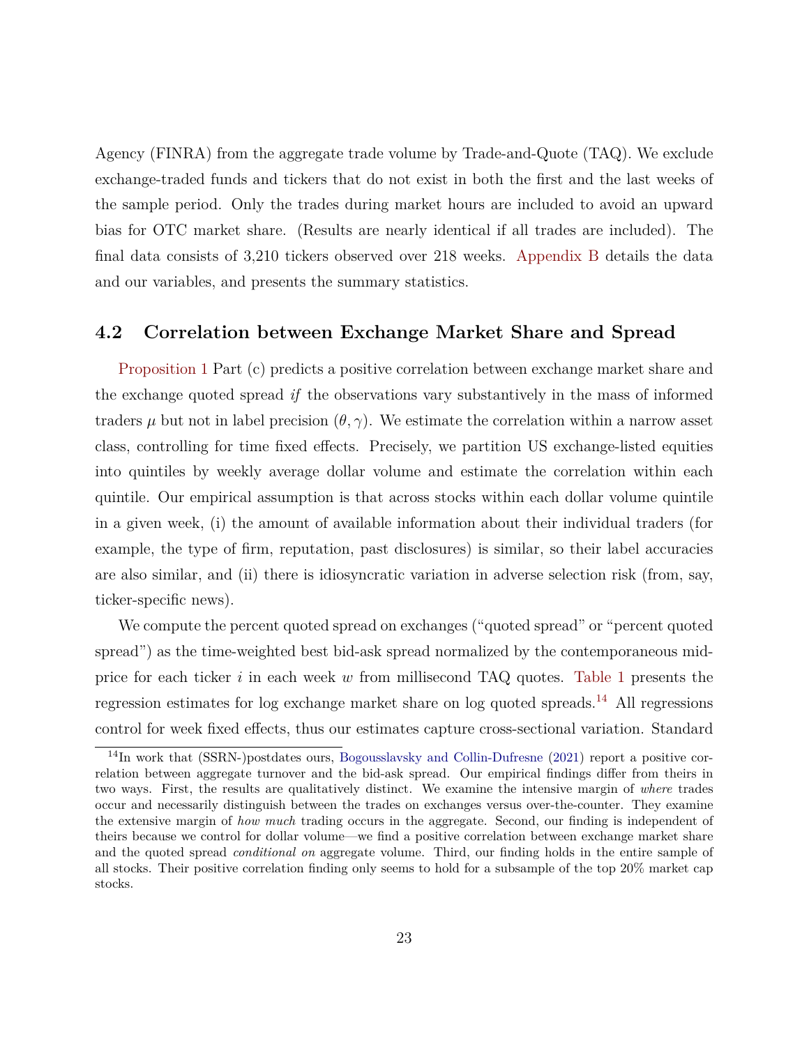Agency (FINRA) from the aggregate trade volume by Trade-and-Quote (TAQ). We exclude exchange-traded funds and tickers that do not exist in both the first and the last weeks of the sample period. Only the trades during market hours are included to avoid an upward bias for OTC market share. (Results are nearly identical if all trades are included). The final data consists of 3,210 tickers observed over 218 weeks. Appendix B details the data and our variables, and presents the summary statistics.

## 4.2 Correlation between Exchange Market Share and Spread

Proposition 1 Part (c) predicts a positive correlation between exchange market share and the exchange quoted spread *if* the observations vary substantively in the mass of informed traders $\mu$ but not in label precision $(\theta, \gamma)$. We estimate the correlation within a narrow asset class, controlling for time fixed effects. Precisely, we partition US exchange-listed equities into quintiles by weekly average dollar volume and estimate the correlation within each quintile. Our empirical assumption is that across stocks within each dollar volume quintile in a given week, (i) the amount of available information about their individual traders (for example, the type of firm, reputation, past disclosures) is similar, so their label accuracies are also similar, and (ii) there is idiosyncratic variation in adverse selection risk (from, say, ticker-specific news).

We compute the percent quoted spread on exchanges ("quoted spread" or "percent quoted spread") as the time-weighted best bid-ask spread normalized by the contemporaneous mid-price for each ticker $i$ in each week $w$ from millisecond TAQ quotes. Table 1 presents the regression estimates for log exchange market share on log quoted spreads.[14] All regressions control for week fixed effects, thus our estimates capture cross-sectional variation. Standard

[14] In work that (SSRN-)postdates ours, Bogousslavsky and Collin-Dufresne (2021) report a positive correlation between aggregate turnover and the bid-ask spread. Our empirical findings differ from theirs in two ways. First, the results are qualitatively distinct. We examine the intensive margin of *where* trades occur and necessarily distinguish between the trades on exchanges versus over-the-counter. They examine the extensive margin of *how much* trading occurs in the aggregate. Second, our finding is independent of theirs because we control for dollar volume—we find a positive correlation between exchange market share and the quoted spread *conditional on* aggregate volume. Third, our finding holds in the entire sample of all stocks. Their positive correlation finding only seems to hold for a subsample of the top 20% market cap stocks.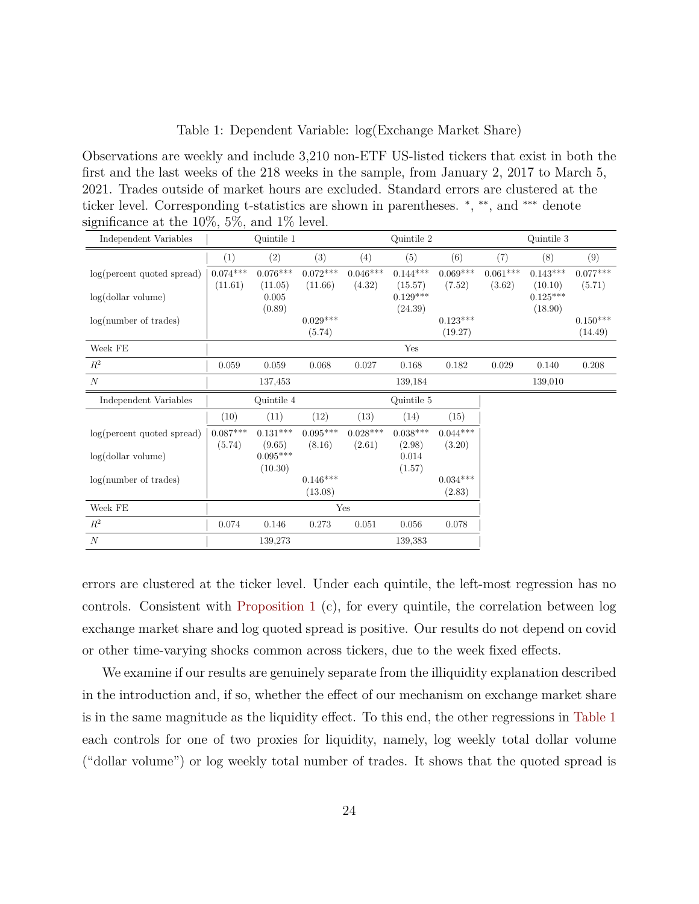Table 1: Dependent Variable: log(Exchange Market Share)

Observations are weekly and include 3,210 non-ETF US-listed tickers that exist in both the first and the last weeks of the 218 weeks in the sample, from January 2, 2017 to March 5, 2021. Trades outside of market hours are excluded. Standard errors are clustered at the ticker level. Corresponding t-statistics are shown in parentheses. *, **, and *** denote significance at the 10%, 5%, and 1% level.

| Independent Variables | Quintile 1 | | | Quintile 2 | | | Quintile 3 | | |
|---|---|---|---|---|---|---|---|---|---|
| | (1) | (2) | (3) | (4) | (5) | (6) | (7) | (8) | (9) |
| log(percent quoted spread) | 0.074*** | 0.076*** | 0.072*** | 0.046*** | 0.144*** | 0.069*** | 0.061*** | 0.143*** | 0.077*** |
| | (11.61) | (11.05) | (11.66) | (4.32) | (15.57) | (7.52) | (3.62) | (10.10) | (5.71) |
| log(dollar volume) | | 0.005 | | | 0.129*** | | | 0.125*** | |
| | | (0.89) | | | (24.39) | | | (18.90) | |
| log(number of trades) | | | 0.029*** | | | 0.123*** | | | 0.150*** |
| | | | (5.74) | | | (19.27) | | | (14.49) |
| Week FE | | | | | Yes | | | | |
| $R^2$ | 0.059 | 0.059 | 0.068 | 0.027 | 0.168 | 0.182 | 0.029 | 0.140 | 0.208 |
| $N$ | | 137,453 | | | 139,184 | | | 139,010 | |

| Independent Variables | Quintile 4 | | | Quintile 5 | | |
|---|---|---|---|---|---|---|
| | (10) | (11) | (12) | (13) | (14) | (15) |
| log(percent quoted spread) | 0.087*** | 0.131*** | 0.095*** | 0.028*** | 0.038*** | 0.044*** |
| | (5.74) | (9.65) | (8.16) | (2.61) | (2.98) | (3.20) |
| log(dollar volume) | | 0.095*** | | | 0.014 | |
| | | (10.30) | | | (1.57) | |
| log(number of trades) | | | 0.146*** | | | 0.034*** |
| | | | (13.08) | | | (2.83) |
| Week FE | | | Yes | | | |
| $R^2$ | 0.074 | 0.146 | 0.273 | 0.051 | 0.056 | 0.078 |
| $N$ | | 139,273 | | | 139,383 | |

errors are clustered at the ticker level. Under each quintile, the left-most regression has no controls. Consistent with Proposition 1 (c), for every quintile, the correlation between log exchange market share and log quoted spread is positive. Our results do not depend on covid or other time-varying shocks common across tickers, due to the week fixed effects.

We examine if our results are genuinely separate from the illiquidity explanation described in the introduction and, if so, whether the effect of our mechanism on exchange market share is in the same magnitude as the liquidity effect. To this end, the other regressions in Table 1 each controls for one of two proxies for liquidity, namely, log weekly total dollar volume ("dollar volume") or log weekly total number of trades. It shows that the quoted spread is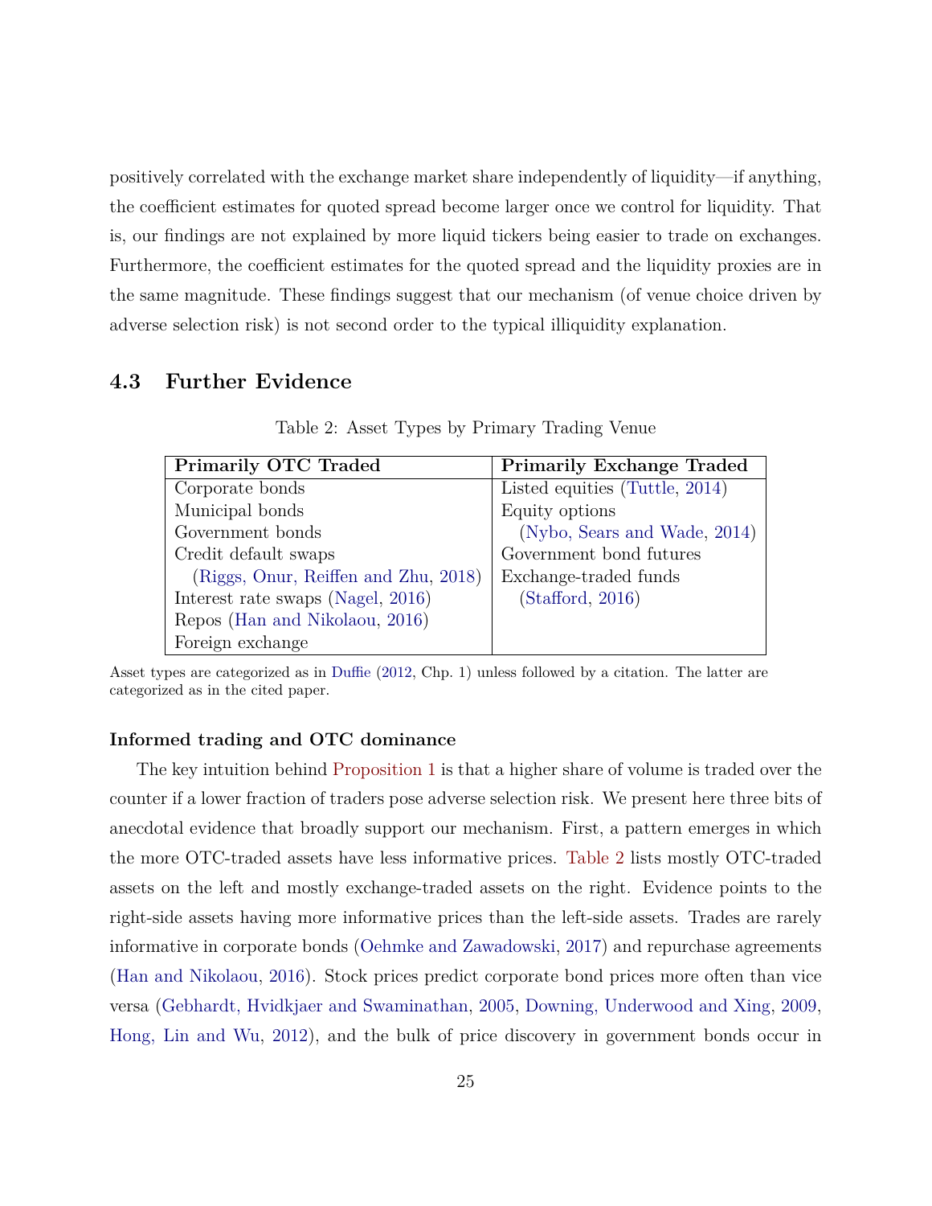positively correlated with the exchange market share independently of liquidity—if anything, the coefficient estimates for quoted spread become larger once we control for liquidity. That is, our findings are not explained by more liquid tickers being easier to trade on exchanges. Furthermore, the coefficient estimates for the quoted spread and the liquidity proxies are in the same magnitude. These findings suggest that our mechanism (of venue choice driven by adverse selection risk) is not second order to the typical illiquidity explanation.

## 4.3 Further Evidence

Table 2: Asset Types by Primary Trading Venue

| **Primarily OTC Traded** | **Primarily Exchange Traded** |
|---|---|
| Corporate bonds | Listed equities (Tuttle, 2014) |
| Municipal bonds | Equity options (Nybo, Sears and Wade, 2014) |
| Government bonds | Government bond futures |
| Credit default swaps (Riggs, Onur, Reiffen and Zhu, 2018) | Exchange-traded funds (Stafford, 2016) |
| Interest rate swaps (Nagel, 2016) | |
| Repos (Han and Nikolaou, 2016) | |
| Foreign exchange | |

Asset types are categorized as in Duffie (2012, Chp. 1) unless followed by a citation. The latter are categorized as in the cited paper.

**Informed trading and OTC dominance**

The key intuition behind Proposition 1 is that a higher share of volume is traded over the counter if a lower fraction of traders pose adverse selection risk. We present here three bits of anecdotal evidence that broadly support our mechanism. First, a pattern emerges in which the more OTC-traded assets have less informative prices. Table 2 lists mostly OTC-traded assets on the left and mostly exchange-traded assets on the right. Evidence points to the right-side assets having more informative prices than the left-side assets. Trades are rarely informative in corporate bonds (Oehmke and Zawadowski, 2017) and repurchase agreements (Han and Nikolaou, 2016). Stock prices predict corporate bond prices more often than vice versa (Gebhardt, Hvidkjaer and Swaminathan, 2005, Downing, Underwood and Xing, 2009, Hong, Lin and Wu, 2012), and the bulk of price discovery in government bonds occur in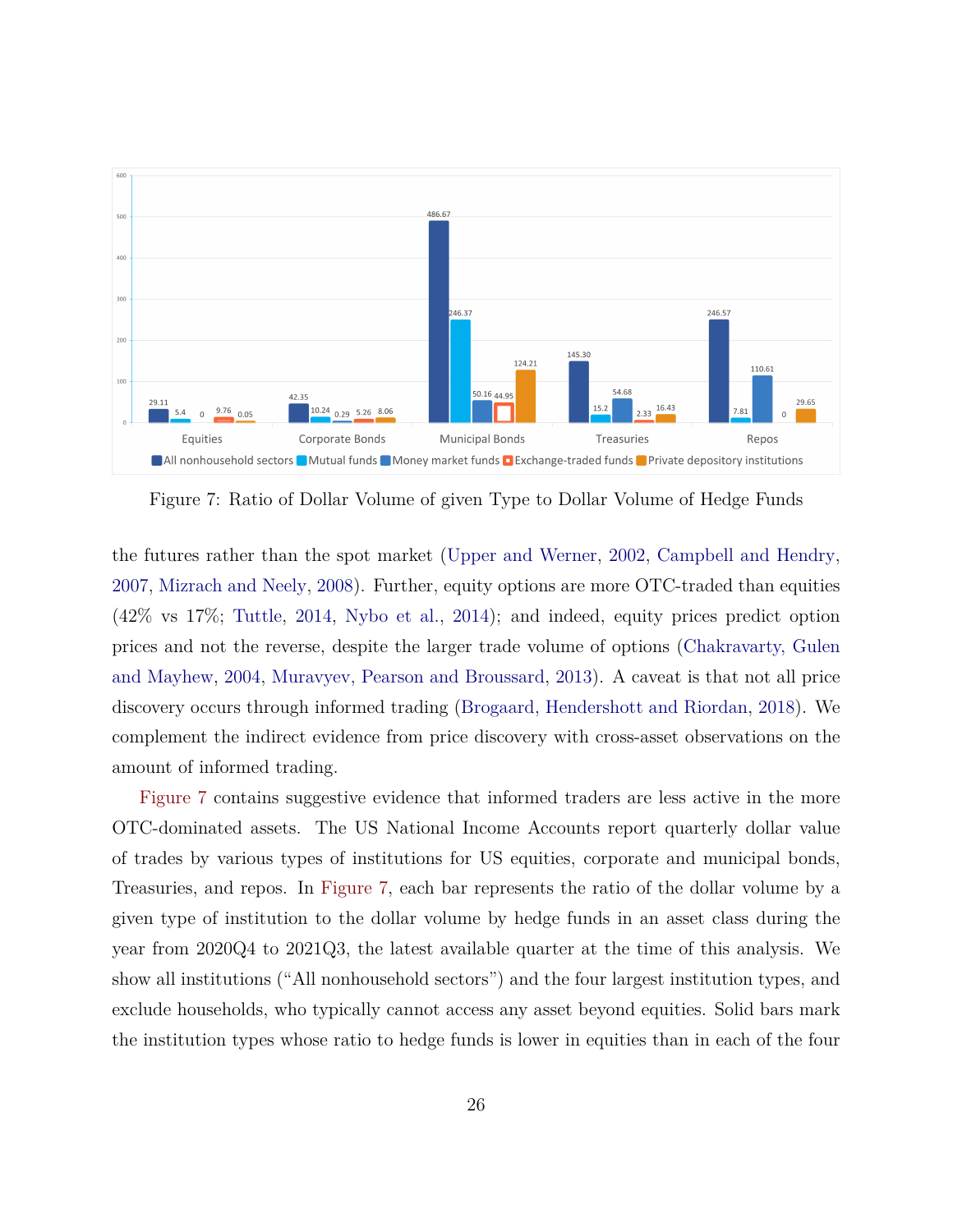Figure 7: Ratio of Dollar Volume of given Type to Dollar Volume of Hedge Funds

the futures rather than the spot market (Upper and Werner, 2002, Campbell and Hendry, 2007, Mizrach and Neely, 2008). Further, equity options are more OTC-traded than equities (42% vs 17%; Tuttle, 2014, Nybo et al., 2014); and indeed, equity prices predict option prices and not the reverse, despite the larger trade volume of options (Chakravarty, Gulen and Mayhew, 2004, Muravyev, Pearson and Broussard, 2013). A caveat is that not all price discovery occurs through informed trading (Brogaard, Hendershott and Riordan, 2018). We complement the indirect evidence from price discovery with cross-asset observations on the amount of informed trading.

Figure 7 contains suggestive evidence that informed traders are less active in the more OTC-dominated assets. The US National Income Accounts report quarterly dollar value of trades by various types of institutions for US equities, corporate and municipal bonds, Treasuries, and repos. In Figure 7, each bar represents the ratio of the dollar volume by a given type of institution to the dollar volume by hedge funds in an asset class during the year from 2020Q4 to 2021Q3, the latest available quarter at the time of this analysis. We show all institutions ("All nonhousehold sectors") and the four largest institution types, and exclude households, who typically cannot access any asset beyond equities. Solid bars mark the institution types whose ratio to hedge funds is lower in equities than in each of the four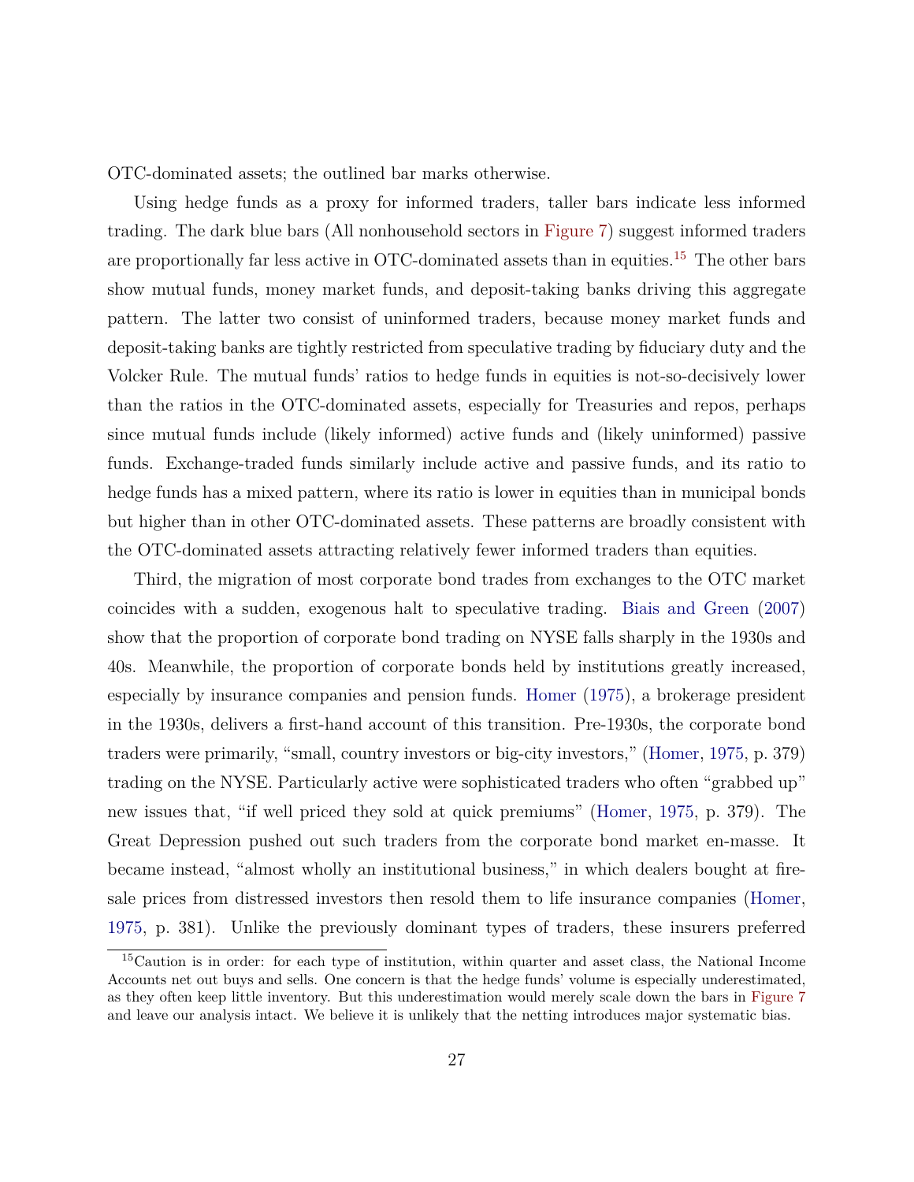OTC-dominated assets; the outlined bar marks otherwise.

Using hedge funds as a proxy for informed traders, taller bars indicate less informed trading. The dark blue bars (All nonhousehold sectors in Figure 7) suggest informed traders are proportionally far less active in OTC-dominated assets than in equities.[15] The other bars show mutual funds, money market funds, and deposit-taking banks driving this aggregate pattern. The latter two consist of uninformed traders, because money market funds and deposit-taking banks are tightly restricted from speculative trading by fiduciary duty and the Volcker Rule. The mutual funds' ratios to hedge funds in equities is not-so-decisively lower than the ratios in the OTC-dominated assets, especially for Treasuries and repos, perhaps since mutual funds include (likely informed) active funds and (likely uninformed) passive funds. Exchange-traded funds similarly include active and passive funds, and its ratio to hedge funds has a mixed pattern, where its ratio is lower in equities than in municipal bonds but higher than in other OTC-dominated assets. These patterns are broadly consistent with the OTC-dominated assets attracting relatively fewer informed traders than equities.

Third, the migration of most corporate bond trades from exchanges to the OTC market coincides with a sudden, exogenous halt to speculative trading. Biais and Green (2007) show that the proportion of corporate bond trading on NYSE falls sharply in the 1930s and 40s. Meanwhile, the proportion of corporate bonds held by institutions greatly increased, especially by insurance companies and pension funds. Homer (1975), a brokerage president in the 1930s, delivers a first-hand account of this transition. Pre-1930s, the corporate bond traders were primarily, "small, country investors or big-city investors," (Homer, 1975, p. 379) trading on the NYSE. Particularly active were sophisticated traders who often "grabbed up" new issues that, "if well priced they sold at quick premiums" (Homer, 1975, p. 379). The Great Depression pushed out such traders from the corporate bond market en-masse. It became instead, "almost wholly an institutional business," in which dealers bought at fire-sale prices from distressed investors then resold them to life insurance companies (Homer, 1975, p. 381). Unlike the previously dominant types of traders, these insurers preferred

[15] Caution is in order: for each type of institution, within quarter and asset class, the National Income Accounts net out buys and sells. One concern is that the hedge funds' volume is especially underestimated, as they often keep little inventory. But this underestimation would merely scale down the bars in Figure 7 and leave our analysis intact. We believe it is unlikely that the netting introduces major systematic bias.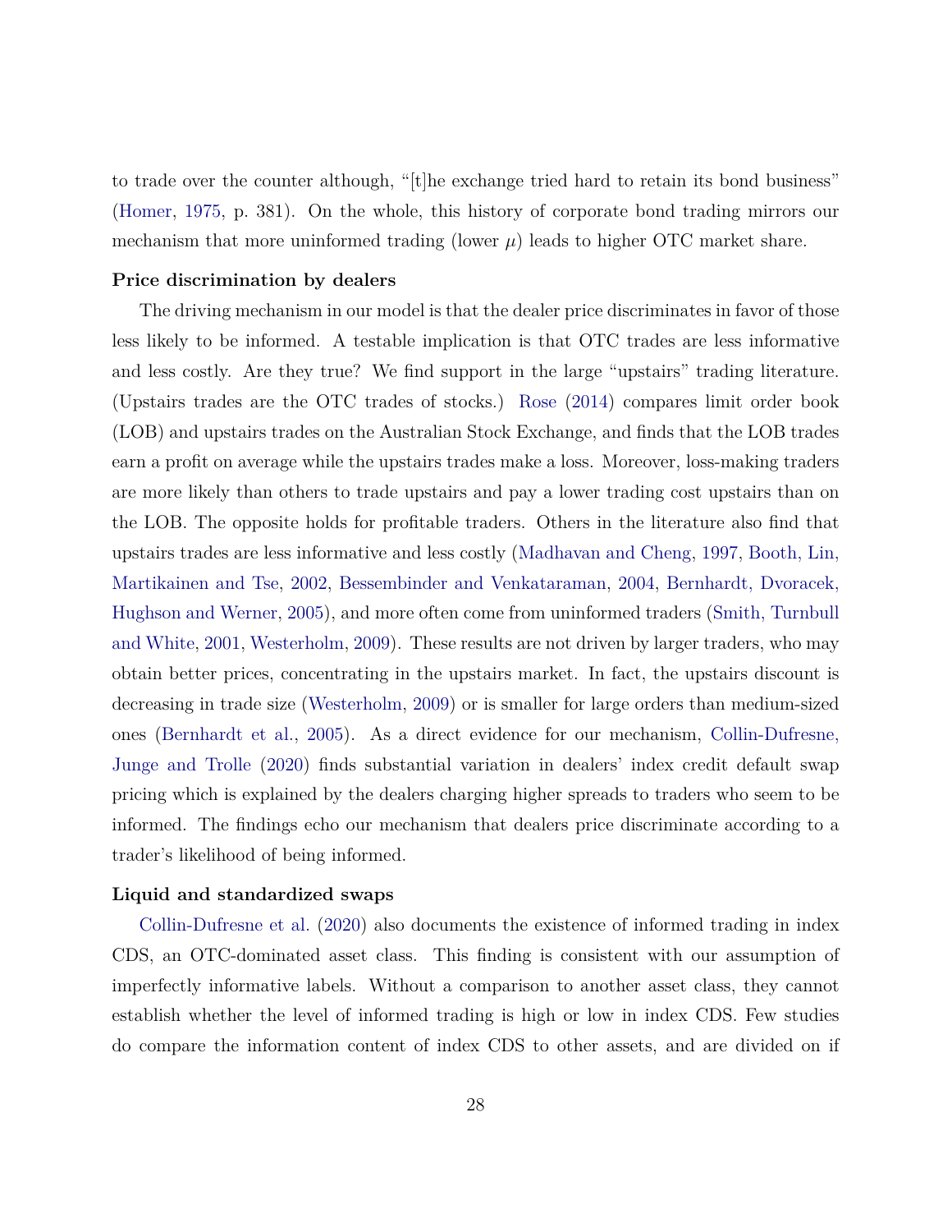to trade over the counter although, "[t]he exchange tried hard to retain its bond business" (Homer, 1975, p. 381). On the whole, this history of corporate bond trading mirrors our mechanism that more uninformed trading (lower $\mu$) leads to higher OTC market share.

**Price discrimination by dealers**

The driving mechanism in our model is that the dealer price discriminates in favor of those less likely to be informed. A testable implication is that OTC trades are less informative and less costly. Are they true? We find support in the large "upstairs" trading literature. (Upstairs trades are the OTC trades of stocks.) Rose (2014) compares limit order book (LOB) and upstairs trades on the Australian Stock Exchange, and finds that the LOB trades earn a profit on average while the upstairs trades make a loss. Moreover, loss-making traders are more likely than others to trade upstairs and pay a lower trading cost upstairs than on the LOB. The opposite holds for profitable traders. Others in the literature also find that upstairs trades are less informative and less costly (Madhavan and Cheng, 1997, Booth, Lin, Martikainen and Tse, 2002, Bessembinder and Venkataraman, 2004, Bernhardt, Dvoracek, Hughson and Werner, 2005), and more often come from uninformed traders (Smith, Turnbull and White, 2001, Westerholm, 2009). These results are not driven by larger traders, who may obtain better prices, concentrating in the upstairs market. In fact, the upstairs discount is decreasing in trade size (Westerholm, 2009) or is smaller for large orders than medium-sized ones (Bernhardt et al., 2005). As a direct evidence for our mechanism, Collin-Dufresne, Junge and Trolle (2020) finds substantial variation in dealers' index credit default swap pricing which is explained by the dealers charging higher spreads to traders who seem to be informed. The findings echo our mechanism that dealers price discriminate according to a trader's likelihood of being informed.

**Liquid and standardized swaps**

Collin-Dufresne et al. (2020) also documents the existence of informed trading in index CDS, an OTC-dominated asset class. This finding is consistent with our assumption of imperfectly informative labels. Without a comparison to another asset class, they cannot establish whether the level of informed trading is high or low in index CDS. Few studies do compare the information content of index CDS to other assets, and are divided on if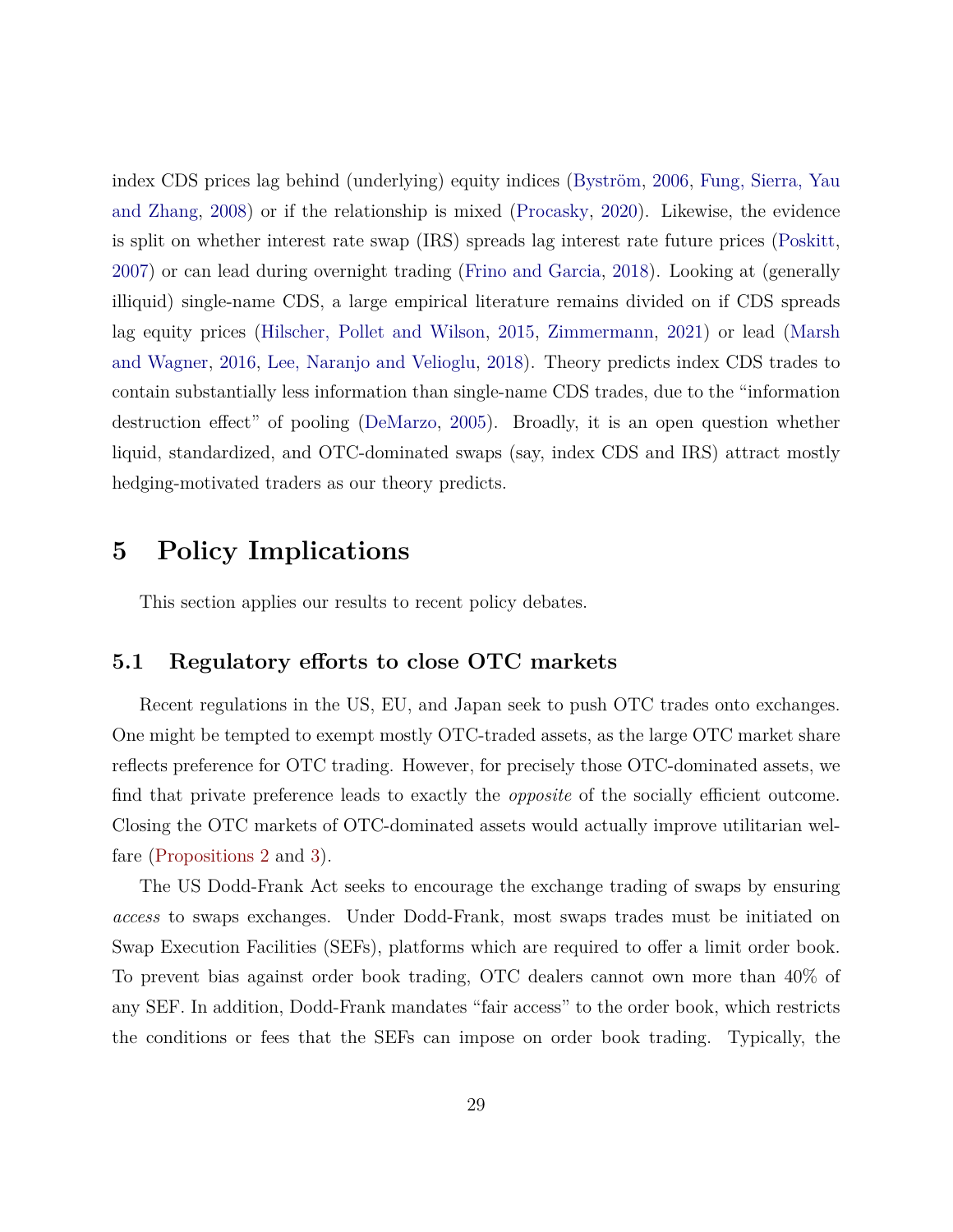index CDS prices lag behind (underlying) equity indices (Byström, 2006, Fung, Sierra, Yau and Zhang, 2008) or if the relationship is mixed (Procasky, 2020). Likewise, the evidence is split on whether interest rate swap (IRS) spreads lag interest rate future prices (Poskitt, 2007) or can lead during overnight trading (Frino and Garcia, 2018). Looking at (generally illiquid) single-name CDS, a large empirical literature remains divided on if CDS spreads lag equity prices (Hilscher, Pollet and Wilson, 2015, Zimmermann, 2021) or lead (Marsh and Wagner, 2016, Lee, Naranjo and Velioglu, 2018). Theory predicts index CDS trades to contain substantially less information than single-name CDS trades, due to the "information destruction effect" of pooling (DeMarzo, 2005). Broadly, it is an open question whether liquid, standardized, and OTC-dominated swaps (say, index CDS and IRS) attract mostly hedging-motivated traders as our theory predicts.

# 5 Policy Implications

This section applies our results to recent policy debates.

## 5.1 Regulatory efforts to close OTC markets

Recent regulations in the US, EU, and Japan seek to push OTC trades onto exchanges. One might be tempted to exempt mostly OTC-traded assets, as the large OTC market share reflects preference for OTC trading. However, for precisely those OTC-dominated assets, we find that private preference leads to exactly the *opposite* of the socially efficient outcome. Closing the OTC markets of OTC-dominated assets would actually improve utilitarian welfare (Propositions 2 and 3).

The US Dodd-Frank Act seeks to encourage the exchange trading of swaps by ensuring *access* to swaps exchanges. Under Dodd-Frank, most swaps trades must be initiated on Swap Execution Facilities (SEFs), platforms which are required to offer a limit order book. To prevent bias against order book trading, OTC dealers cannot own more than 40% of any SEF. In addition, Dodd-Frank mandates "fair access" to the order book, which restricts the conditions or fees that the SEFs can impose on order book trading. Typically, the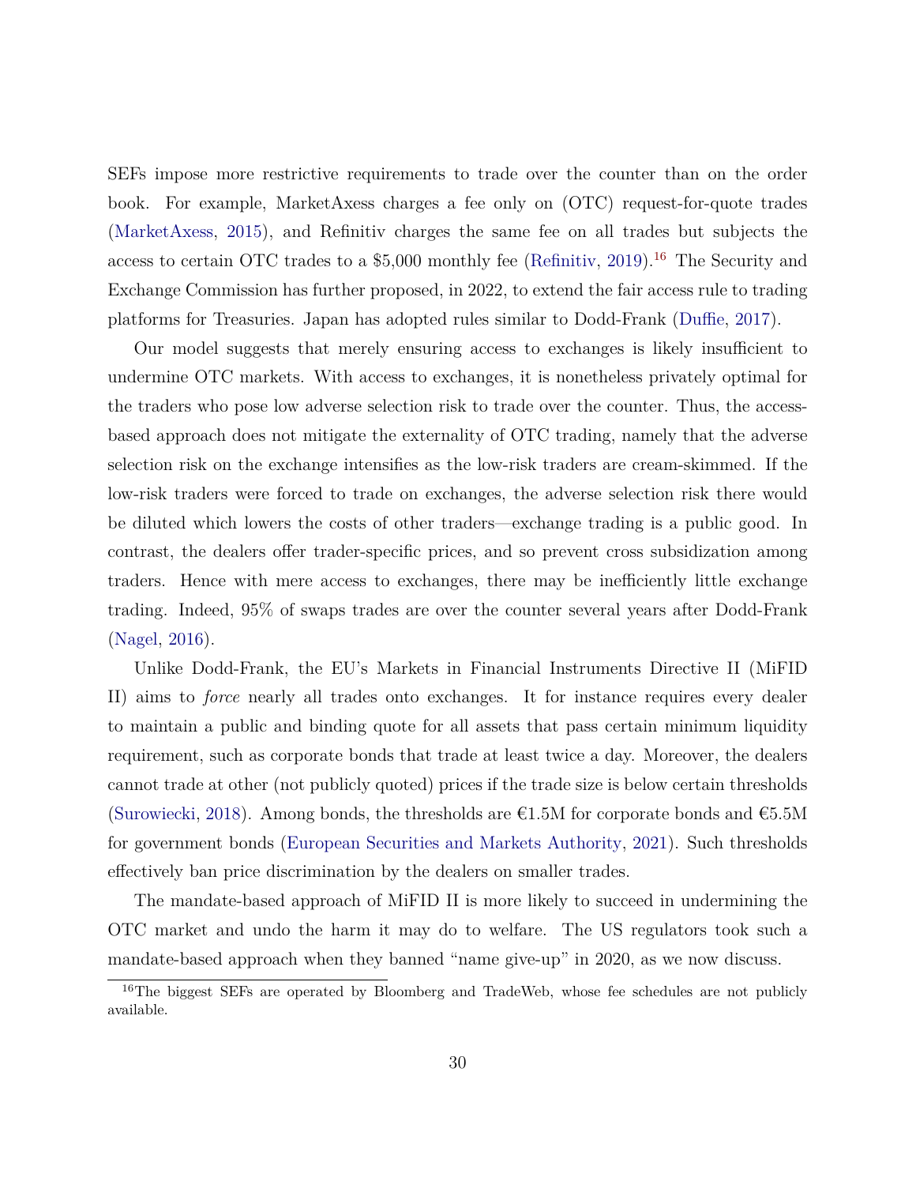SEFs impose more restrictive requirements to trade over the counter than on the order book. For example, MarketAxess charges a fee only on (OTC) request-for-quote trades (MarketAxess, 2015), and Refinitiv charges the same fee on all trades but subjects the access to certain OTC trades to a \$5,000 monthly fee (Refinitiv, 2019).[16] The Security and Exchange Commission has further proposed, in 2022, to extend the fair access rule to trading platforms for Treasuries. Japan has adopted rules similar to Dodd-Frank (Duffie, 2017).

Our model suggests that merely ensuring access to exchanges is likely insufficient to undermine OTC markets. With access to exchanges, it is nonetheless privately optimal for the traders who pose low adverse selection risk to trade over the counter. Thus, the access-based approach does not mitigate the externality of OTC trading, namely that the adverse selection risk on the exchange intensifies as the low-risk traders are cream-skimmed. If the low-risk traders were forced to trade on exchanges, the adverse selection risk there would be diluted which lowers the costs of other traders—exchange trading is a public good. In contrast, the dealers offer trader-specific prices, and so prevent cross subsidization among traders. Hence with mere access to exchanges, there may be inefficiently little exchange trading. Indeed, 95% of swaps trades are over the counter several years after Dodd-Frank (Nagel, 2016).

Unlike Dodd-Frank, the EU's Markets in Financial Instruments Directive II (MiFID II) aims to *force* nearly all trades onto exchanges. It for instance requires every dealer to maintain a public and binding quote for all assets that pass certain minimum liquidity requirement, such as corporate bonds that trade at least twice a day. Moreover, the dealers cannot trade at other (not publicly quoted) prices if the trade size is below certain thresholds (Surowiecki, 2018). Among bonds, the thresholds are €1.5M for corporate bonds and €5.5M for government bonds (European Securities and Markets Authority, 2021). Such thresholds effectively ban price discrimination by the dealers on smaller trades.

The mandate-based approach of MiFID II is more likely to succeed in undermining the OTC market and undo the harm it may do to welfare. The US regulators took such a mandate-based approach when they banned "name give-up" in 2020, as we now discuss.

[16] The biggest SEFs are operated by Bloomberg and TradeWeb, whose fee schedules are not publicly available.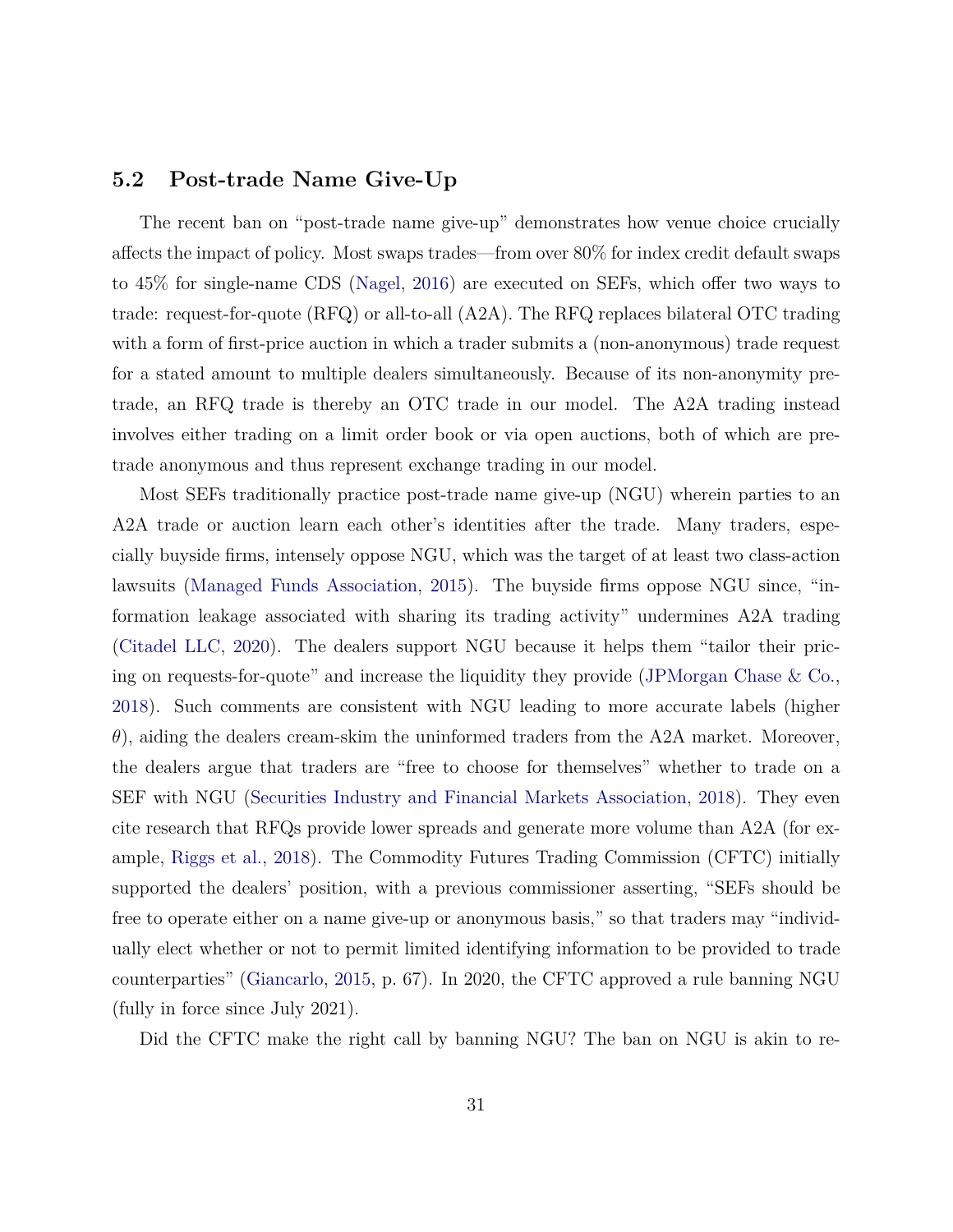## 5.2 Post-trade Name Give-Up

The recent ban on "post-trade name give-up" demonstrates how venue choice crucially affects the impact of policy. Most swaps trades—from over 80% for index credit default swaps to 45% for single-name CDS (Nagel, 2016) are executed on SEFs, which offer two ways to trade: request-for-quote (RFQ) or all-to-all (A2A). The RFQ replaces bilateral OTC trading with a form of first-price auction in which a trader submits a (non-anonymous) trade request for a stated amount to multiple dealers simultaneously. Because of its non-anonymity pre-trade, an RFQ trade is thereby an OTC trade in our model. The A2A trading instead involves either trading on a limit order book or via open auctions, both of which are pre-trade anonymous and thus represent exchange trading in our model.

Most SEFs traditionally practice post-trade name give-up (NGU) wherein parties to an A2A trade or auction learn each other's identities after the trade. Many traders, especially buyside firms, intensely oppose NGU, which was the target of at least two class-action lawsuits (Managed Funds Association, 2015). The buyside firms oppose NGU since, "information leakage associated with sharing its trading activity" undermines A2A trading (Citadel LLC, 2020). The dealers support NGU because it helps them "tailor their pricing on requests-for-quote" and increase the liquidity they provide (JPMorgan Chase & Co., 2018). Such comments are consistent with NGU leading to more accurate labels (higher $\theta$), aiding the dealers cream-skim the uninformed traders from the A2A market. Moreover, the dealers argue that traders are "free to choose for themselves" whether to trade on a SEF with NGU (Securities Industry and Financial Markets Association, 2018). They even cite research that RFQs provide lower spreads and generate more volume than A2A (for example, Riggs et al., 2018). The Commodity Futures Trading Commission (CFTC) initially supported the dealers' position, with a previous commissioner asserting, "SEFs should be free to operate either on a name give-up or anonymous basis," so that traders may "individually elect whether or not to permit limited identifying information to be provided to trade counterparties" (Giancarlo, 2015, p. 67). In 2020, the CFTC approved a rule banning NGU (fully in force since July 2021).

Did the CFTC make the right call by banning NGU? The ban on NGU is akin to re-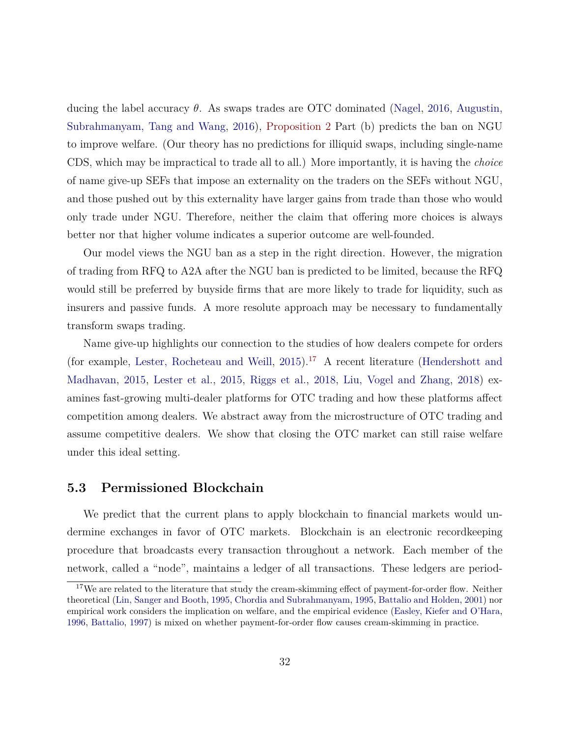ducing the label accuracy $\theta$. As swaps trades are OTC dominated (Nagel, 2016, Augustin, Subrahmanyam, Tang and Wang, 2016), Proposition 2 Part (b) predicts the ban on NGU to improve welfare. (Our theory has no predictions for illiquid swaps, including single-name CDS, which may be impractical to trade all to all.) More importantly, it is having the *choice* of name give-up SEFs that impose an externality on the traders on the SEFs without NGU, and those pushed out by this externality have larger gains from trade than those who would only trade under NGU. Therefore, neither the claim that offering more choices is always better nor that higher volume indicates a superior outcome are well-founded.

Our model views the NGU ban as a step in the right direction. However, the migration of trading from RFQ to A2A after the NGU ban is predicted to be limited, because the RFQ would still be preferred by buyside firms that are more likely to trade for liquidity, such as insurers and passive funds. A more resolute approach may be necessary to fundamentally transform swaps trading.

Name give-up highlights our connection to the studies of how dealers compete for orders (for example, Lester, Rocheteau and Weill, 2015).[17] A recent literature (Hendershott and Madhavan, 2015, Lester et al., 2015, Riggs et al., 2018, Liu, Vogel and Zhang, 2018) examines fast-growing multi-dealer platforms for OTC trading and how these platforms affect competition among dealers. We abstract away from the microstructure of OTC trading and assume competitive dealers. We show that closing the OTC market can still raise welfare under this ideal setting.

## 5.3 Permissioned Blockchain

We predict that the current plans to apply blockchain to financial markets would undermine exchanges in favor of OTC markets. Blockchain is an electronic recordkeeping procedure that broadcasts every transaction throughout a network. Each member of the network, called a "node", maintains a ledger of all transactions. These ledgers are period-

[17] We are related to the literature that study the cream-skimming effect of payment-for-order flow. Neither theoretical (Lin, Sanger and Booth, 1995, Chordia and Subrahmanyam, 1995, Battalio and Holden, 2001) nor empirical work considers the implication on welfare, and the empirical evidence (Easley, Kiefer and O'Hara, 1996, Battalio, 1997) is mixed on whether payment-for-order flow causes cream-skimming in practice.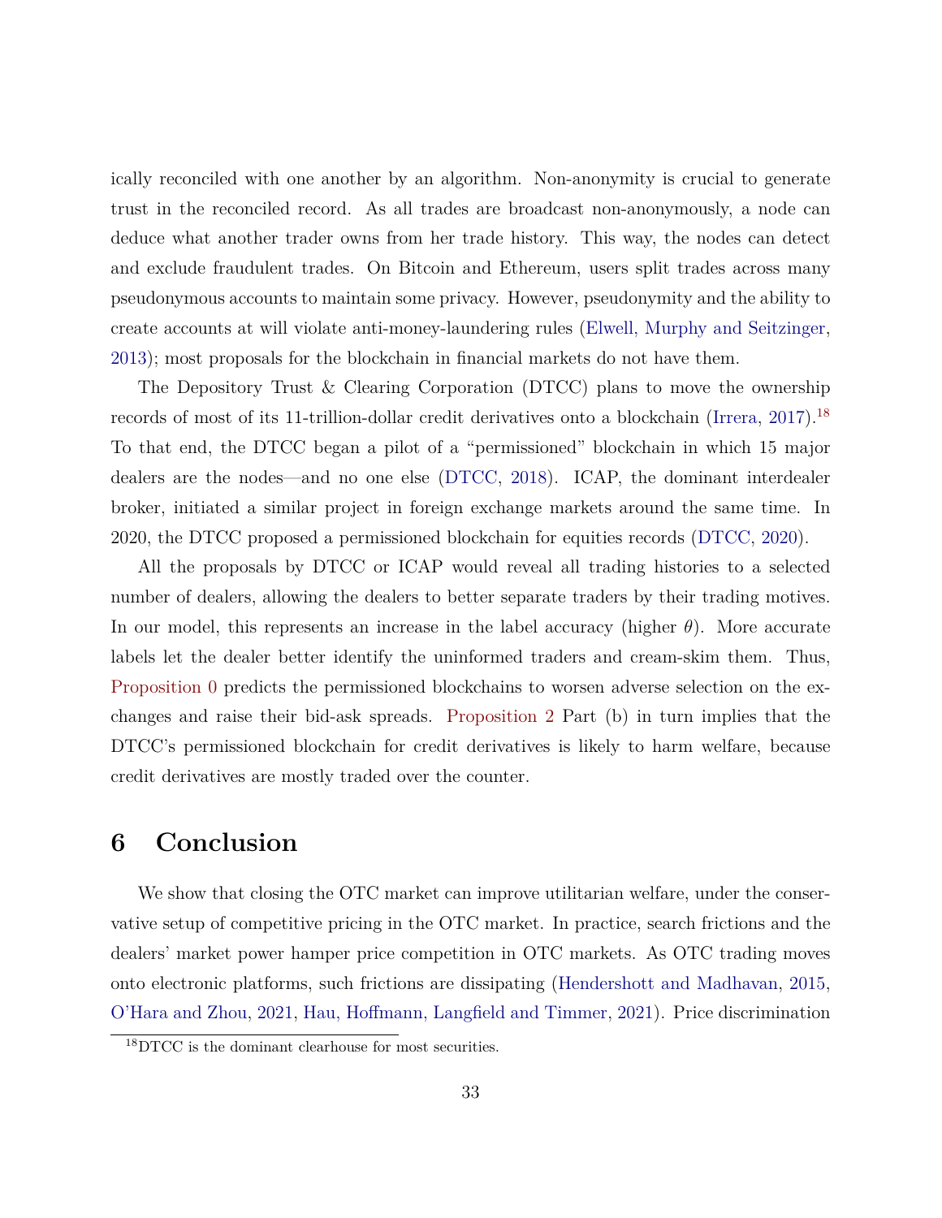ically reconciled with one another by an algorithm. Non-anonymity is crucial to generate trust in the reconciled record. As all trades are broadcast non-anonymously, a node can deduce what another trader owns from her trade history. This way, the nodes can detect and exclude fraudulent trades. On Bitcoin and Ethereum, users split trades across many pseudonymous accounts to maintain some privacy. However, pseudonymity and the ability to create accounts at will violate anti-money-laundering rules (Elwell, Murphy and Seitzinger, 2013); most proposals for the blockchain in financial markets do not have them.

The Depository Trust & Clearing Corporation (DTCC) plans to move the ownership records of most of its 11-trillion-dollar credit derivatives onto a blockchain (Irrera, 2017).[18] To that end, the DTCC began a pilot of a "permissioned" blockchain in which 15 major dealers are the nodes—and no one else (DTCC, 2018). ICAP, the dominant interdealer broker, initiated a similar project in foreign exchange markets around the same time. In 2020, the DTCC proposed a permissioned blockchain for equities records (DTCC, 2020).

All the proposals by DTCC or ICAP would reveal all trading histories to a selected number of dealers, allowing the dealers to better separate traders by their trading motives. In our model, this represents an increase in the label accuracy (higher $\theta$). More accurate labels let the dealer better identify the uninformed traders and cream-skim them. Thus, Proposition 0 predicts the permissioned blockchains to worsen adverse selection on the exchanges and raise their bid-ask spreads. Proposition 2 Part (b) in turn implies that the DTCC's permissioned blockchain for credit derivatives is likely to harm welfare, because credit derivatives are mostly traded over the counter.

# 6 Conclusion

We show that closing the OTC market can improve utilitarian welfare, under the conservative setup of competitive pricing in the OTC market. In practice, search frictions and the dealers' market power hamper price competition in OTC markets. As OTC trading moves onto electronic platforms, such frictions are dissipating (Hendershott and Madhavan, 2015, O'Hara and Zhou, 2021, Hau, Hoffmann, Langfield and Timmer, 2021). Price discrimination

[18] DTCC is the dominant clearhouse for most securities.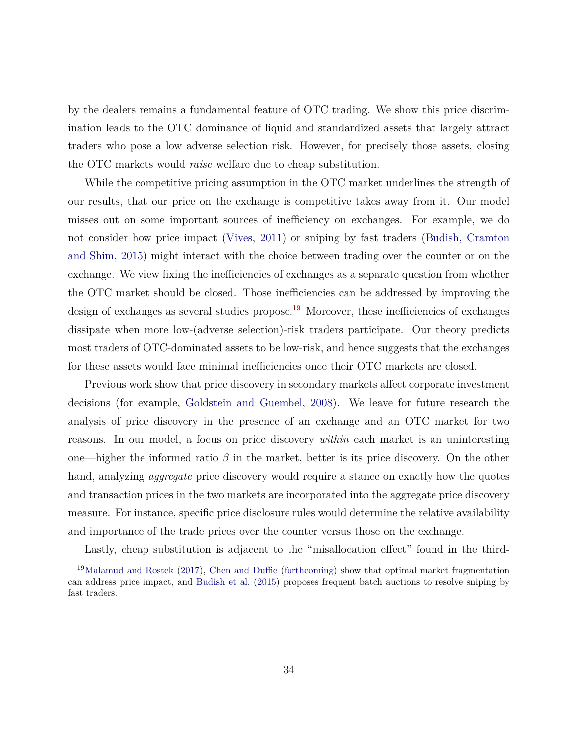by the dealers remains a fundamental feature of OTC trading. We show this price discrimination leads to the OTC dominance of liquid and standardized assets that largely attract traders who pose a low adverse selection risk. However, for precisely those assets, closing the OTC markets would *raise* welfare due to cheap substitution.

While the competitive pricing assumption in the OTC market underlines the strength of our results, that our price on the exchange is competitive takes away from it. Our model misses out on some important sources of inefficiency on exchanges. For example, we do not consider how price impact (Vives, 2011) or sniping by fast traders (Budish, Cramton and Shim, 2015) might interact with the choice between trading over the counter or on the exchange. We view fixing the inefficiencies of exchanges as a separate question from whether the OTC market should be closed. Those inefficiencies can be addressed by improving the design of exchanges as several studies propose.[19] Moreover, these inefficiencies of exchanges dissipate when more low-(adverse selection)-risk traders participate. Our theory predicts most traders of OTC-dominated assets to be low-risk, and hence suggests that the exchanges for these assets would face minimal inefficiencies once their OTC markets are closed.

Previous work show that price discovery in secondary markets affect corporate investment decisions (for example, Goldstein and Guembel, 2008). We leave for future research the analysis of price discovery in the presence of an exchange and an OTC market for two reasons. In our model, a focus on price discovery *within* each market is an uninteresting one—higher the informed ratio $\beta$ in the market, better is its price discovery. On the other hand, analyzing *aggregate* price discovery would require a stance on exactly how the quotes and transaction prices in the two markets are incorporated into the aggregate price discovery measure. For instance, specific price disclosure rules would determine the relative availability and importance of the trade prices over the counter versus those on the exchange.

Lastly, cheap substitution is adjacent to the "misallocation effect" found in the third-

[19] Malamud and Rostek (2017), Chen and Duffie (forthcoming) show that optimal market fragmentation can address price impact, and Budish et al. (2015) proposes frequent batch auctions to resolve sniping by fast traders.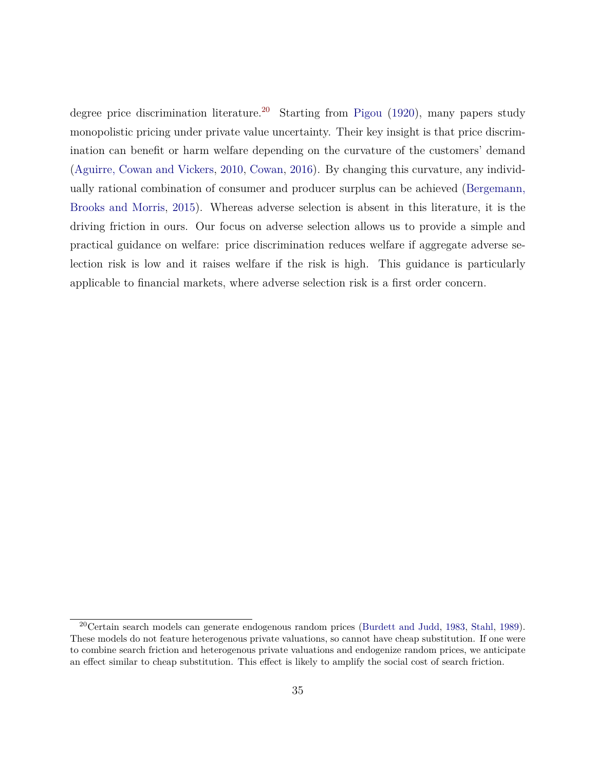degree price discrimination literature.[20] Starting from Pigou (1920), many papers study monopolistic pricing under private value uncertainty. Their key insight is that price discrimination can benefit or harm welfare depending on the curvature of the customers' demand (Aguirre, Cowan and Vickers, 2010, Cowan, 2016). By changing this curvature, any individually rational combination of consumer and producer surplus can be achieved (Bergemann, Brooks and Morris, 2015). Whereas adverse selection is absent in this literature, it is the driving friction in ours. Our focus on adverse selection allows us to provide a simple and practical guidance on welfare: price discrimination reduces welfare if aggregate adverse selection risk is low and it raises welfare if the risk is high. This guidance is particularly applicable to financial markets, where adverse selection risk is a first order concern.

[20] Certain search models can generate endogenous random prices (Burdett and Judd, 1983, Stahl, 1989). These models do not feature heterogenous private valuations, so cannot have cheap substitution. If one were to combine search friction and heterogenous private valuations and endogenize random prices, we anticipate an effect similar to cheap substitution. This effect is likely to amplify the social cost of search friction.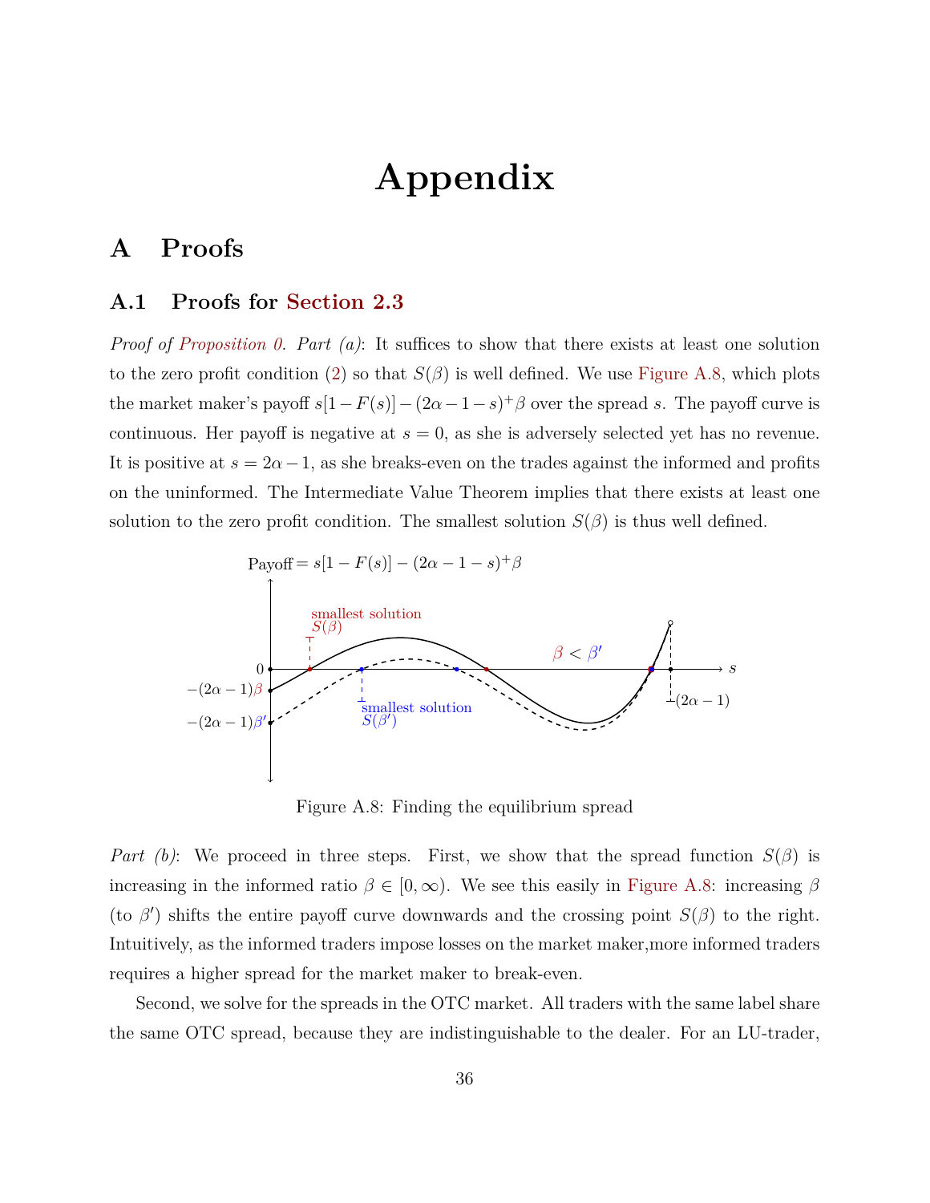# Appendix

## A Proofs

### A.1 Proofs for Section 2.3

*Proof of Proposition 0. Part (a)*: It suffices to show that there exists at least one solution to the zero profit condition (2) so that $S(\beta)$ is well defined. We use Figure A.8, which plots the market maker's payoff $s[1-F(s)]-(2\alpha-1-s)^{+}\beta$ over the spread $s$. The payoff curve is continuous. Her payoff is negative at $s=0$, as she is adversely selected yet has no revenue. It is positive at $s=2\alpha-1$, as she breaks-even on the trades against the informed and profits on the uninformed. The Intermediate Value Theorem implies that there exists at least one solution to the zero profit condition. The smallest solution $S(\beta)$ is thus well defined.

Figure A.8: Finding the equilibrium spread

*Part (b)*: We proceed in three steps. First, we show that the spread function $S(\beta)$ is increasing in the informed ratio $\beta \in [0,\infty)$. We see this easily in Figure A.8: increasing $\beta$ (to $\beta'$) shifts the entire payoff curve downwards and the crossing point $S(\beta)$ to the right. Intuitively, as the informed traders impose losses on the market maker,more informed traders requires a higher spread for the market maker to break-even.

Second, we solve for the spreads in the OTC market. All traders with the same label share the same OTC spread, because they are indistinguishable to the dealer. For an LU-trader,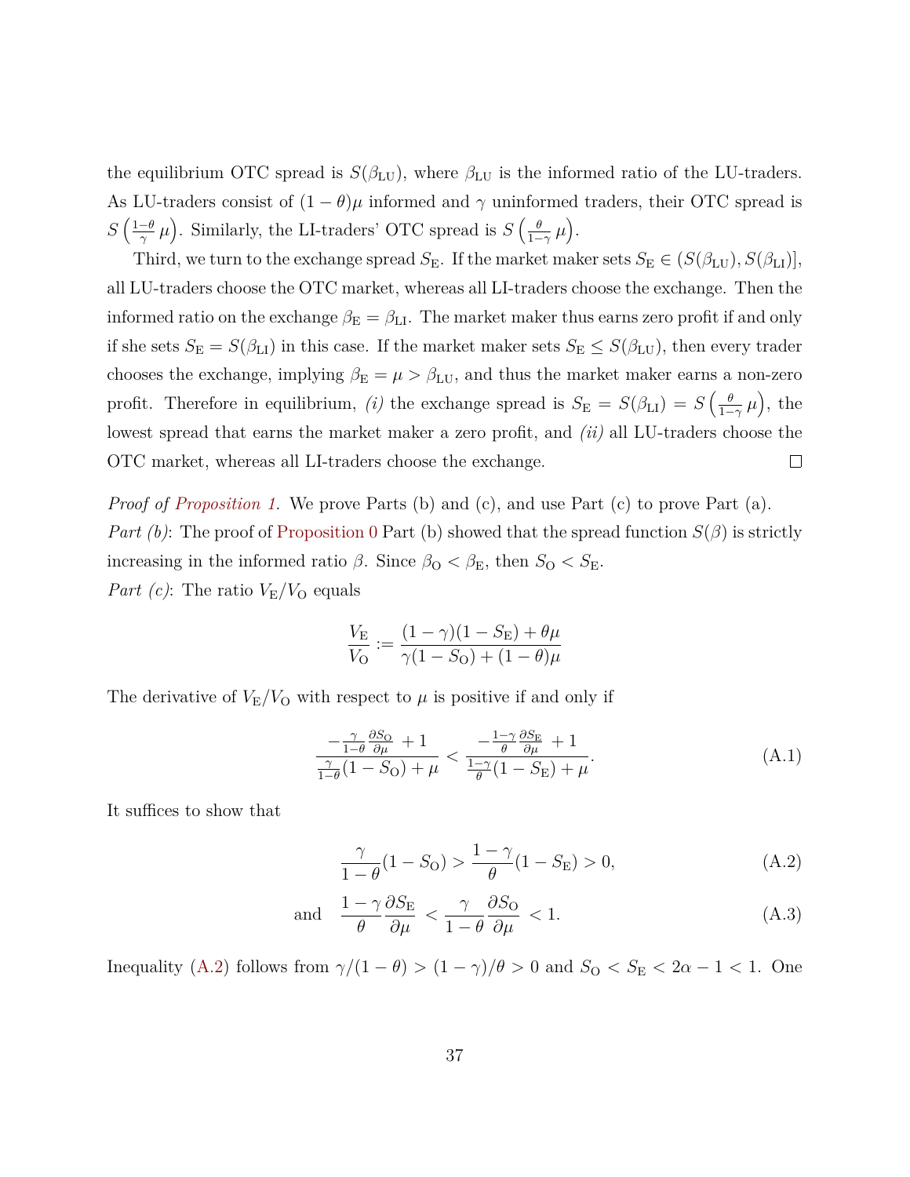the equilibrium OTC spread is $S(\beta_{\mathrm{LU}})$, where $\beta_{\mathrm{LU}}$ is the informed ratio of the LU-traders. As LU-traders consist of $(1-\theta)\mu$ informed and $\gamma$ uninformed traders, their OTC spread is $S\left(\frac{1-\theta}{\gamma}\,\mu\right)$. Similarly, the LI-traders' OTC spread is $S\left(\frac{\theta}{1-\gamma}\,\mu\right)$.

Third, we turn to the exchange spread $S_{\mathrm{E}}$. If the market maker sets $S_{\mathrm{E}} \in (S(\beta_{\mathrm{LU}}), S(\beta_{\mathrm{LI}})]$, all LU-traders choose the OTC market, whereas all LI-traders choose the exchange. Then the informed ratio on the exchange $\beta_{\mathrm{E}} = \beta_{\mathrm{LI}}$. The market maker thus earns zero profit if and only if she sets $S_{\mathrm{E}} = S(\beta_{\mathrm{LI}})$ in this case. If the market maker sets $S_{\mathrm{E}} \leq S(\beta_{\mathrm{LU}})$, then every trader chooses the exchange, implying $\beta_{\mathrm{E}} = \mu > \beta_{\mathrm{LU}}$, and thus the market maker earns a non-zero profit. Therefore in equilibrium, *(i)* the exchange spread is $S_{\mathrm{E}} = S(\beta_{\mathrm{LI}}) = S\left(\frac{\theta}{1-\gamma}\,\mu\right)$, the lowest spread that earns the market maker a zero profit, and *(ii)* all LU-traders choose the OTC market, whereas all LI-traders choose the exchange. □

*Proof of Proposition 1.* We prove Parts (b) and (c), and use Part (c) to prove Part (a).

*Part (b)*: The proof of Proposition 0 Part (b) showed that the spread function $S(\beta)$ is strictly increasing in the informed ratio $\beta$. Since $\beta_{\mathrm{O}} < \beta_{\mathrm{E}}$, then $S_{\mathrm{O}} < S_{\mathrm{E}}$.

*Part (c)*: The ratio $V_{\mathrm{E}}/V_{\mathrm{O}}$ equals

$$\frac{V_{\mathrm{E}}}{V_{\mathrm{O}}} := \frac{(1-\gamma)(1-S_{\mathrm{E}}) + \theta\mu}{\gamma(1-S_{\mathrm{O}}) + (1-\theta)\mu}$$

The derivative of $V_{\mathrm{E}}/V_{\mathrm{O}}$ with respect to $\mu$ is positive if and only if

$$\frac{-\frac{\gamma}{1-\theta}\frac{\partial S_{\mathrm{O}}}{\partial \mu} + 1}{\frac{\gamma}{1-\theta}(1-S_{\mathrm{O}}) + \mu} < \frac{-\frac{1-\gamma}{\theta}\frac{\partial S_{\mathrm{E}}}{\partial \mu} + 1}{\frac{1-\gamma}{\theta}(1-S_{\mathrm{E}}) + \mu}. \tag{A.1}$$

It suffices to show that

$$\frac{\gamma}{1-\theta}(1-S_{\mathrm{O}}) > \frac{1-\gamma}{\theta}(1-S_{\mathrm{E}}) > 0, \tag{A.2}$$

$$\text{and} \quad \frac{1-\gamma}{\theta}\frac{\partial S_{\mathrm{E}}}{\partial \mu} < \frac{\gamma}{1-\theta}\frac{\partial S_{\mathrm{O}}}{\partial \mu} < 1. \tag{A.3}$$

Inequality (A.2) follows from $\gamma/(1-\theta) > (1-\gamma)/\theta > 0$ and $S_{\mathrm{O}} < S_{\mathrm{E}} < 2\alpha - 1 < 1$. One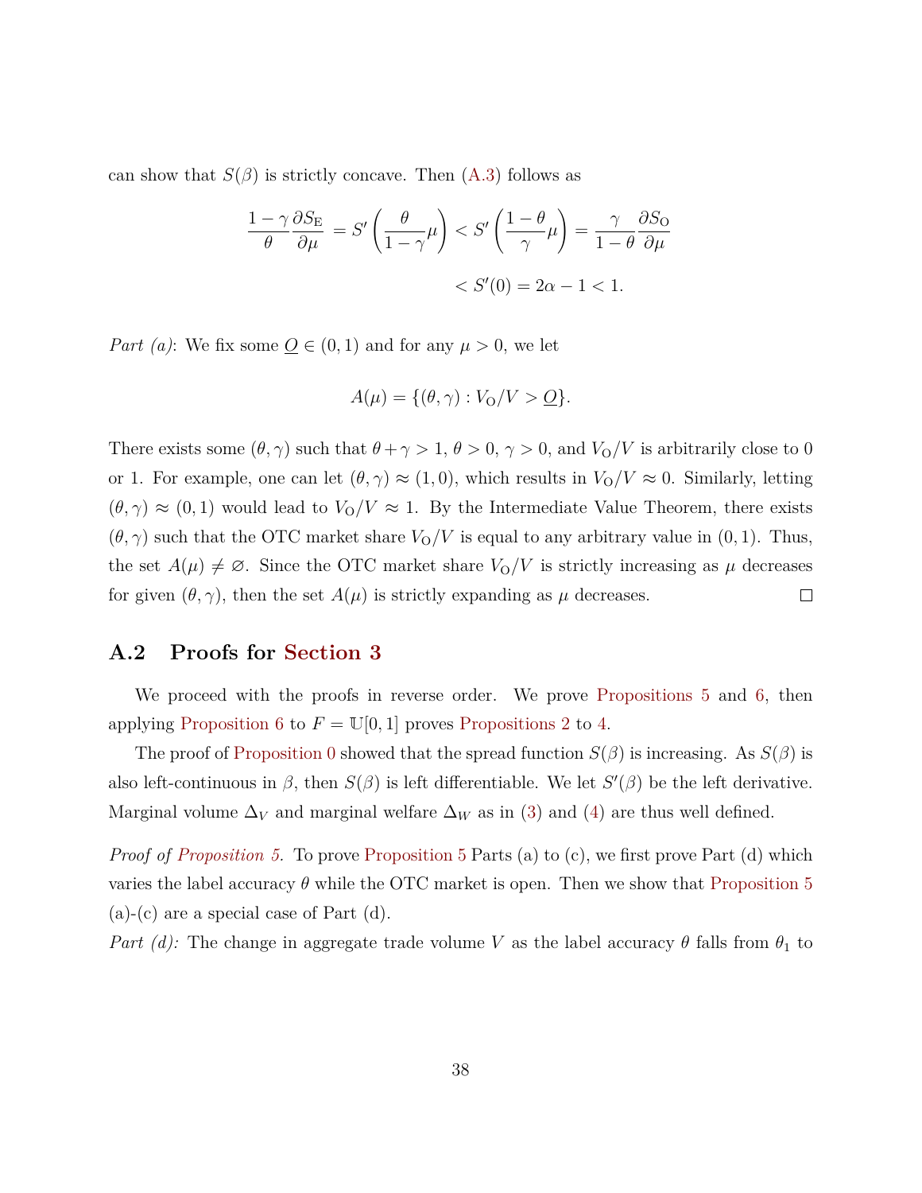can show that $S(\beta)$ is strictly concave. Then (A.3) follows as

$$\frac{1-\gamma}{\theta}\frac{\partial S_{\mathrm{E}}}{\partial \mu} = S'\left(\frac{\theta}{1-\gamma}\mu\right) < S'\left(\frac{1-\theta}{\gamma}\mu\right) = \frac{\gamma}{1-\theta}\frac{\partial S_{\mathrm{O}}}{\partial \mu}$$

$$< S'(0) = 2\alpha - 1 < 1.$$

*Part (a)*: We fix some $\underline{O} \in (0,1)$ and for any $\mu > 0$, we let

$$A(\mu) = \{(\theta, \gamma) : V_{\mathrm{O}}/V > \underline{O}\}.$$

There exists some $(\theta, \gamma)$ such that $\theta + \gamma > 1$, $\theta > 0$, $\gamma > 0$, and $V_{\mathrm{O}}/V$ is arbitrarily close to 0 or 1. For example, one can let $(\theta, \gamma) \approx (1, 0)$, which results in $V_{\mathrm{O}}/V \approx 0$. Similarly, letting $(\theta, \gamma) \approx (0, 1)$ would lead to $V_{\mathrm{O}}/V \approx 1$. By the Intermediate Value Theorem, there exists $(\theta, \gamma)$ such that the OTC market share $V_{\mathrm{O}}/V$ is equal to any arbitrary value in $(0, 1)$. Thus, the set $A(\mu) \neq \varnothing$. Since the OTC market share $V_{\mathrm{O}}/V$ is strictly increasing as $\mu$ decreases for given $(\theta, \gamma)$, then the set $A(\mu)$ is strictly expanding as $\mu$ decreases. □

## A.2 Proofs for Section 3

We proceed with the proofs in reverse order. We prove Propositions 5 and 6, then applying Proposition 6 to $F = \mathbb{U}[0, 1]$ proves Propositions 2 to 4.

The proof of Proposition 0 showed that the spread function $S(\beta)$ is increasing. As $S(\beta)$ is also left-continuous in $\beta$, then $S(\beta)$ is left differentiable. We let $S'(\beta)$ be the left derivative. Marginal volume $\Delta_V$ and marginal welfare $\Delta_W$ as in (3) and (4) are thus well defined.

*Proof of Proposition 5.* To prove Proposition 5 Parts (a) to (c), we first prove Part (d) which varies the label accuracy $\theta$ while the OTC market is open. Then we show that Proposition 5 (a)-(c) are a special case of Part (d).

*Part (d):* The change in aggregate trade volume $V$ as the label accuracy $\theta$ falls from $\theta_1$ to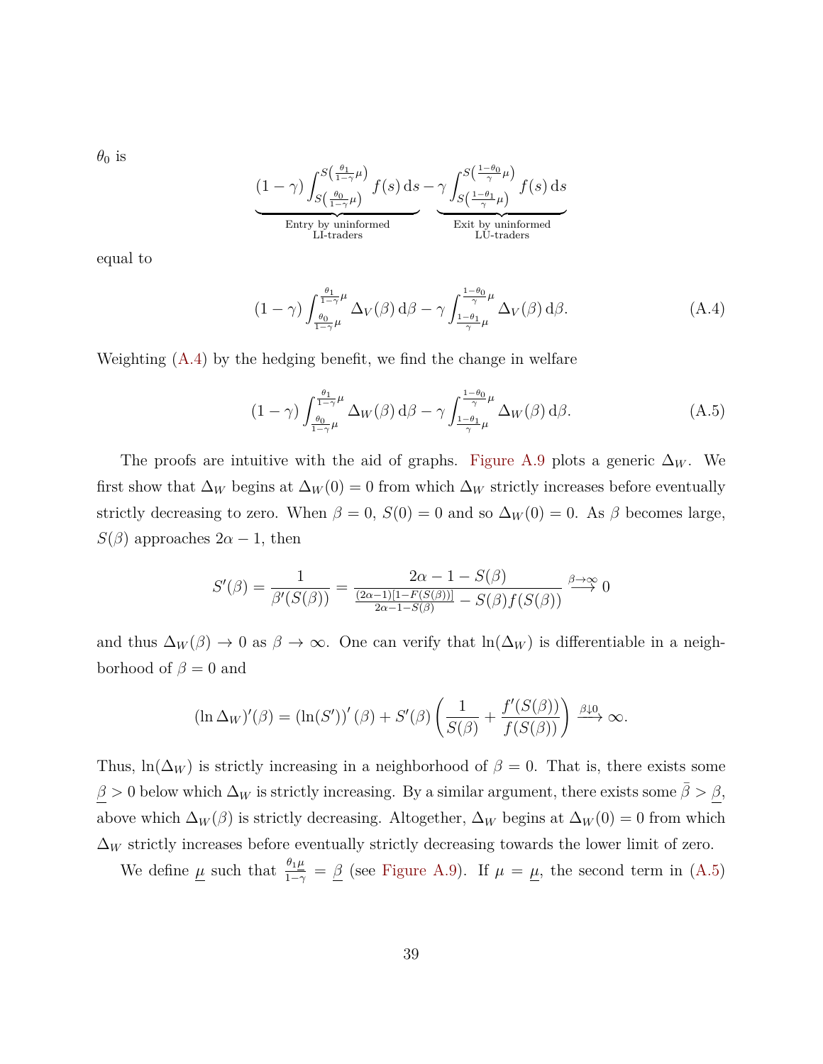$\theta_0$ is

$$\underbrace{(1-\gamma)\int_{S\left(\frac{\theta_0}{1-\gamma}\mu\right)}^{S\left(\frac{\theta_1}{1-\gamma}\mu\right)} f(s)\,\mathrm{d}s}_{\substack{\text{Entry by uninformed}\\ \text{LI-traders}}} - \underbrace{\gamma\int_{S\left(\frac{1-\theta_1}{\gamma}\mu\right)}^{S\left(\frac{1-\theta_0}{\gamma}\mu\right)} f(s)\,\mathrm{d}s}_{\substack{\text{Exit by uninformed}\\ \text{LU-traders}}}$$

equal to

$$(1-\gamma)\int_{\frac{\theta_0}{1-\gamma}\mu}^{\frac{\theta_1}{1-\gamma}\mu} \Delta_V(\beta)\,\mathrm{d}\beta - \gamma\int_{\frac{1-\theta_1}{\gamma}\mu}^{\frac{1-\theta_0}{\gamma}\mu} \Delta_V(\beta)\,\mathrm{d}\beta. \tag{A.4}$$

Weighting (A.4) by the hedging benefit, we find the change in welfare

$$(1-\gamma)\int_{\frac{\theta_0}{1-\gamma}\mu}^{\frac{\theta_1}{1-\gamma}\mu} \Delta_W(\beta)\,\mathrm{d}\beta - \gamma\int_{\frac{1-\theta_1}{\gamma}\mu}^{\frac{1-\theta_0}{\gamma}\mu} \Delta_W(\beta)\,\mathrm{d}\beta. \tag{A.5}$$

The proofs are intuitive with the aid of graphs. Figure A.9 plots a generic $\Delta_W$. We first show that $\Delta_W$ begins at $\Delta_W(0) = 0$ from which $\Delta_W$ strictly increases before eventually strictly decreasing to zero. When $\beta = 0$, $S(0) = 0$ and so $\Delta_W(0) = 0$. As $\beta$ becomes large, $S(\beta)$ approaches $2\alpha - 1$, then

$$S'(\beta) = \frac{1}{\beta'(S(\beta))} = \frac{2\alpha - 1 - S(\beta)}{\frac{(2\alpha-1)[1-F(S(\beta))]}{2\alpha-1-S(\beta)} - S(\beta)f(S(\beta))} \overset{\beta\to\infty}{\longrightarrow} 0$$

and thus $\Delta_W(\beta) \to 0$ as $\beta \to \infty$. One can verify that $\ln(\Delta_W)$ is differentiable in a neighborhood of $\beta = 0$ and

$$(\ln \Delta_W)'(\beta) = \left(\ln(S')\right)'(\beta) + S'(\beta)\left(\frac{1}{S(\beta)} + \frac{f'(S(\beta))}{f(S(\beta))}\right) \overset{\beta\downarrow 0}{\longrightarrow} \infty.$$

Thus, $\ln(\Delta_W)$ is strictly increasing in a neighborhood of $\beta = 0$. That is, there exists some $\underline{\beta} > 0$ below which $\Delta_W$ is strictly increasing. By a similar argument, there exists some $\bar{\beta} > \underline{\beta}$, above which $\Delta_W(\beta)$ is strictly decreasing. Altogether, $\Delta_W$ begins at $\Delta_W(0) = 0$ from which $\Delta_W$ strictly increases before eventually strictly decreasing towards the lower limit of zero.

We define $\underline{\mu}$ such that $\frac{\theta_1\underline{\mu}}{1-\gamma} = \underline{\beta}$ (see Figure A.9). If $\mu = \underline{\mu}$, the second term in (A.5)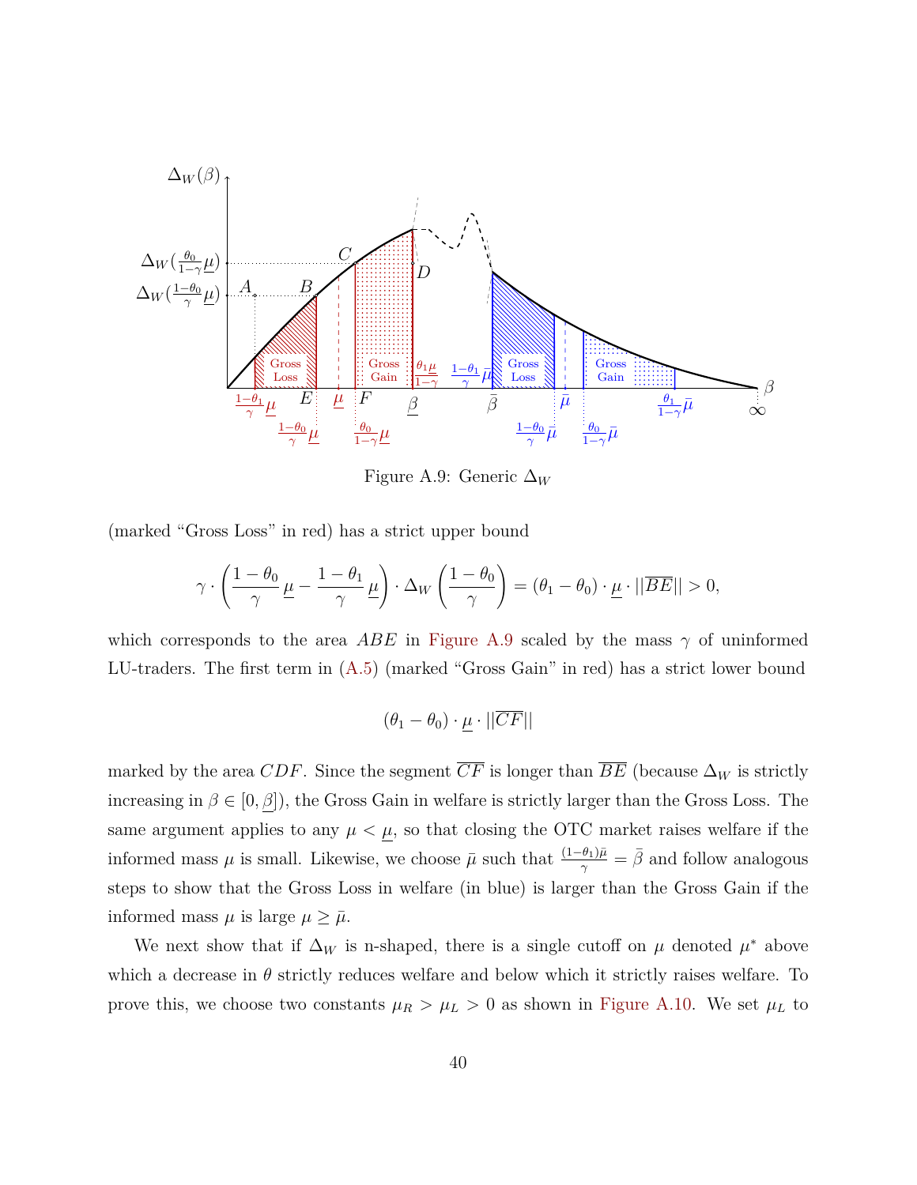Figure A.9: Generic $\Delta_W$

(marked “Gross Loss” in red) has a strict upper bound

$$\gamma \cdot \left(\frac{1-\theta_0}{\gamma}\,\underline{\mu} - \frac{1-\theta_1}{\gamma}\,\underline{\mu}\right) \cdot \Delta_W\left(\frac{1-\theta_0}{\gamma}\right) = (\theta_1 - \theta_0) \cdot \underline{\mu} \cdot ||\overline{BE}|| > 0,$$

which corresponds to the area $ABE$ in Figure A.9 scaled by the mass $\gamma$ of uninformed LU-traders. The first term in (A.5) (marked “Gross Gain” in red) has a strict lower bound

$$(\theta_1 - \theta_0) \cdot \underline{\mu} \cdot ||\overline{CF}||$$

marked by the area $CDF$. Since the segment $\overline{CF}$ is longer than $\overline{BE}$ (because $\Delta_W$ is strictly increasing in $\beta \in [0, \underline{\beta}]$), the Gross Gain in welfare is strictly larger than the Gross Loss. The same argument applies to any $\mu < \underline{\mu}$, so that closing the OTC market raises welfare if the informed mass $\mu$ is small. Likewise, we choose $\bar{\mu}$ such that $\frac{(1-\theta_1)\bar{\mu}}{\gamma} = \bar{\beta}$ and follow analogous steps to show that the Gross Loss in welfare (in blue) is larger than the Gross Gain if the informed mass $\mu$ is large $\mu \geq \bar{\mu}$.

We next show that if $\Delta_W$ is n-shaped, there is a single cutoff on $\mu$ denoted $\mu^*$ above which a decrease in $\theta$ strictly reduces welfare and below which it strictly raises welfare. To prove this, we choose two constants $\mu_R > \mu_L > 0$ as shown in Figure A.10. We set $\mu_L$ to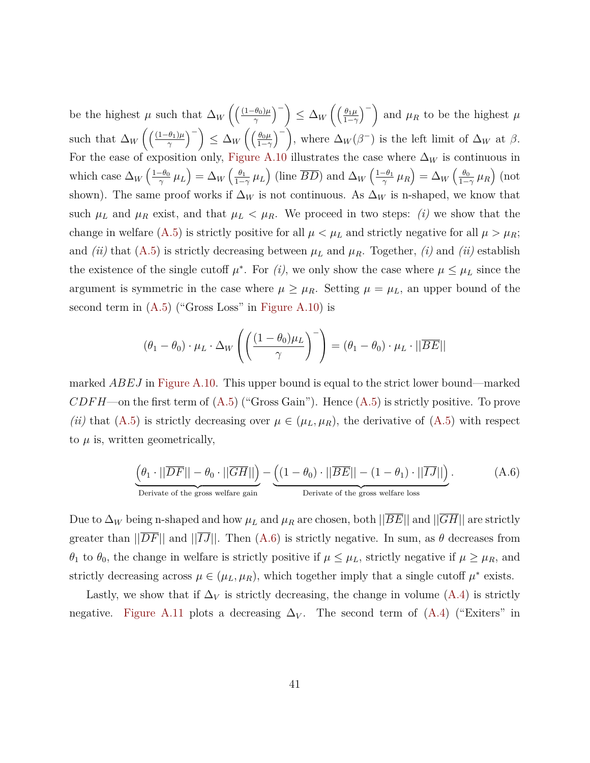be the highest $\mu$ such that $\Delta_W\left(\left(\frac{(1-\theta_0)\mu}{\gamma}\right)^-\right) \leq \Delta_W\left(\left(\frac{\theta_1\mu}{1-\gamma}\right)^-\right)$ and $\mu_R$ to be the highest $\mu$ such that $\Delta_W\left(\left(\frac{(1-\theta_1)\mu}{\gamma}\right)^-\right) \leq \Delta_W\left(\left(\frac{\theta_0\mu}{1-\gamma}\right)^-\right)$, where $\Delta_W(\beta^-)$ is the left limit of $\Delta_W$ at $\beta$. For the ease of exposition only, Figure A.10 illustrates the case where $\Delta_W$ is continuous in which case $\Delta_W\left(\frac{1-\theta_0}{\gamma}\,\mu_L\right) = \Delta_W\left(\frac{\theta_1}{1-\gamma}\,\mu_L\right)$ (line $\overline{BD}$) and $\Delta_W\left(\frac{1-\theta_1}{\gamma}\,\mu_R\right) = \Delta_W\left(\frac{\theta_0}{1-\gamma}\,\mu_R\right)$ (not shown). The same proof works if $\Delta_W$ is not continuous. As $\Delta_W$ is n-shaped, we know that such $\mu_L$ and $\mu_R$ exist, and that $\mu_L < \mu_R$. We proceed in two steps: *(i)* we show that the change in welfare (A.5) is strictly positive for all $\mu < \mu_L$ and strictly negative for all $\mu > \mu_R$; and *(ii)* that (A.5) is strictly decreasing between $\mu_L$ and $\mu_R$. Together, *(i)* and *(ii)* establish the existence of the single cutoff $\mu^*$. For *(i)*, we only show the case where $\mu \leq \mu_L$ since the argument is symmetric in the case where $\mu \geq \mu_R$. Setting $\mu = \mu_L$, an upper bound of the second term in (A.5) ("Gross Loss" in Figure A.10) is

$$(\theta_1 - \theta_0) \cdot \mu_L \cdot \Delta_W\left(\left(\frac{(1-\theta_0)\mu_L}{\gamma}\right)^-\right) = (\theta_1 - \theta_0) \cdot \mu_L \cdot ||\overline{BE}||$$

marked $ABEJ$ in Figure A.10. This upper bound is equal to the strict lower bound—marked $CDFH$—on the first term of (A.5) ("Gross Gain"). Hence (A.5) is strictly positive. To prove *(ii)* that (A.5) is strictly decreasing over $\mu \in (\mu_L, \mu_R)$, the derivative of (A.5) with respect to $\mu$ is, written geometrically,

$$\underbrace{\left(\theta_1 \cdot ||\overline{DF}|| - \theta_0 \cdot ||\overline{GH}||\right)}_{\text{Derivate of the gross welfare gain}} - \underbrace{\left((1-\theta_0) \cdot ||\overline{BE}|| - (1-\theta_1) \cdot ||\overline{IJ}||\right)}_{\text{Derivate of the gross welfare loss}}. \tag{A.6}$$

Due to $\Delta_W$ being n-shaped and how $\mu_L$ and $\mu_R$ are chosen, both $||\overline{BE}||$ and $||\overline{GH}||$ are strictly greater than $||\overline{DF}||$ and $||\overline{IJ}||$. Then (A.6) is strictly negative. In sum, as $\theta$ decreases from $\theta_1$ to $\theta_0$, the change in welfare is strictly positive if $\mu \leq \mu_L$, strictly negative if $\mu \geq \mu_R$, and strictly decreasing across $\mu \in (\mu_L, \mu_R)$, which together imply that a single cutoff $\mu^*$ exists.

Lastly, we show that if $\Delta_V$ is strictly decreasing, the change in volume (A.4) is strictly negative. Figure A.11 plots a decreasing $\Delta_V$. The second term of (A.4) ("Exiters" in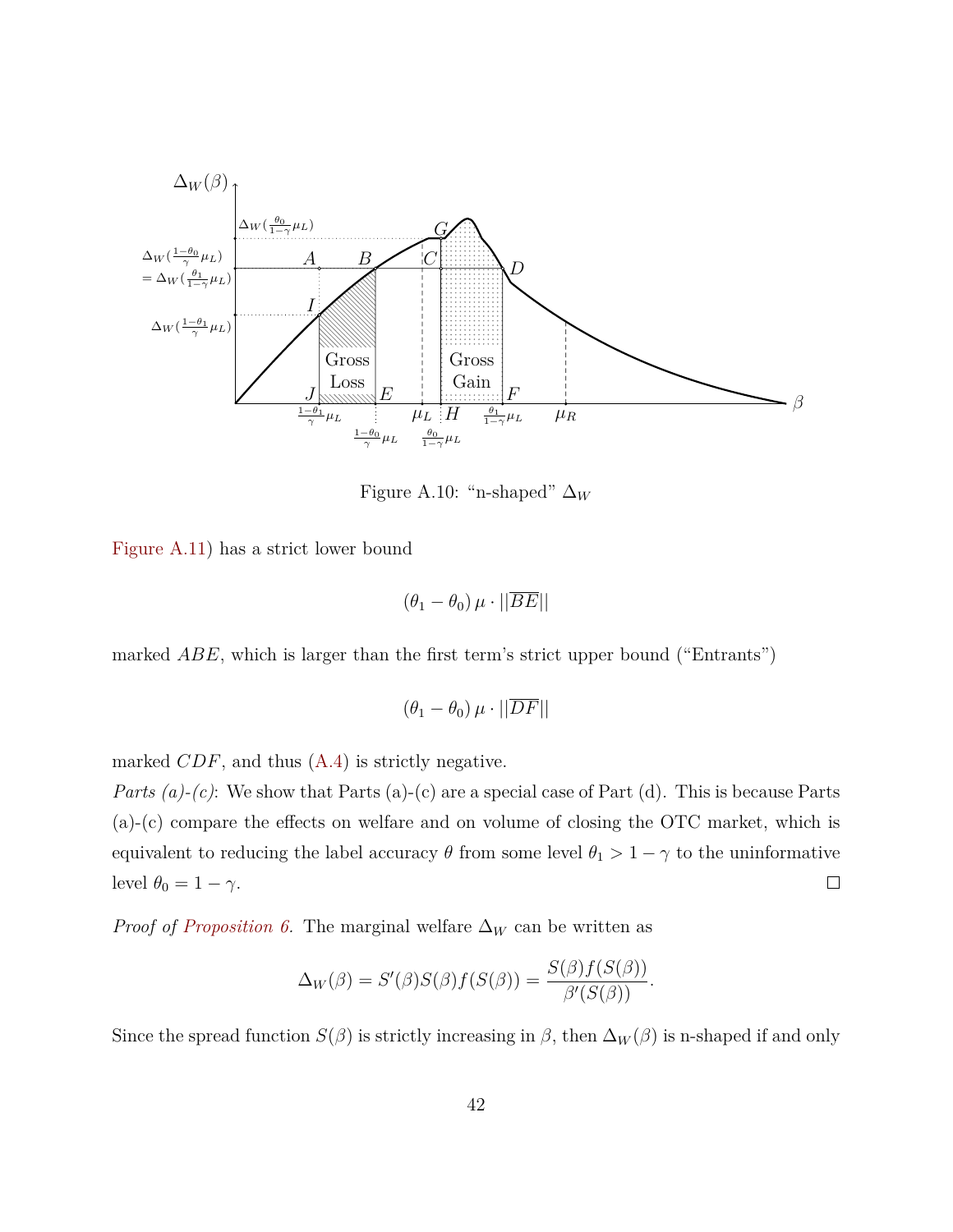Figure A.10: “n-shaped” $\Delta_W$

Figure A.11) has a strict lower bound

$$(\theta_1 - \theta_0)\,\mu \cdot ||\overline{BE}||$$

marked $ABE$, which is larger than the first term's strict upper bound (“Entrants”)

$$(\theta_1 - \theta_0)\,\mu \cdot ||\overline{DF}||$$

marked $CDF$, and thus (A.4) is strictly negative.

*Parts (a)-(c)*: We show that Parts (a)-(c) are a special case of Part (d). This is because Parts (a)-(c) compare the effects on welfare and on volume of closing the OTC market, which is equivalent to reducing the label accuracy $\theta$ from some level $\theta_1 > 1 - \gamma$ to the uninformative level $\theta_0 = 1 - \gamma$. □

*Proof of Proposition 6.* The marginal welfare $\Delta_W$ can be written as

$$\Delta_W(\beta) = S'(\beta)S(\beta)f(S(\beta)) = \frac{S(\beta)f(S(\beta))}{\beta'(S(\beta))}.$$

Since the spread function $S(\beta)$ is strictly increasing in $\beta$, then $\Delta_W(\beta)$ is n-shaped if and only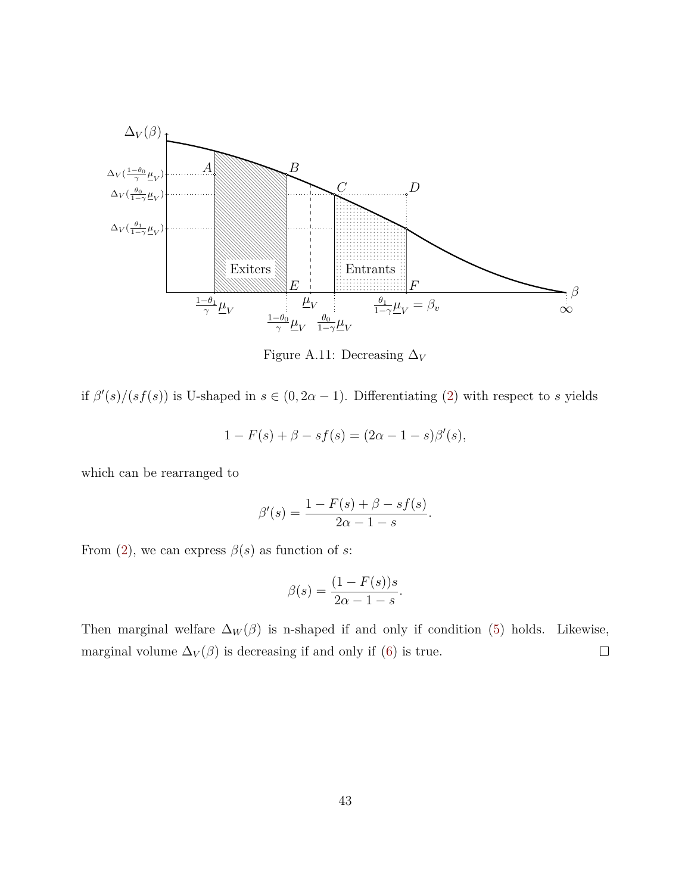Figure A.11: Decreasing $\Delta_V$

if $\beta'(s)/(sf(s))$ is U-shaped in $s \in (0, 2\alpha - 1)$. Differentiating (2) with respect to $s$ yields

$$1 - F(s) + \beta - sf(s) = (2\alpha - 1 - s)\beta'(s),$$

which can be rearranged to

$$\beta'(s) = \frac{1 - F(s) + \beta - sf(s)}{2\alpha - 1 - s}.$$

From (2), we can express $\beta(s)$ as function of $s$:

$$\beta(s) = \frac{(1 - F(s))s}{2\alpha - 1 - s}.$$

Then marginal welfare $\Delta_W(\beta)$ is n-shaped if and only if condition (5) holds. Likewise, marginal volume $\Delta_V(\beta)$ is decreasing if and only if (6) is true. □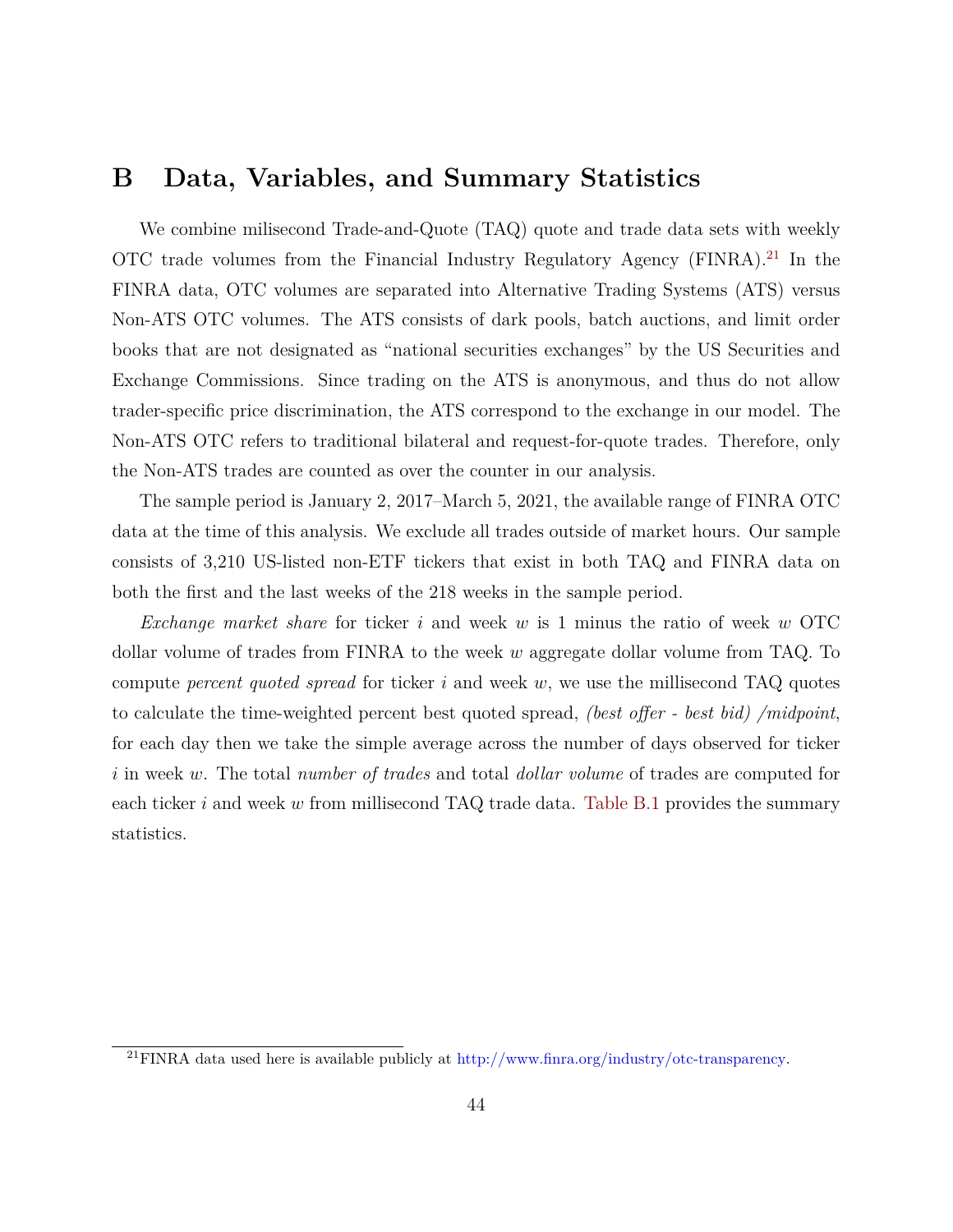# B Data, Variables, and Summary Statistics

We combine milisecond Trade-and-Quote (TAQ) quote and trade data sets with weekly OTC trade volumes from the Financial Industry Regulatory Agency (FINRA).[21] In the FINRA data, OTC volumes are separated into Alternative Trading Systems (ATS) versus Non-ATS OTC volumes. The ATS consists of dark pools, batch auctions, and limit order books that are not designated as "national securities exchanges" by the US Securities and Exchange Commissions. Since trading on the ATS is anonymous, and thus do not allow trader-specific price discrimination, the ATS correspond to the exchange in our model. The Non-ATS OTC refers to traditional bilateral and request-for-quote trades. Therefore, only the Non-ATS trades are counted as over the counter in our analysis.

The sample period is January 2, 2017–March 5, 2021, the available range of FINRA OTC data at the time of this analysis. We exclude all trades outside of market hours. Our sample consists of 3,210 US-listed non-ETF tickers that exist in both TAQ and FINRA data on both the first and the last weeks of the 218 weeks in the sample period.

*Exchange market share* for ticker $i$ and week $w$ is 1 minus the ratio of week $w$ OTC dollar volume of trades from FINRA to the week $w$ aggregate dollar volume from TAQ. To compute *percent quoted spread* for ticker $i$ and week $w$, we use the millisecond TAQ quotes to calculate the time-weighted percent best quoted spread, *(best offer - best bid) /midpoint*, for each day then we take the simple average across the number of days observed for ticker $i$ in week $w$. The total *number of trades* and total *dollar volume* of trades are computed for each ticker $i$ and week $w$ from millisecond TAQ trade data. Table B.1 provides the summary statistics.

[21] FINRA data used here is available publicly at http://www.finra.org/industry/otc-transparency.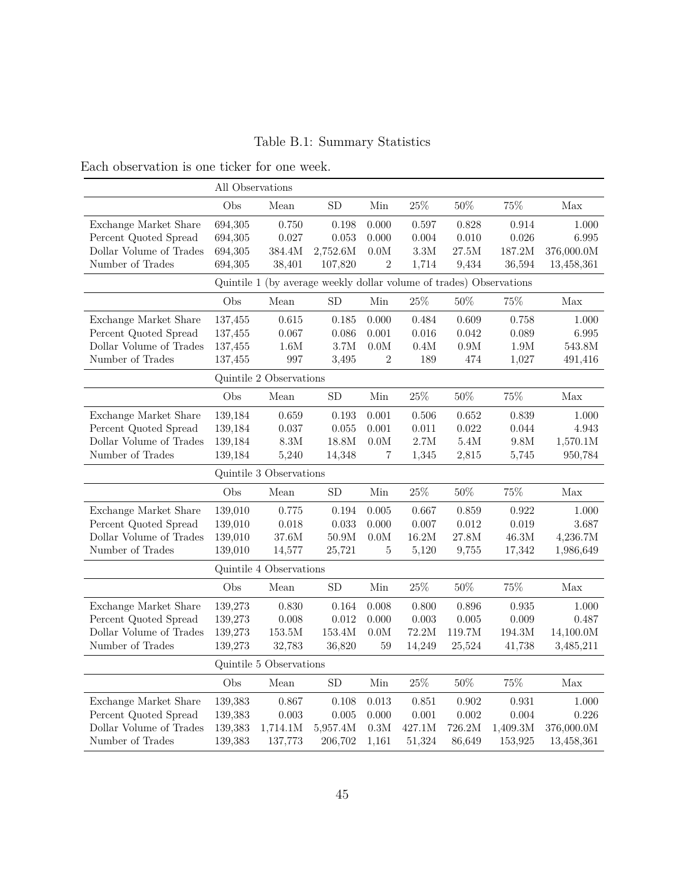Table B.1: Summary Statistics

Each observation is one ticker for one week.

| | All Observations | | | | | | | |
|---|---|---|---|---|---|---|---|---|
| | Obs | Mean | SD | Min | 25% | 50% | 75% | Max |
| Exchange Market Share | 694,305 | 0.750 | 0.198 | 0.000 | 0.597 | 0.828 | 0.914 | 1.000 |
| Percent Quoted Spread | 694,305 | 0.027 | 0.053 | 0.000 | 0.004 | 0.010 | 0.026 | 6.995 |
| Dollar Volume of Trades | 694,305 | 384.4M | 2,752.6M | 0.0M | 3.3M | 27.5M | 187.2M | 376,000.0M |
| Number of Trades | 694,305 | 38,401 | 107,820 | 2 | 1,714 | 9,434 | 36,594 | 13,458,361 |
| | Quintile 1 (by average weekly dollar volume of trades) Observations | | | | | | | |
| | Obs | Mean | SD | Min | 25% | 50% | 75% | Max |
| Exchange Market Share | 137,455 | 0.615 | 0.185 | 0.000 | 0.484 | 0.609 | 0.758 | 1.000 |
| Percent Quoted Spread | 137,455 | 0.067 | 0.086 | 0.001 | 0.016 | 0.042 | 0.089 | 6.995 |
| Dollar Volume of Trades | 137,455 | 1.6M | 3.7M | 0.0M | 0.4M | 0.9M | 1.9M | 543.8M |
| Number of Trades | 137,455 | 997 | 3,495 | 2 | 189 | 474 | 1,027 | 491,416 |
| | Quintile 2 Observations | | | | | | | |
| | Obs | Mean | SD | Min | 25% | 50% | 75% | Max |
| Exchange Market Share | 139,184 | 0.659 | 0.193 | 0.001 | 0.506 | 0.652 | 0.839 | 1.000 |
| Percent Quoted Spread | 139,184 | 0.037 | 0.055 | 0.001 | 0.011 | 0.022 | 0.044 | 4.943 |
| Dollar Volume of Trades | 139,184 | 8.3M | 18.8M | 0.0M | 2.7M | 5.4M | 9.8M | 1,570.1M |
| Number of Trades | 139,184 | 5,240 | 14,348 | 7 | 1,345 | 2,815 | 5,745 | 950,784 |
| | Quintile 3 Observations | | | | | | | |
| | Obs | Mean | SD | Min | 25% | 50% | 75% | Max |
| Exchange Market Share | 139,010 | 0.775 | 0.194 | 0.005 | 0.667 | 0.859 | 0.922 | 1.000 |
| Percent Quoted Spread | 139,010 | 0.018 | 0.033 | 0.000 | 0.007 | 0.012 | 0.019 | 3.687 |
| Dollar Volume of Trades | 139,010 | 37.6M | 50.9M | 0.0M | 16.2M | 27.8M | 46.3M | 4,236.7M |
| Number of Trades | 139,010 | 14,577 | 25,721 | 5 | 5,120 | 9,755 | 17,342 | 1,986,649 |
| | Quintile 4 Observations | | | | | | | |
| | Obs | Mean | SD | Min | 25% | 50% | 75% | Max |
| Exchange Market Share | 139,273 | 0.830 | 0.164 | 0.008 | 0.800 | 0.896 | 0.935 | 1.000 |
| Percent Quoted Spread | 139,273 | 0.008 | 0.012 | 0.000 | 0.003 | 0.005 | 0.009 | 0.487 |
| Dollar Volume of Trades | 139,273 | 153.5M | 153.4M | 0.0M | 72.2M | 119.7M | 194.3M | 14,100.0M |
| Number of Trades | 139,273 | 32,783 | 36,820 | 59 | 14,249 | 25,524 | 41,738 | 3,485,211 |
| | Quintile 5 Observations | | | | | | | |
| | Obs | Mean | SD | Min | 25% | 50% | 75% | Max |
| Exchange Market Share | 139,383 | 0.867 | 0.108 | 0.013 | 0.851 | 0.902 | 0.931 | 1.000 |
| Percent Quoted Spread | 139,383 | 0.003 | 0.005 | 0.000 | 0.001 | 0.002 | 0.004 | 0.226 |
| Dollar Volume of Trades | 139,383 | 1,714.1M | 5,957.4M | 0.3M | 427.1M | 726.2M | 1,409.3M | 376,000.0M |
| Number of Trades | 139,383 | 137,773 | 206,702 | 1,161 | 51,324 | 86,649 | 153,925 | 13,458,361 |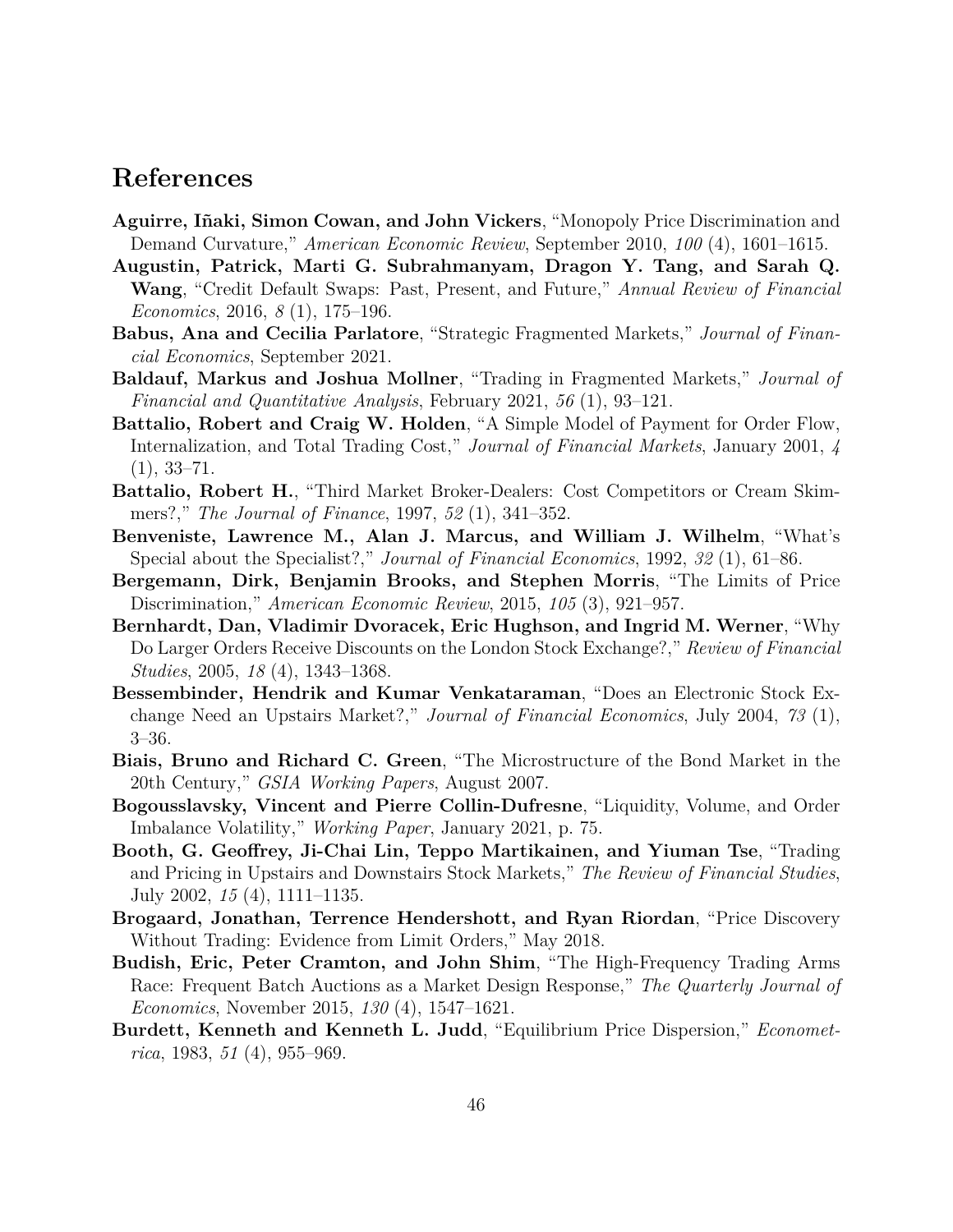# References

**Aguirre, Iñaki, Simon Cowan, and John Vickers**, "Monopoly Price Discrimination and Demand Curvature," *American Economic Review*, September 2010, *100* (4), 1601–1615.

**Augustin, Patrick, Marti G. Subrahmanyam, Dragon Y. Tang, and Sarah Q. Wang**, "Credit Default Swaps: Past, Present, and Future," *Annual Review of Financial Economics*, 2016, *8* (1), 175–196.

**Babus, Ana and Cecilia Parlatore**, "Strategic Fragmented Markets," *Journal of Financial Economics*, September 2021.

**Baldauf, Markus and Joshua Mollner**, "Trading in Fragmented Markets," *Journal of Financial and Quantitative Analysis*, February 2021, *56* (1), 93–121.

**Battalio, Robert and Craig W. Holden**, "A Simple Model of Payment for Order Flow, Internalization, and Total Trading Cost," *Journal of Financial Markets*, January 2001, *4* (1), 33–71.

**Battalio, Robert H.**, "Third Market Broker-Dealers: Cost Competitors or Cream Skimmers?," *The Journal of Finance*, 1997, *52* (1), 341–352.

**Benveniste, Lawrence M., Alan J. Marcus, and William J. Wilhelm**, "What's Special about the Specialist?," *Journal of Financial Economics*, 1992, *32* (1), 61–86.

**Bergemann, Dirk, Benjamin Brooks, and Stephen Morris**, "The Limits of Price Discrimination," *American Economic Review*, 2015, *105* (3), 921–957.

**Bernhardt, Dan, Vladimir Dvoracek, Eric Hughson, and Ingrid M. Werner**, "Why Do Larger Orders Receive Discounts on the London Stock Exchange?," *Review of Financial Studies*, 2005, *18* (4), 1343–1368.

**Bessembinder, Hendrik and Kumar Venkataraman**, "Does an Electronic Stock Exchange Need an Upstairs Market?," *Journal of Financial Economics*, July 2004, *73* (1), 3–36.

**Biais, Bruno and Richard C. Green**, "The Microstructure of the Bond Market in the 20th Century," *GSIA Working Papers*, August 2007.

**Bogousslavsky, Vincent and Pierre Collin-Dufresne**, "Liquidity, Volume, and Order Imbalance Volatility," *Working Paper*, January 2021, p. 75.

**Booth, G. Geoffrey, Ji-Chai Lin, Teppo Martikainen, and Yiuman Tse**, "Trading and Pricing in Upstairs and Downstairs Stock Markets," *The Review of Financial Studies*, July 2002, *15* (4), 1111–1135.

**Brogaard, Jonathan, Terrence Hendershott, and Ryan Riordan**, "Price Discovery Without Trading: Evidence from Limit Orders," May 2018.

**Budish, Eric, Peter Cramton, and John Shim**, "The High-Frequency Trading Arms Race: Frequent Batch Auctions as a Market Design Response," *The Quarterly Journal of Economics*, November 2015, *130* (4), 1547–1621.

**Burdett, Kenneth and Kenneth L. Judd**, "Equilibrium Price Dispersion," *Econometrica*, 1983, *51* (4), 955–969.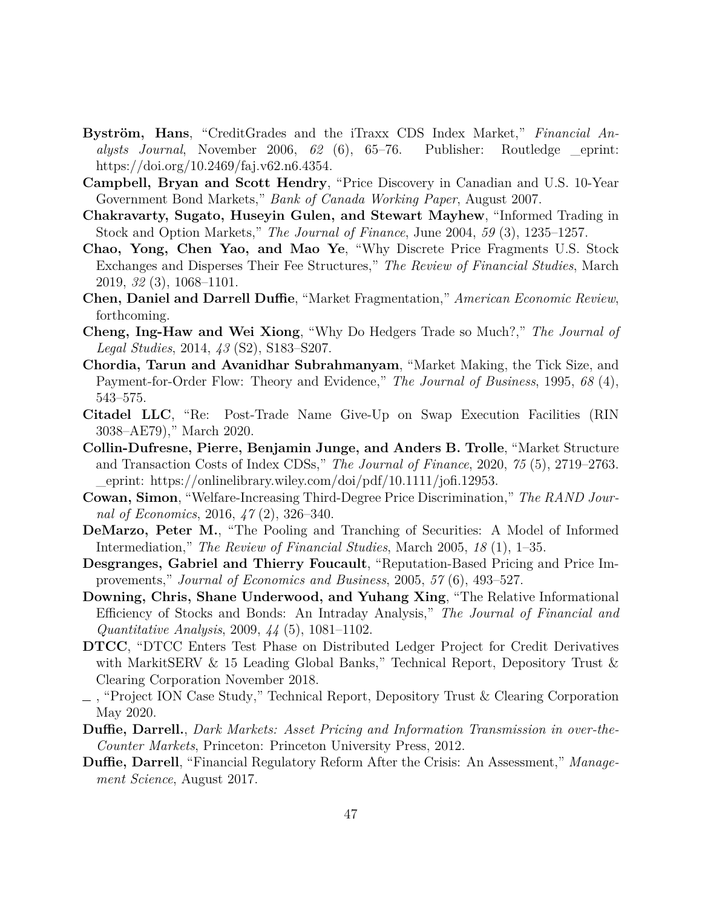**Byström, Hans**, "CreditGrades and the iTraxx CDS Index Market," *Financial Analysts Journal*, November 2006, *62* (6), 65–76. Publisher: Routledge _eprint: https://doi.org/10.2469/faj.v62.n6.4354.

**Campbell, Bryan and Scott Hendry**, "Price Discovery in Canadian and U.S. 10-Year Government Bond Markets," *Bank of Canada Working Paper*, August 2007.

**Chakravarty, Sugato, Huseyin Gulen, and Stewart Mayhew**, "Informed Trading in Stock and Option Markets," *The Journal of Finance*, June 2004, *59* (3), 1235–1257.

**Chao, Yong, Chen Yao, and Mao Ye**, "Why Discrete Price Fragments U.S. Stock Exchanges and Disperses Their Fee Structures," *The Review of Financial Studies*, March 2019, *32* (3), 1068–1101.

**Chen, Daniel and Darrell Duffie**, "Market Fragmentation," *American Economic Review*, forthcoming.

**Cheng, Ing-Haw and Wei Xiong**, "Why Do Hedgers Trade so Much?," *The Journal of Legal Studies*, 2014, *43* (S2), S183–S207.

**Chordia, Tarun and Avanidhar Subrahmanyam**, "Market Making, the Tick Size, and Payment-for-Order Flow: Theory and Evidence," *The Journal of Business*, 1995, *68* (4), 543–575.

**Citadel LLC**, "Re: Post-Trade Name Give-Up on Swap Execution Facilities (RIN 3038–AE79)," March 2020.

**Collin-Dufresne, Pierre, Benjamin Junge, and Anders B. Trolle**, "Market Structure and Transaction Costs of Index CDSs," *The Journal of Finance*, 2020, *75* (5), 2719–2763. _eprint: https://onlinelibrary.wiley.com/doi/pdf/10.1111/jofi.12953.

**Cowan, Simon**, "Welfare-Increasing Third-Degree Price Discrimination," *The RAND Journal of Economics*, 2016, *47* (2), 326–340.

**DeMarzo, Peter M.**, "The Pooling and Tranching of Securities: A Model of Informed Intermediation," *The Review of Financial Studies*, March 2005, *18* (1), 1–35.

**Desgranges, Gabriel and Thierry Foucault**, "Reputation-Based Pricing and Price Improvements," *Journal of Economics and Business*, 2005, *57* (6), 493–527.

**Downing, Chris, Shane Underwood, and Yuhang Xing**, "The Relative Informational Efficiency of Stocks and Bonds: An Intraday Analysis," *The Journal of Financial and Quantitative Analysis*, 2009, *44* (5), 1081–1102.

**DTCC**, "DTCC Enters Test Phase on Distributed Ledger Project for Credit Derivatives with MarkitSERV & 15 Leading Global Banks," Technical Report, Depository Trust & Clearing Corporation November 2018.

_ , "Project ION Case Study," Technical Report, Depository Trust & Clearing Corporation May 2020.

**Duffie, Darrell.**, *Dark Markets: Asset Pricing and Information Transmission in over-the-Counter Markets*, Princeton: Princeton University Press, 2012.

**Duffie, Darrell**, "Financial Regulatory Reform After the Crisis: An Assessment," *Management Science*, August 2017.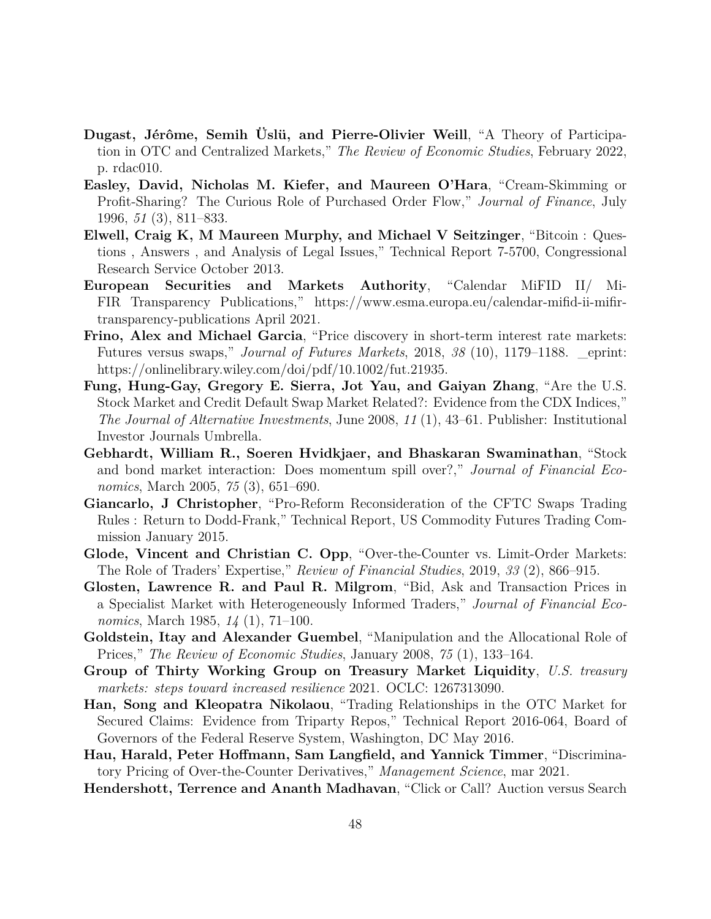**Dugast, Jérôme, Semih Üslü, and Pierre-Olivier Weill**, "A Theory of Participation in OTC and Centralized Markets," *The Review of Economic Studies*, February 2022, p. rdac010.

**Easley, David, Nicholas M. Kiefer, and Maureen O'Hara**, "Cream-Skimming or Profit-Sharing? The Curious Role of Purchased Order Flow," *Journal of Finance*, July 1996, *51* (3), 811–833.

**Elwell, Craig K, M Maureen Murphy, and Michael V Seitzinger**, "Bitcoin : Questions , Answers , and Analysis of Legal Issues," Technical Report 7-5700, Congressional Research Service October 2013.

**European Securities and Markets Authority**, "Calendar MiFID II/ MiFIR Transparency Publications," https://www.esma.europa.eu/calendar-mifid-ii-mifir-transparency-publications April 2021.

**Frino, Alex and Michael Garcia**, "Price discovery in short-term interest rate markets: Futures versus swaps," *Journal of Futures Markets*, 2018, *38* (10), 1179–1188. _eprint: https://onlinelibrary.wiley.com/doi/pdf/10.1002/fut.21935.

**Fung, Hung-Gay, Gregory E. Sierra, Jot Yau, and Gaiyan Zhang**, "Are the U.S. Stock Market and Credit Default Swap Market Related?: Evidence from the CDX Indices," *The Journal of Alternative Investments*, June 2008, *11* (1), 43–61. Publisher: Institutional Investor Journals Umbrella.

**Gebhardt, William R., Soeren Hvidkjaer, and Bhaskaran Swaminathan**, "Stock and bond market interaction: Does momentum spill over?," *Journal of Financial Economics*, March 2005, *75* (3), 651–690.

**Giancarlo, J Christopher**, "Pro-Reform Reconsideration of the CFTC Swaps Trading Rules : Return to Dodd-Frank," Technical Report, US Commodity Futures Trading Commission January 2015.

**Glode, Vincent and Christian C. Opp**, "Over-the-Counter vs. Limit-Order Markets: The Role of Traders' Expertise," *Review of Financial Studies*, 2019, *33* (2), 866–915.

**Glosten, Lawrence R. and Paul R. Milgrom**, "Bid, Ask and Transaction Prices in a Specialist Market with Heterogeneously Informed Traders," *Journal of Financial Economics*, March 1985, *14* (1), 71–100.

**Goldstein, Itay and Alexander Guembel**, "Manipulation and the Allocational Role of Prices," *The Review of Economic Studies*, January 2008, *75* (1), 133–164.

**Group of Thirty Working Group on Treasury Market Liquidity**, *U.S. treasury markets: steps toward increased resilience* 2021. OCLC: 1267313090.

**Han, Song and Kleopatra Nikolaou**, "Trading Relationships in the OTC Market for Secured Claims: Evidence from Triparty Repos," Technical Report 2016-064, Board of Governors of the Federal Reserve System, Washington, DC May 2016.

**Hau, Harald, Peter Hoffmann, Sam Langfield, and Yannick Timmer**, "Discriminatory Pricing of Over-the-Counter Derivatives," *Management Science*, mar 2021.

**Hendershott, Terrence and Ananth Madhavan**, "Click or Call? Auction versus Search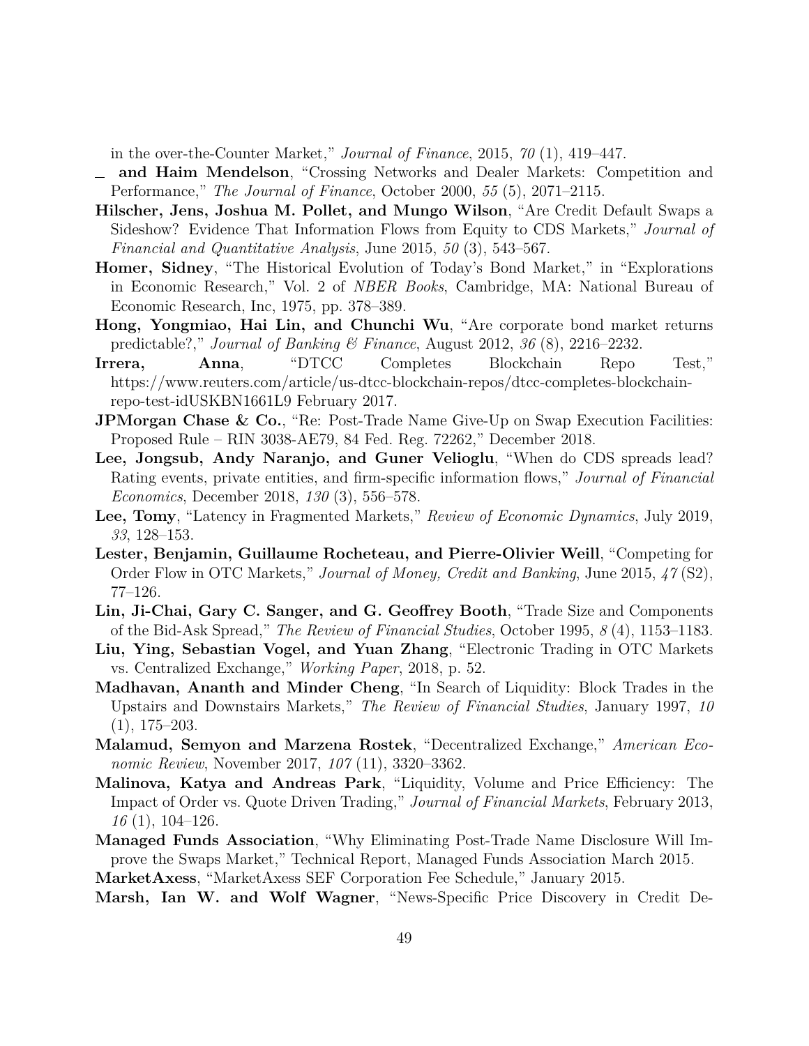in the over-the-Counter Market," *Journal of Finance*, 2015, *70* (1), 419–447.

_ **and Haim Mendelson**, "Crossing Networks and Dealer Markets: Competition and Performance," *The Journal of Finance*, October 2000, *55* (5), 2071–2115.

**Hilscher, Jens, Joshua M. Pollet, and Mungo Wilson**, "Are Credit Default Swaps a Sideshow? Evidence That Information Flows from Equity to CDS Markets," *Journal of Financial and Quantitative Analysis*, June 2015, *50* (3), 543–567.

**Homer, Sidney**, "The Historical Evolution of Today's Bond Market," in "Explorations in Economic Research," Vol. 2 of *NBER Books*, Cambridge, MA: National Bureau of Economic Research, Inc, 1975, pp. 378–389.

**Hong, Yongmiao, Hai Lin, and Chunchi Wu**, "Are corporate bond market returns predictable?," *Journal of Banking & Finance*, August 2012, *36* (8), 2216–2232.

**Irrera, Anna**, "DTCC Completes Blockchain Repo Test," https://www.reuters.com/article/us-dtcc-blockchain-repos/dtcc-completes-blockchain-repo-test-idUSKBN1661L9 February 2017.

**JPMorgan Chase & Co.**, "Re: Post-Trade Name Give-Up on Swap Execution Facilities: Proposed Rule – RIN 3038-AE79, 84 Fed. Reg. 72262," December 2018.

**Lee, Jongsub, Andy Naranjo, and Guner Velioglu**, "When do CDS spreads lead? Rating events, private entities, and firm-specific information flows," *Journal of Financial Economics*, December 2018, *130* (3), 556–578.

**Lee, Tomy**, "Latency in Fragmented Markets," *Review of Economic Dynamics*, July 2019, *33*, 128–153.

**Lester, Benjamin, Guillaume Rocheteau, and Pierre-Olivier Weill**, "Competing for Order Flow in OTC Markets," *Journal of Money, Credit and Banking*, June 2015, *47* (S2), 77–126.

**Lin, Ji-Chai, Gary C. Sanger, and G. Geoffrey Booth**, "Trade Size and Components of the Bid-Ask Spread," *The Review of Financial Studies*, October 1995, *8* (4), 1153–1183.

**Liu, Ying, Sebastian Vogel, and Yuan Zhang**, "Electronic Trading in OTC Markets vs. Centralized Exchange," *Working Paper*, 2018, p. 52.

**Madhavan, Ananth and Minder Cheng**, "In Search of Liquidity: Block Trades in the Upstairs and Downstairs Markets," *The Review of Financial Studies*, January 1997, *10* (1), 175–203.

**Malamud, Semyon and Marzena Rostek**, "Decentralized Exchange," *American Economic Review*, November 2017, *107* (11), 3320–3362.

**Malinova, Katya and Andreas Park**, "Liquidity, Volume and Price Efficiency: The Impact of Order vs. Quote Driven Trading," *Journal of Financial Markets*, February 2013, *16* (1), 104–126.

**Managed Funds Association**, "Why Eliminating Post-Trade Name Disclosure Will Improve the Swaps Market," Technical Report, Managed Funds Association March 2015.

**MarketAxess**, "MarketAxess SEF Corporation Fee Schedule," January 2015.

**Marsh, Ian W. and Wolf Wagner**, "News-Specific Price Discovery in Credit De-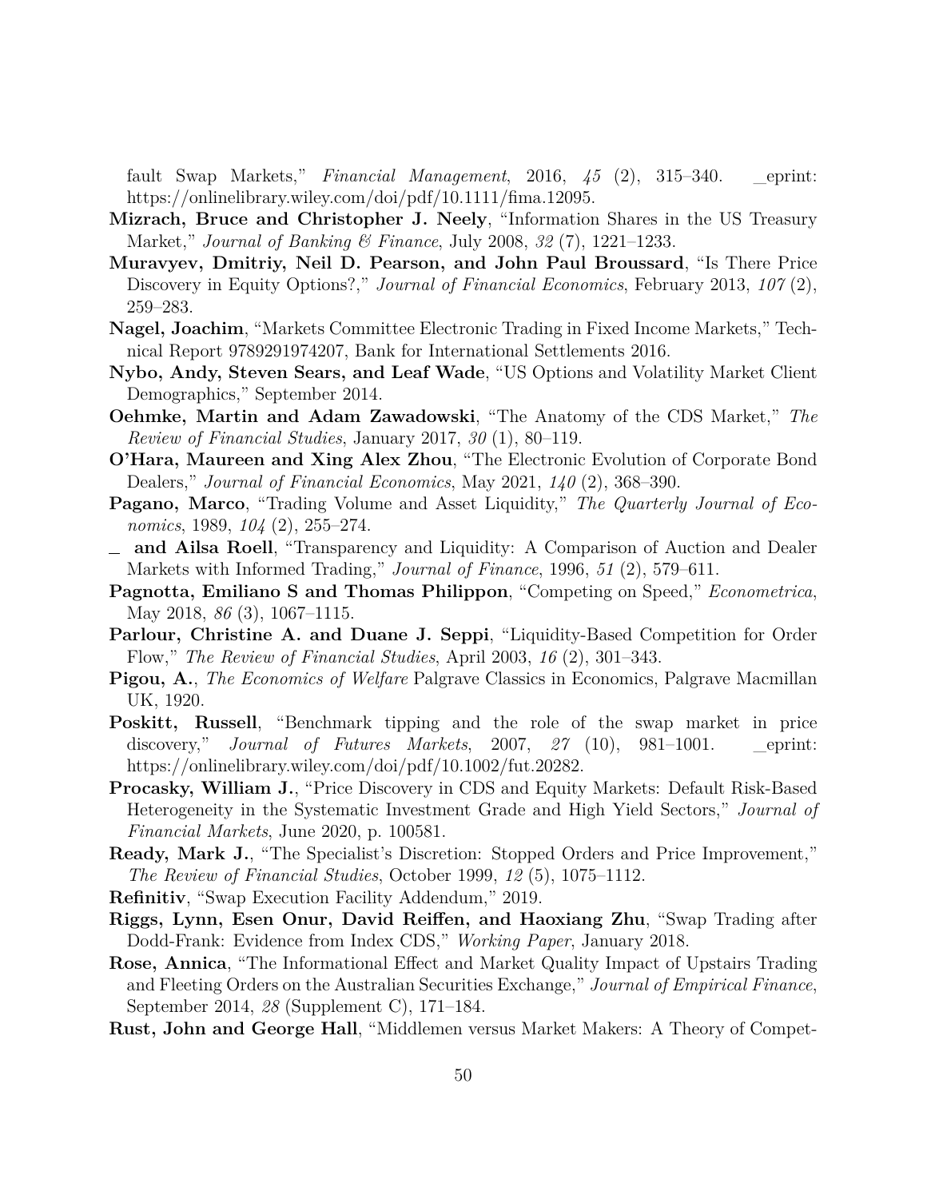fault Swap Markets," *Financial Management*, 2016, *45* (2), 315–340. _eprint: https://onlinelibrary.wiley.com/doi/pdf/10.1111/fima.12095.

**Mizrach, Bruce and Christopher J. Neely**, "Information Shares in the US Treasury Market," *Journal of Banking & Finance*, July 2008, *32* (7), 1221–1233.

**Muravyev, Dmitriy, Neil D. Pearson, and John Paul Broussard**, "Is There Price Discovery in Equity Options?," *Journal of Financial Economics*, February 2013, *107* (2), 259–283.

**Nagel, Joachim**, "Markets Committee Electronic Trading in Fixed Income Markets," Technical Report 9789291974207, Bank for International Settlements 2016.

**Nybo, Andy, Steven Sears, and Leaf Wade**, "US Options and Volatility Market Client Demographics," September 2014.

**Oehmke, Martin and Adam Zawadowski**, "The Anatomy of the CDS Market," *The Review of Financial Studies*, January 2017, *30* (1), 80–119.

**O'Hara, Maureen and Xing Alex Zhou**, "The Electronic Evolution of Corporate Bond Dealers," *Journal of Financial Economics*, May 2021, *140* (2), 368–390.

**Pagano, Marco**, "Trading Volume and Asset Liquidity," *The Quarterly Journal of Economics*, 1989, *104* (2), 255–274.

**_ and Ailsa Roell**, "Transparency and Liquidity: A Comparison of Auction and Dealer Markets with Informed Trading," *Journal of Finance*, 1996, *51* (2), 579–611.

**Pagnotta, Emiliano S and Thomas Philippon**, "Competing on Speed," *Econometrica*, May 2018, *86* (3), 1067–1115.

**Parlour, Christine A. and Duane J. Seppi**, "Liquidity-Based Competition for Order Flow," *The Review of Financial Studies*, April 2003, *16* (2), 301–343.

**Pigou, A.**, *The Economics of Welfare* Palgrave Classics in Economics, Palgrave Macmillan UK, 1920.

**Poskitt, Russell**, "Benchmark tipping and the role of the swap market in price discovery," *Journal of Futures Markets*, 2007, *27* (10), 981–1001. _eprint: https://onlinelibrary.wiley.com/doi/pdf/10.1002/fut.20282.

**Procasky, William J.**, "Price Discovery in CDS and Equity Markets: Default Risk-Based Heterogeneity in the Systematic Investment Grade and High Yield Sectors," *Journal of Financial Markets*, June 2020, p. 100581.

**Ready, Mark J.**, "The Specialist's Discretion: Stopped Orders and Price Improvement," *The Review of Financial Studies*, October 1999, *12* (5), 1075–1112.

**Refinitiv**, "Swap Execution Facility Addendum," 2019.

**Riggs, Lynn, Esen Onur, David Reiffen, and Haoxiang Zhu**, "Swap Trading after Dodd-Frank: Evidence from Index CDS," *Working Paper*, January 2018.

**Rose, Annica**, "The Informational Effect and Market Quality Impact of Upstairs Trading and Fleeting Orders on the Australian Securities Exchange," *Journal of Empirical Finance*, September 2014, *28* (Supplement C), 171–184.

**Rust, John and George Hall**, "Middlemen versus Market Makers: A Theory of Compet-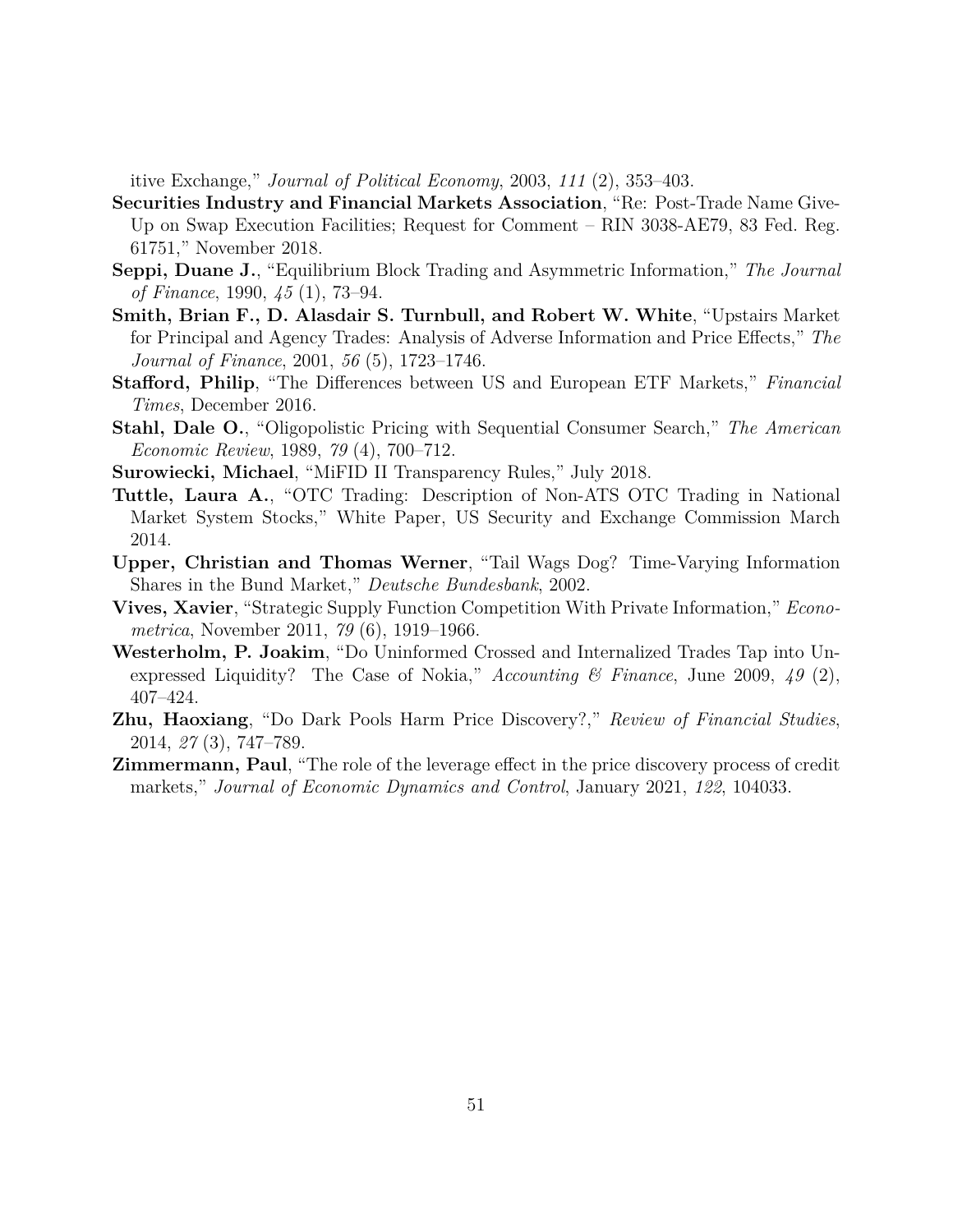itive Exchange," *Journal of Political Economy*, 2003, *111* (2), 353–403.

**Securities Industry and Financial Markets Association**, "Re: Post-Trade Name Give-Up on Swap Execution Facilities; Request for Comment – RIN 3038-AE79, 83 Fed. Reg. 61751," November 2018.

**Seppi, Duane J.**, "Equilibrium Block Trading and Asymmetric Information," *The Journal of Finance*, 1990, *45* (1), 73–94.

**Smith, Brian F., D. Alasdair S. Turnbull, and Robert W. White**, "Upstairs Market for Principal and Agency Trades: Analysis of Adverse Information and Price Effects," *The Journal of Finance*, 2001, *56* (5), 1723–1746.

**Stafford, Philip**, "The Differences between US and European ETF Markets," *Financial Times*, December 2016.

**Stahl, Dale O.**, "Oligopolistic Pricing with Sequential Consumer Search," *The American Economic Review*, 1989, *79* (4), 700–712.

**Surowiecki, Michael**, "MiFID II Transparency Rules," July 2018.

**Tuttle, Laura A.**, "OTC Trading: Description of Non-ATS OTC Trading in National Market System Stocks," White Paper, US Security and Exchange Commission March 2014.

**Upper, Christian and Thomas Werner**, "Tail Wags Dog? Time-Varying Information Shares in the Bund Market," *Deutsche Bundesbank*, 2002.

**Vives, Xavier**, "Strategic Supply Function Competition With Private Information," *Econometrica*, November 2011, *79* (6), 1919–1966.

**Westerholm, P. Joakim**, "Do Uninformed Crossed and Internalized Trades Tap into Unexpressed Liquidity? The Case of Nokia," *Accounting & Finance*, June 2009, *49* (2), 407–424.

**Zhu, Haoxiang**, "Do Dark Pools Harm Price Discovery?," *Review of Financial Studies*, 2014, *27* (3), 747–789.

**Zimmermann, Paul**, "The role of the leverage effect in the price discovery process of credit markets," *Journal of Economic Dynamics and Control*, January 2021, *122*, 104033.